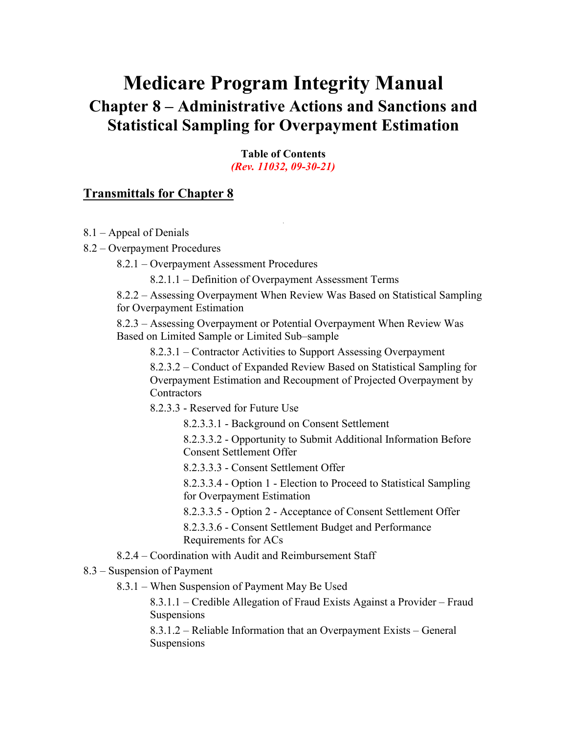# Medicare Program Integrity Manual
## Chapter 8 – Administrative Actions and Sanctions and Statistical Sampling for Overpayment Estimation

**Table of Contents**
*(Rev. 11032, 09-30-21)*

**Transmittals for Chapter 8**

8.1 – Appeal of Denials

8.2 – Overpayment Procedures

- 8.2.1 – Overpayment Assessment Procedures
  - 8.2.1.1 – Definition of Overpayment Assessment Terms
- 8.2.2 – Assessing Overpayment When Review Was Based on Statistical Sampling for Overpayment Estimation
- 8.2.3 – Assessing Overpayment or Potential Overpayment When Review Was Based on Limited Sample or Limited Sub–sample
  - 8.2.3.1 – Contractor Activities to Support Assessing Overpayment
  - 8.2.3.2 – Conduct of Expanded Review Based on Statistical Sampling for Overpayment Estimation and Recoupment of Projected Overpayment by Contractors
  - 8.2.3.3 - Reserved for Future Use
    - 8.2.3.3.1 - Background on Consent Settlement
    - 8.2.3.3.2 - Opportunity to Submit Additional Information Before Consent Settlement Offer
    - 8.2.3.3.3 - Consent Settlement Offer
    - 8.2.3.3.4 - Option 1 - Election to Proceed to Statistical Sampling for Overpayment Estimation
    - 8.2.3.3.5 - Option 2 - Acceptance of Consent Settlement Offer
    - 8.2.3.3.6 - Consent Settlement Budget and Performance Requirements for ACs
- 8.2.4 – Coordination with Audit and Reimbursement Staff

8.3 – Suspension of Payment

- 8.3.1 – When Suspension of Payment May Be Used
  - 8.3.1.1 – Credible Allegation of Fraud Exists Against a Provider – Fraud Suspensions
  - 8.3.1.2 – Reliable Information that an Overpayment Exists – General Suspensions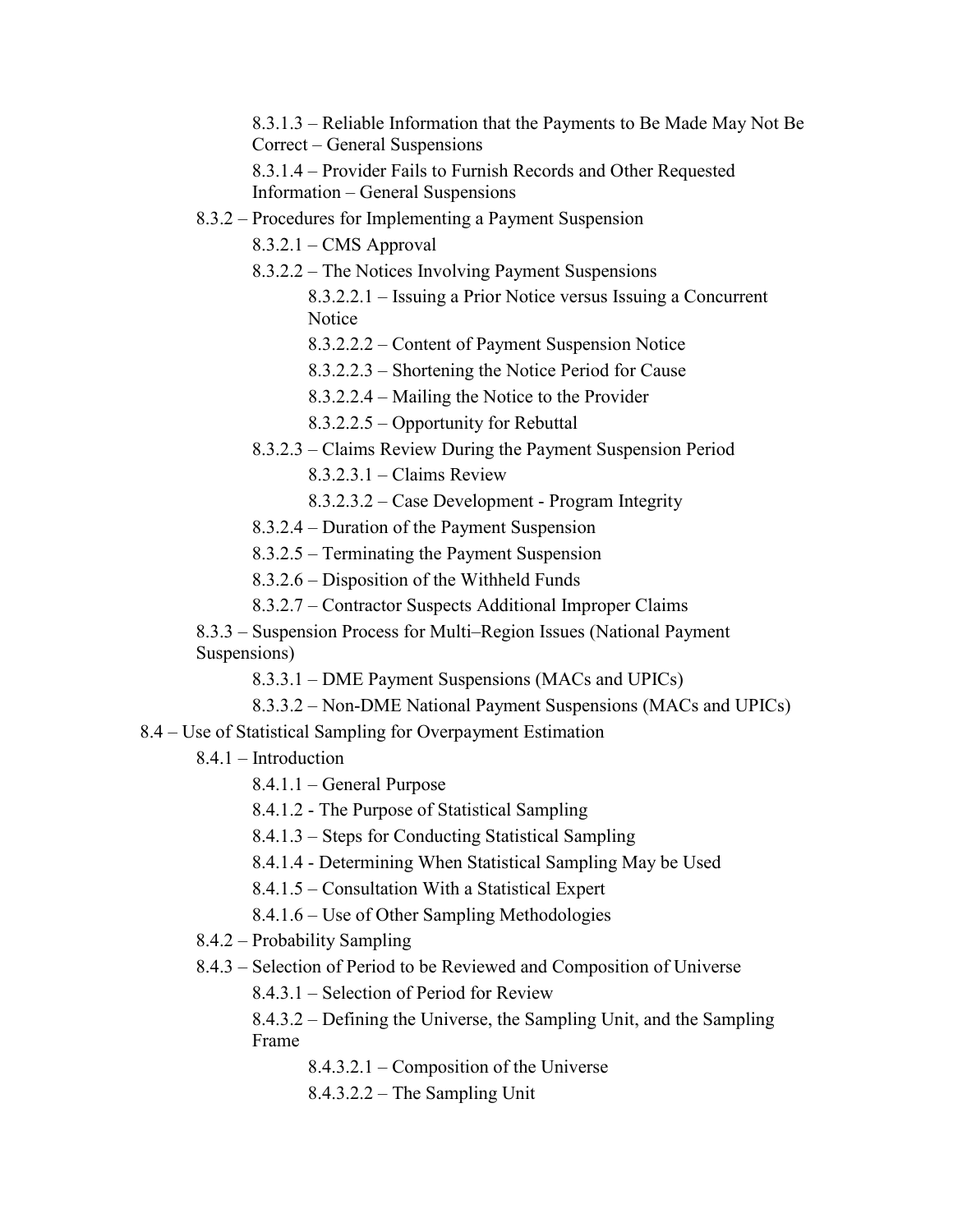8.3.1.3 – Reliable Information that the Payments to Be Made May Not Be Correct – General Suspensions

8.3.1.4 – Provider Fails to Furnish Records and Other Requested Information – General Suspensions

8.3.2 – Procedures for Implementing a Payment Suspension

8.3.2.1 – CMS Approval

8.3.2.2 – The Notices Involving Payment Suspensions

8.3.2.2.1 – Issuing a Prior Notice versus Issuing a Concurrent Notice

8.3.2.2.2 – Content of Payment Suspension Notice

8.3.2.2.3 – Shortening the Notice Period for Cause

8.3.2.2.4 – Mailing the Notice to the Provider

8.3.2.2.5 – Opportunity for Rebuttal

8.3.2.3 – Claims Review During the Payment Suspension Period

8.3.2.3.1 – Claims Review

8.3.2.3.2 – Case Development - Program Integrity

8.3.2.4 – Duration of the Payment Suspension

8.3.2.5 – Terminating the Payment Suspension

8.3.2.6 – Disposition of the Withheld Funds

8.3.2.7 – Contractor Suspects Additional Improper Claims

8.3.3 – Suspension Process for Multi–Region Issues (National Payment Suspensions)

8.3.3.1 – DME Payment Suspensions (MACs and UPICs)

8.3.3.2 – Non-DME National Payment Suspensions (MACs and UPICs)

8.4 – Use of Statistical Sampling for Overpayment Estimation

8.4.1 – Introduction

8.4.1.1 – General Purpose

8.4.1.2 - The Purpose of Statistical Sampling

8.4.1.3 – Steps for Conducting Statistical Sampling

8.4.1.4 - Determining When Statistical Sampling May be Used

8.4.1.5 – Consultation With a Statistical Expert

8.4.1.6 – Use of Other Sampling Methodologies

8.4.2 – Probability Sampling

8.4.3 – Selection of Period to be Reviewed and Composition of Universe

8.4.3.1 – Selection of Period for Review

8.4.3.2 – Defining the Universe, the Sampling Unit, and the Sampling Frame

8.4.3.2.1 – Composition of the Universe

8.4.3.2.2 – The Sampling Unit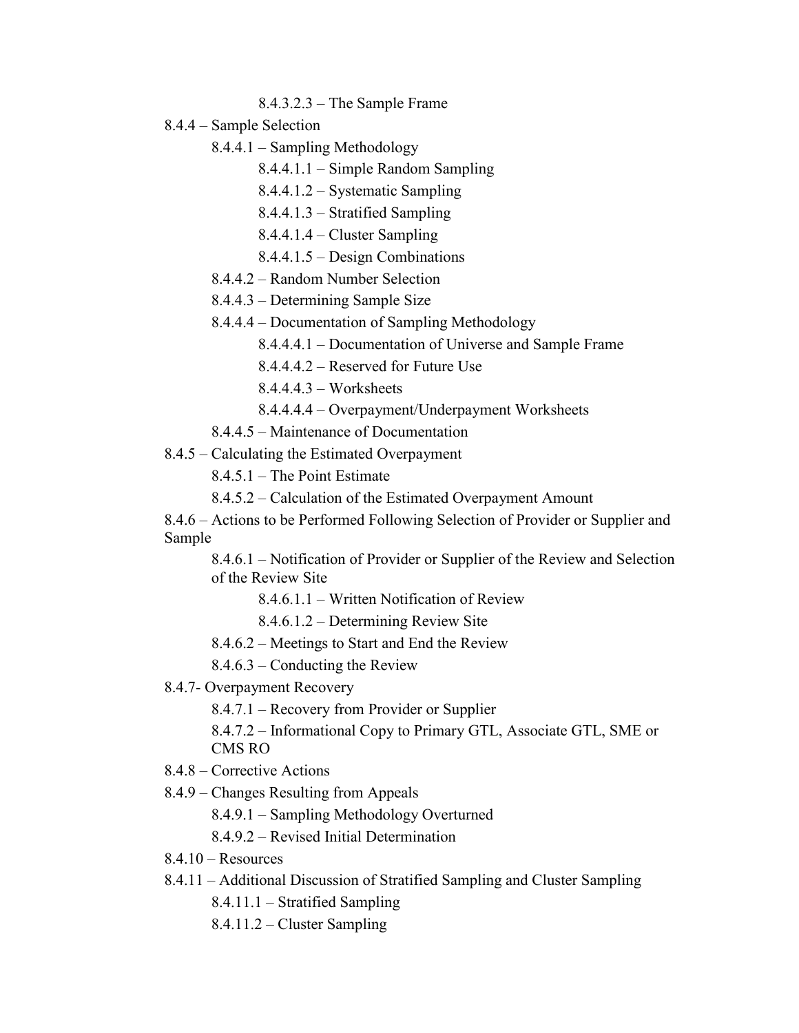8.4.3.2.3 – The Sample Frame

8.4.4 – Sample Selection

- 8.4.4.1 – Sampling Methodology
  - 8.4.4.1.1 – Simple Random Sampling
  - 8.4.4.1.2 – Systematic Sampling
  - 8.4.4.1.3 – Stratified Sampling
  - 8.4.4.1.4 – Cluster Sampling
  - 8.4.4.1.5 – Design Combinations
- 8.4.4.2 – Random Number Selection
- 8.4.4.3 – Determining Sample Size
- 8.4.4.4 – Documentation of Sampling Methodology
  - 8.4.4.4.1 – Documentation of Universe and Sample Frame
  - 8.4.4.4.2 – Reserved for Future Use
  - 8.4.4.4.3 – Worksheets
  - 8.4.4.4.4 – Overpayment/Underpayment Worksheets
- 8.4.4.5 – Maintenance of Documentation

8.4.5 – Calculating the Estimated Overpayment

- 8.4.5.1 – The Point Estimate
- 8.4.5.2 – Calculation of the Estimated Overpayment Amount

8.4.6 – Actions to be Performed Following Selection of Provider or Supplier and Sample

- 8.4.6.1 – Notification of Provider or Supplier of the Review and Selection of the Review Site
  - 8.4.6.1.1 – Written Notification of Review
  - 8.4.6.1.2 – Determining Review Site
- 8.4.6.2 – Meetings to Start and End the Review
- 8.4.6.3 – Conducting the Review

8.4.7- Overpayment Recovery

- 8.4.7.1 – Recovery from Provider or Supplier
- 8.4.7.2 – Informational Copy to Primary GTL, Associate GTL, SME or CMS RO

8.4.8 – Corrective Actions

8.4.9 – Changes Resulting from Appeals

- 8.4.9.1 – Sampling Methodology Overturned
- 8.4.9.2 – Revised Initial Determination

8.4.10 – Resources

8.4.11 – Additional Discussion of Stratified Sampling and Cluster Sampling

- 8.4.11.1 – Stratified Sampling
- 8.4.11.2 – Cluster Sampling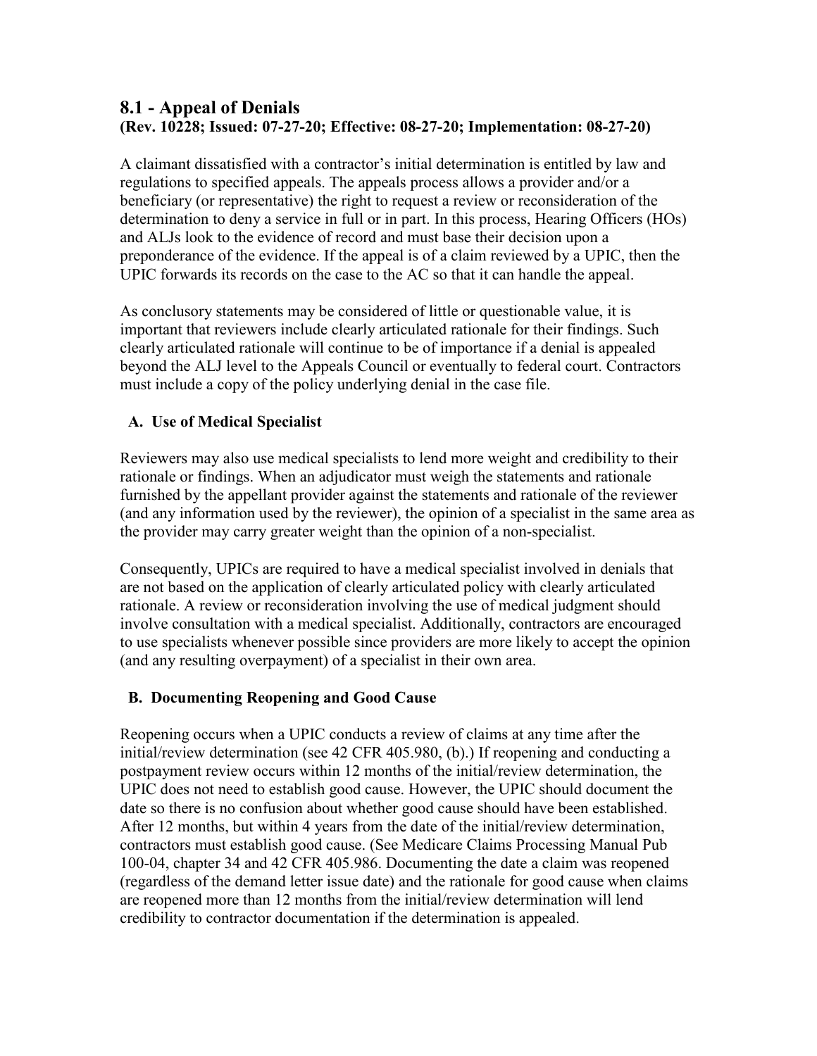## 8.1 - Appeal of Denials
**(Rev. 10228; Issued: 07-27-20; Effective: 08-27-20; Implementation: 08-27-20)**

A claimant dissatisfied with a contractor's initial determination is entitled by law and regulations to specified appeals. The appeals process allows a provider and/or a beneficiary (or representative) the right to request a review or reconsideration of the determination to deny a service in full or in part. In this process, Hearing Officers (HOs) and ALJs look to the evidence of record and must base their decision upon a preponderance of the evidence. If the appeal is of a claim reviewed by a UPIC, then the UPIC forwards its records on the case to the AC so that it can handle the appeal.

As conclusory statements may be considered of little or questionable value, it is important that reviewers include clearly articulated rationale for their findings. Such clearly articulated rationale will continue to be of importance if a denial is appealed beyond the ALJ level to the Appeals Council or eventually to federal court. Contractors must include a copy of the policy underlying denial in the case file.

### A. Use of Medical Specialist

Reviewers may also use medical specialists to lend more weight and credibility to their rationale or findings. When an adjudicator must weigh the statements and rationale furnished by the appellant provider against the statements and rationale of the reviewer (and any information used by the reviewer), the opinion of a specialist in the same area as the provider may carry greater weight than the opinion of a non-specialist.

Consequently, UPICs are required to have a medical specialist involved in denials that are not based on the application of clearly articulated policy with clearly articulated rationale. A review or reconsideration involving the use of medical judgment should involve consultation with a medical specialist. Additionally, contractors are encouraged to use specialists whenever possible since providers are more likely to accept the opinion (and any resulting overpayment) of a specialist in their own area.

### B. Documenting Reopening and Good Cause

Reopening occurs when a UPIC conducts a review of claims at any time after the initial/review determination (see 42 CFR 405.980, (b).) If reopening and conducting a postpayment review occurs within 12 months of the initial/review determination, the UPIC does not need to establish good cause. However, the UPIC should document the date so there is no confusion about whether good cause should have been established. After 12 months, but within 4 years from the date of the initial/review determination, contractors must establish good cause. (See Medicare Claims Processing Manual Pub 100-04, chapter 34 and 42 CFR 405.986. Documenting the date a claim was reopened (regardless of the demand letter issue date) and the rationale for good cause when claims are reopened more than 12 months from the initial/review determination will lend credibility to contractor documentation if the determination is appealed.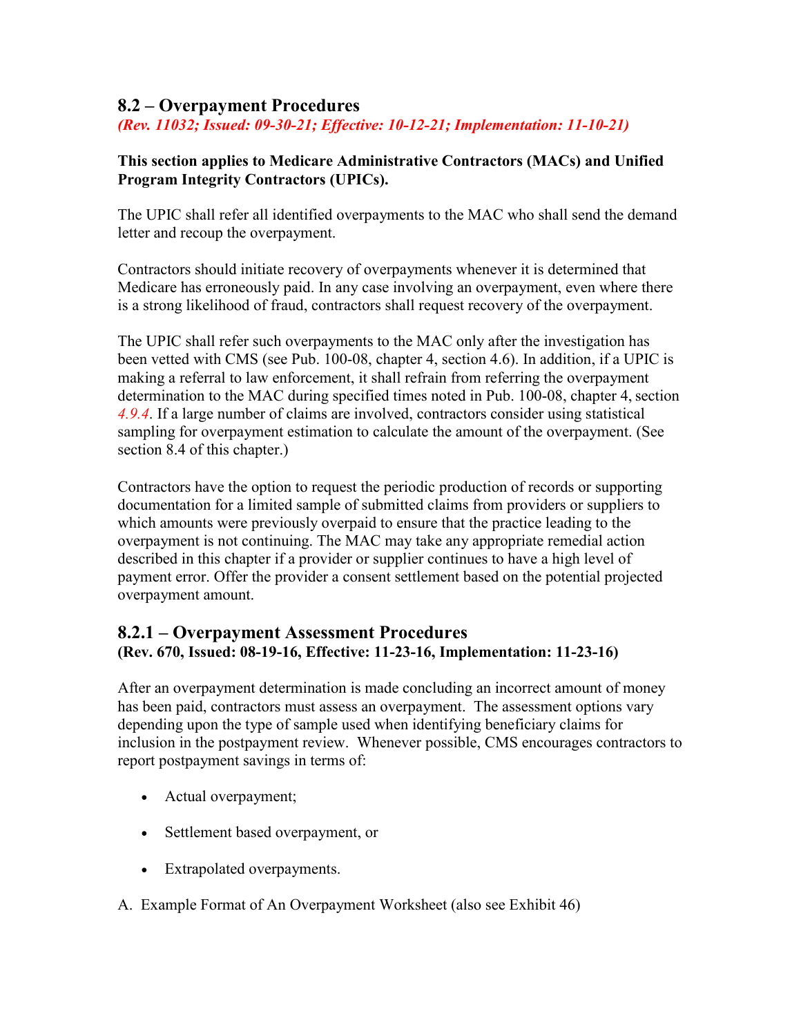## 8.2 – Overpayment Procedures

*(Rev. 11032; Issued: 09-30-21; Effective: 10-12-21; Implementation: 11-10-21)*

**This section applies to Medicare Administrative Contractors (MACs) and Unified Program Integrity Contractors (UPICs).**

The UPIC shall refer all identified overpayments to the MAC who shall send the demand letter and recoup the overpayment.

Contractors should initiate recovery of overpayments whenever it is determined that Medicare has erroneously paid. In any case involving an overpayment, even where there is a strong likelihood of fraud, contractors shall request recovery of the overpayment.

The UPIC shall refer such overpayments to the MAC only after the investigation has been vetted with CMS (see Pub. 100-08, chapter 4, section 4.6). In addition, if a UPIC is making a referral to law enforcement, it shall refrain from referring the overpayment determination to the MAC during specified times noted in Pub. 100-08, chapter 4, section *4.9.4*. If a large number of claims are involved, contractors consider using statistical sampling for overpayment estimation to calculate the amount of the overpayment. (See section 8.4 of this chapter.)

Contractors have the option to request the periodic production of records or supporting documentation for a limited sample of submitted claims from providers or suppliers to which amounts were previously overpaid to ensure that the practice leading to the overpayment is not continuing. The MAC may take any appropriate remedial action described in this chapter if a provider or supplier continues to have a high level of payment error. Offer the provider a consent settlement based on the potential projected overpayment amount.

### 8.2.1 – Overpayment Assessment Procedures

**(Rev. 670, Issued: 08-19-16, Effective: 11-23-16, Implementation: 11-23-16)**

After an overpayment determination is made concluding an incorrect amount of money has been paid, contractors must assess an overpayment. The assessment options vary depending upon the type of sample used when identifying beneficiary claims for inclusion in the postpayment review. Whenever possible, CMS encourages contractors to report postpayment savings in terms of:

- Actual overpayment;
- Settlement based overpayment, or
- Extrapolated overpayments.

A. Example Format of An Overpayment Worksheet (also see Exhibit 46)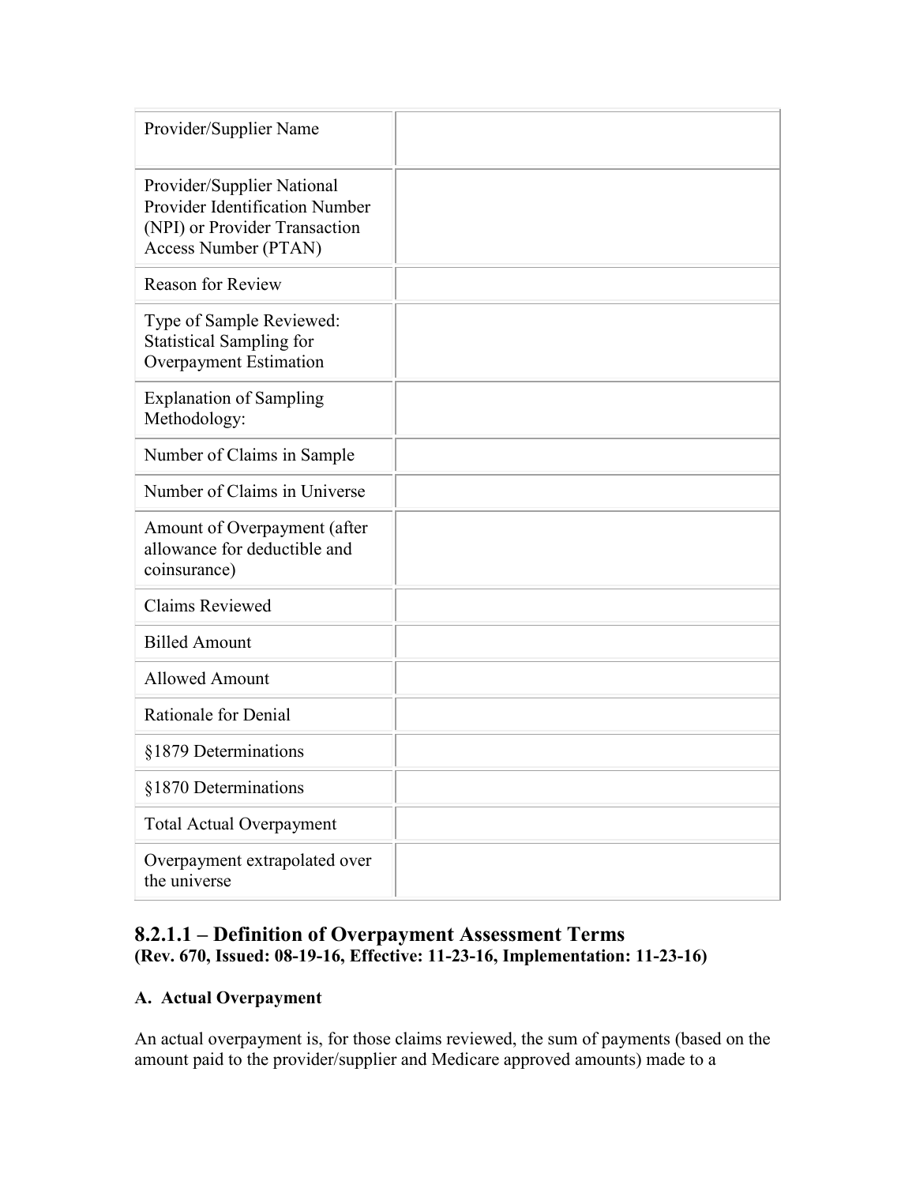| Provider/Supplier Name | |
|---|---|
| Provider/Supplier National Provider Identification Number (NPI) or Provider Transaction Access Number (PTAN) | |
| Reason for Review | |
| Type of Sample Reviewed: Statistical Sampling for Overpayment Estimation | |
| Explanation of Sampling Methodology: | |
| Number of Claims in Sample | |
| Number of Claims in Universe | |
| Amount of Overpayment (after allowance for deductible and coinsurance) | |
| Claims Reviewed | |
| Billed Amount | |
| Allowed Amount | |
| Rationale for Denial | |
| §1879 Determinations | |
| §1870 Determinations | |
| Total Actual Overpayment | |
| Overpayment extrapolated over the universe | |

### 8.2.1.1 – Definition of Overpayment Assessment Terms
**(Rev. 670, Issued: 08-19-16, Effective: 11-23-16, Implementation: 11-23-16)**

**A. Actual Overpayment**

An actual overpayment is, for those claims reviewed, the sum of payments (based on the amount paid to the provider/supplier and Medicare approved amounts) made to a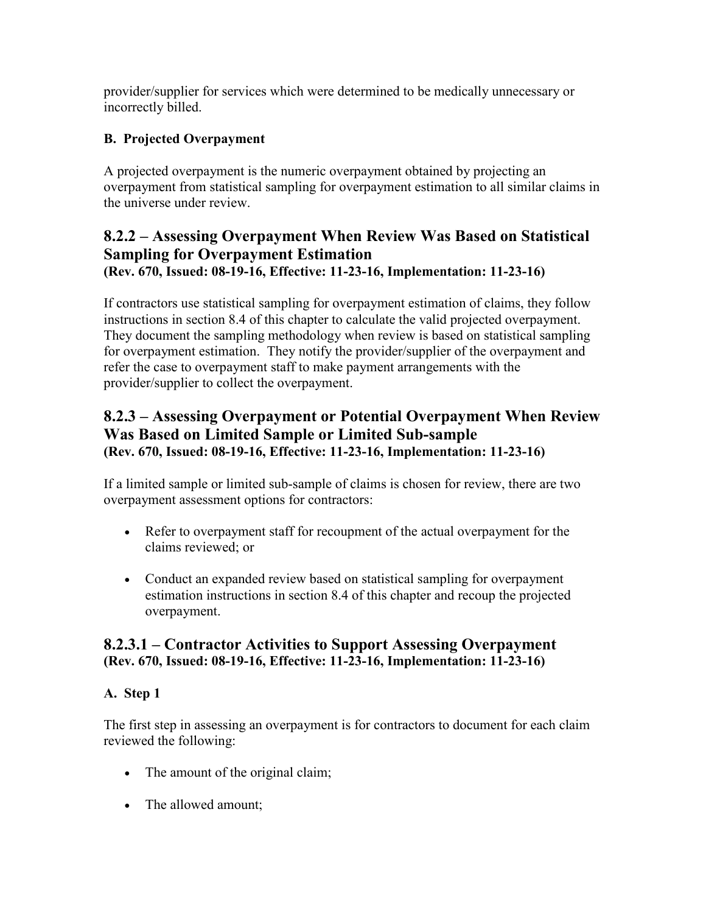provider/supplier for services which were determined to be medically unnecessary or incorrectly billed.

**B. Projected Overpayment**

A projected overpayment is the numeric overpayment obtained by projecting an overpayment from statistical sampling for overpayment estimation to all similar claims in the universe under review.

## 8.2.2 – Assessing Overpayment When Review Was Based on Statistical Sampling for Overpayment Estimation
**(Rev. 670, Issued: 08-19-16, Effective: 11-23-16, Implementation: 11-23-16)**

If contractors use statistical sampling for overpayment estimation of claims, they follow instructions in section 8.4 of this chapter to calculate the valid projected overpayment. They document the sampling methodology when review is based on statistical sampling for overpayment estimation. They notify the provider/supplier of the overpayment and refer the case to overpayment staff to make payment arrangements with the provider/supplier to collect the overpayment.

## 8.2.3 – Assessing Overpayment or Potential Overpayment When Review Was Based on Limited Sample or Limited Sub-sample
**(Rev. 670, Issued: 08-19-16, Effective: 11-23-16, Implementation: 11-23-16)**

If a limited sample or limited sub-sample of claims is chosen for review, there are two overpayment assessment options for contractors:

- Refer to overpayment staff for recoupment of the actual overpayment for the claims reviewed; or
- Conduct an expanded review based on statistical sampling for overpayment estimation instructions in section 8.4 of this chapter and recoup the projected overpayment.

## 8.2.3.1 – Contractor Activities to Support Assessing Overpayment
**(Rev. 670, Issued: 08-19-16, Effective: 11-23-16, Implementation: 11-23-16)**

**A. Step 1**

The first step in assessing an overpayment is for contractors to document for each claim reviewed the following:

- The amount of the original claim;
- The allowed amount;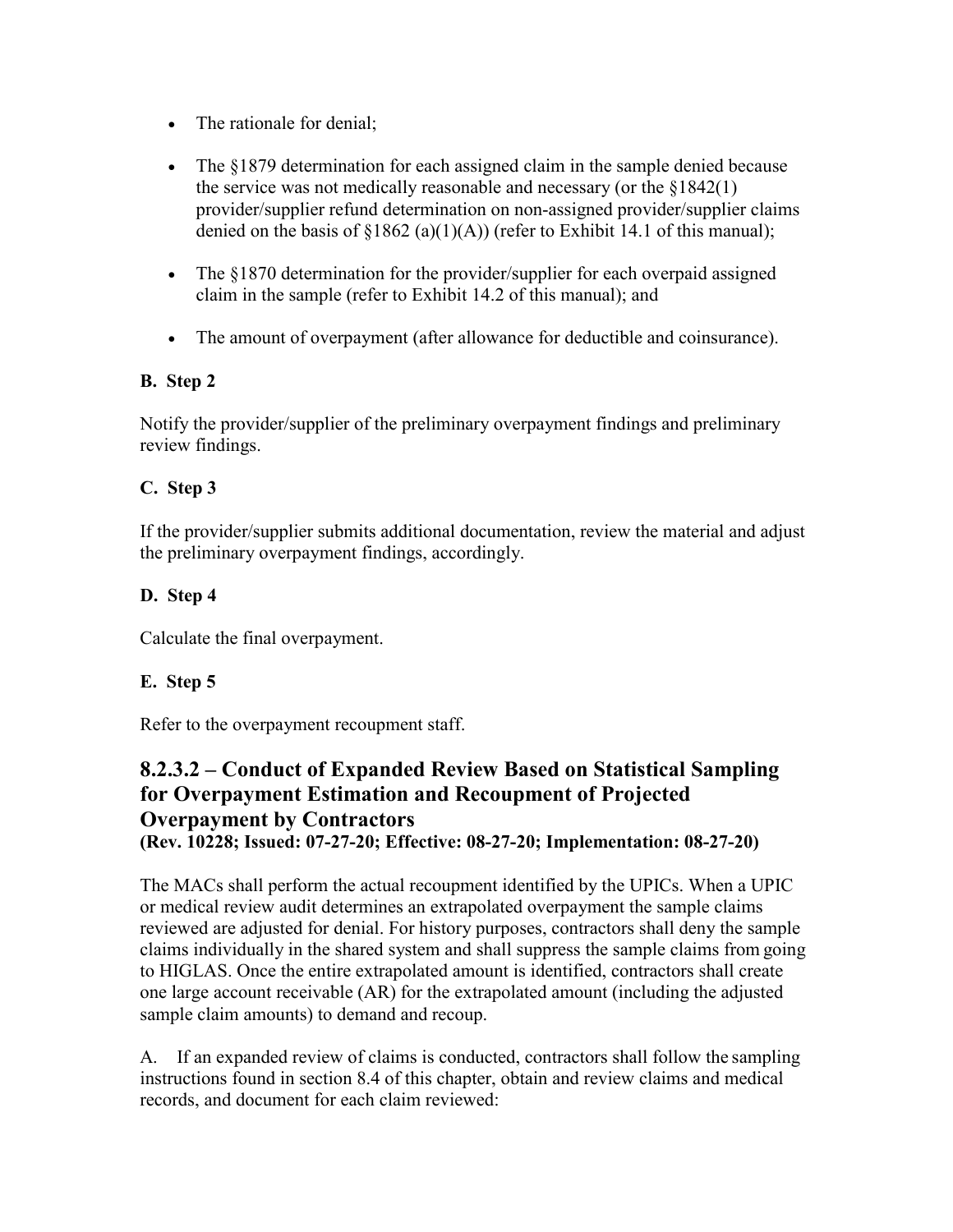- The rationale for denial;
- The §1879 determination for each assigned claim in the sample denied because the service was not medically reasonable and necessary (or the §1842(1) provider/supplier refund determination on non-assigned provider/supplier claims denied on the basis of §1862 (a)(1)(A)) (refer to Exhibit 14.1 of this manual);
- The §1870 determination for the provider/supplier for each overpaid assigned claim in the sample (refer to Exhibit 14.2 of this manual); and
- The amount of overpayment (after allowance for deductible and coinsurance).

**B. Step 2**

Notify the provider/supplier of the preliminary overpayment findings and preliminary review findings.

**C. Step 3**

If the provider/supplier submits additional documentation, review the material and adjust the preliminary overpayment findings, accordingly.

**D. Step 4**

Calculate the final overpayment.

**E. Step 5**

Refer to the overpayment recoupment staff.

## 8.2.3.2 – Conduct of Expanded Review Based on Statistical Sampling for Overpayment Estimation and Recoupment of Projected Overpayment by Contractors

**(Rev. 10228; Issued: 07-27-20; Effective: 08-27-20; Implementation: 08-27-20)**

The MACs shall perform the actual recoupment identified by the UPICs. When a UPIC or medical review audit determines an extrapolated overpayment the sample claims reviewed are adjusted for denial. For history purposes, contractors shall deny the sample claims individually in the shared system and shall suppress the sample claims from going to HIGLAS. Once the entire extrapolated amount is identified, contractors shall create one large account receivable (AR) for the extrapolated amount (including the adjusted sample claim amounts) to demand and recoup.

A. If an expanded review of claims is conducted, contractors shall follow the sampling instructions found in section 8.4 of this chapter, obtain and review claims and medical records, and document for each claim reviewed: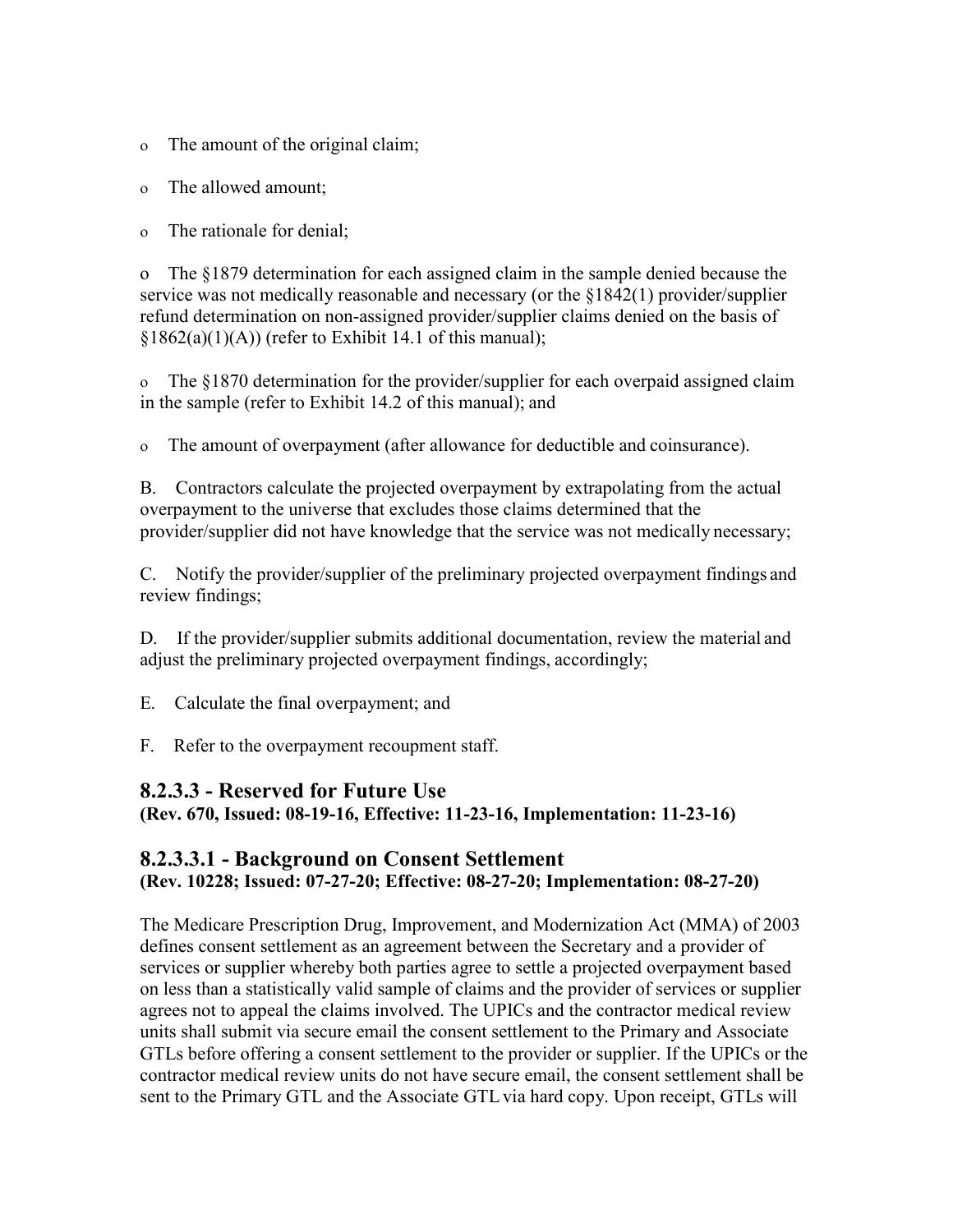- The amount of the original claim;
- The allowed amount;
- The rationale for denial;
- The §1879 determination for each assigned claim in the sample denied because the service was not medically reasonable and necessary (or the §1842(1) provider/supplier refund determination on non-assigned provider/supplier claims denied on the basis of §1862(a)(1)(A)) (refer to Exhibit 14.1 of this manual);
- The §1870 determination for the provider/supplier for each overpaid assigned claim in the sample (refer to Exhibit 14.2 of this manual); and
- The amount of overpayment (after allowance for deductible and coinsurance).

B. Contractors calculate the projected overpayment by extrapolating from the actual overpayment to the universe that excludes those claims determined that the provider/supplier did not have knowledge that the service was not medically necessary;

C. Notify the provider/supplier of the preliminary projected overpayment findings and review findings;

D. If the provider/supplier submits additional documentation, review the material and adjust the preliminary projected overpayment findings, accordingly;

E. Calculate the final overpayment; and

F. Refer to the overpayment recoupment staff.

## 8.2.3.3 - Reserved for Future Use

**(Rev. 670, Issued: 08-19-16, Effective: 11-23-16, Implementation: 11-23-16)**

## 8.2.3.3.1 - Background on Consent Settlement

**(Rev. 10228; Issued: 07-27-20; Effective: 08-27-20; Implementation: 08-27-20)**

The Medicare Prescription Drug, Improvement, and Modernization Act (MMA) of 2003 defines consent settlement as an agreement between the Secretary and a provider of services or supplier whereby both parties agree to settle a projected overpayment based on less than a statistically valid sample of claims and the provider of services or supplier agrees not to appeal the claims involved. The UPICs and the contractor medical review units shall submit via secure email the consent settlement to the Primary and Associate GTLs before offering a consent settlement to the provider or supplier. If the UPICs or the contractor medical review units do not have secure email, the consent settlement shall be sent to the Primary GTL and the Associate GTL via hard copy. Upon receipt, GTLs will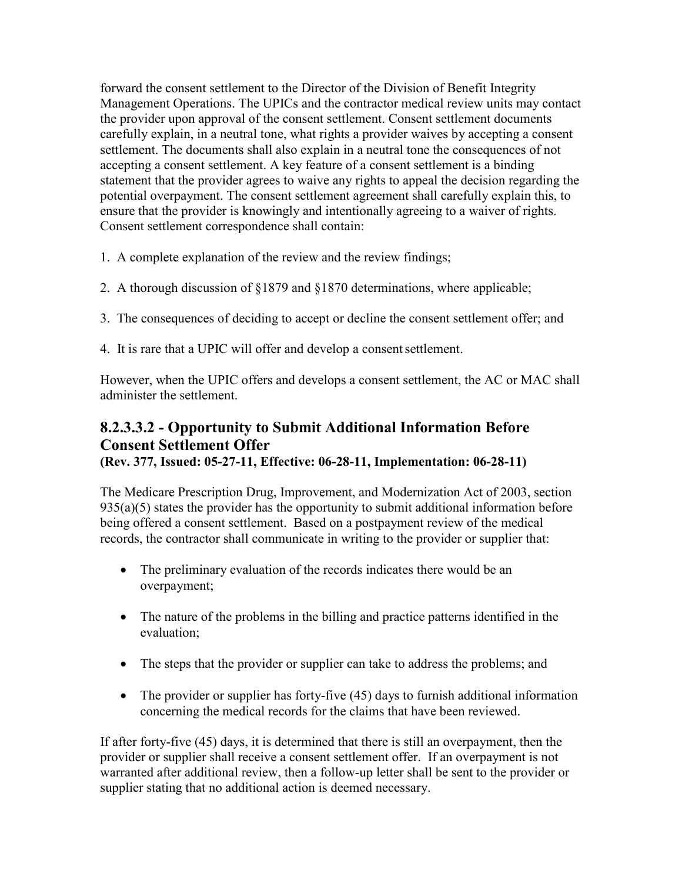forward the consent settlement to the Director of the Division of Benefit Integrity Management Operations. The UPICs and the contractor medical review units may contact the provider upon approval of the consent settlement. Consent settlement documents carefully explain, in a neutral tone, what rights a provider waives by accepting a consent settlement. The documents shall also explain in a neutral tone the consequences of not accepting a consent settlement. A key feature of a consent settlement is a binding statement that the provider agrees to waive any rights to appeal the decision regarding the potential overpayment. The consent settlement agreement shall carefully explain this, to ensure that the provider is knowingly and intentionally agreeing to a waiver of rights. Consent settlement correspondence shall contain:

1. A complete explanation of the review and the review findings;

2. A thorough discussion of §1879 and §1870 determinations, where applicable;

3. The consequences of deciding to accept or decline the consent settlement offer; and

4. It is rare that a UPIC will offer and develop a consent settlement.

However, when the UPIC offers and develops a consent settlement, the AC or MAC shall administer the settlement.

## 8.2.3.3.2 - Opportunity to Submit Additional Information Before Consent Settlement Offer

**(Rev. 377, Issued: 05-27-11, Effective: 06-28-11, Implementation: 06-28-11)**

The Medicare Prescription Drug, Improvement, and Modernization Act of 2003, section 935(a)(5) states the provider has the opportunity to submit additional information before being offered a consent settlement. Based on a postpayment review of the medical records, the contractor shall communicate in writing to the provider or supplier that:

- The preliminary evaluation of the records indicates there would be an overpayment;

- The nature of the problems in the billing and practice patterns identified in the evaluation;

- The steps that the provider or supplier can take to address the problems; and

- The provider or supplier has forty-five (45) days to furnish additional information concerning the medical records for the claims that have been reviewed.

If after forty-five (45) days, it is determined that there is still an overpayment, then the provider or supplier shall receive a consent settlement offer. If an overpayment is not warranted after additional review, then a follow-up letter shall be sent to the provider or supplier stating that no additional action is deemed necessary.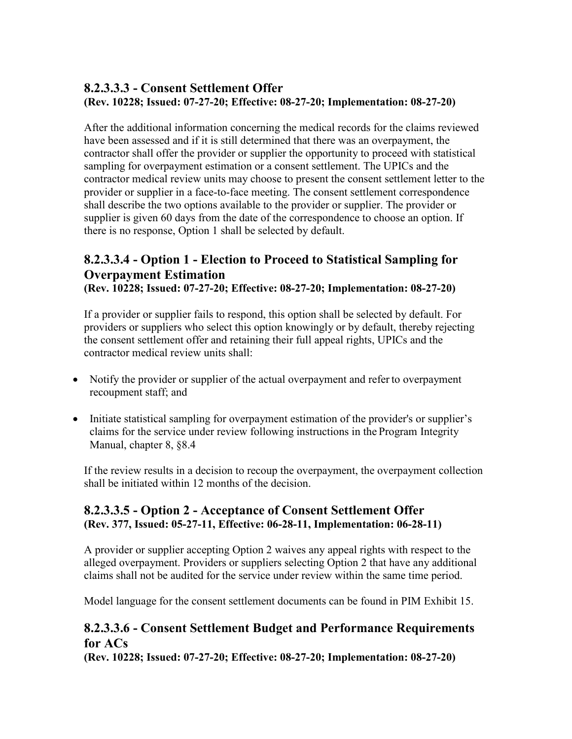### 8.2.3.3.3 - Consent Settlement Offer
**(Rev. 10228; Issued: 07-27-20; Effective: 08-27-20; Implementation: 08-27-20)**

After the additional information concerning the medical records for the claims reviewed have been assessed and if it is still determined that there was an overpayment, the contractor shall offer the provider or supplier the opportunity to proceed with statistical sampling for overpayment estimation or a consent settlement. The UPICs and the contractor medical review units may choose to present the consent settlement letter to the provider or supplier in a face-to-face meeting. The consent settlement correspondence shall describe the two options available to the provider or supplier. The provider or supplier is given 60 days from the date of the correspondence to choose an option. If there is no response, Option 1 shall be selected by default.

### 8.2.3.3.4 - Option 1 - Election to Proceed to Statistical Sampling for Overpayment Estimation
**(Rev. 10228; Issued: 07-27-20; Effective: 08-27-20; Implementation: 08-27-20)**

If a provider or supplier fails to respond, this option shall be selected by default. For providers or suppliers who select this option knowingly or by default, thereby rejecting the consent settlement offer and retaining their full appeal rights, UPICs and the contractor medical review units shall:

- Notify the provider or supplier of the actual overpayment and refer to overpayment recoupment staff; and
- Initiate statistical sampling for overpayment estimation of the provider's or supplier's claims for the service under review following instructions in the Program Integrity Manual, chapter 8, §8.4

If the review results in a decision to recoup the overpayment, the overpayment collection shall be initiated within 12 months of the decision.

### 8.2.3.3.5 - Option 2 - Acceptance of Consent Settlement Offer
**(Rev. 377, Issued: 05-27-11, Effective: 06-28-11, Implementation: 06-28-11)**

A provider or supplier accepting Option 2 waives any appeal rights with respect to the alleged overpayment. Providers or suppliers selecting Option 2 that have any additional claims shall not be audited for the service under review within the same time period.

Model language for the consent settlement documents can be found in PIM Exhibit 15.

### 8.2.3.3.6 - Consent Settlement Budget and Performance Requirements for ACs
**(Rev. 10228; Issued: 07-27-20; Effective: 08-27-20; Implementation: 08-27-20)**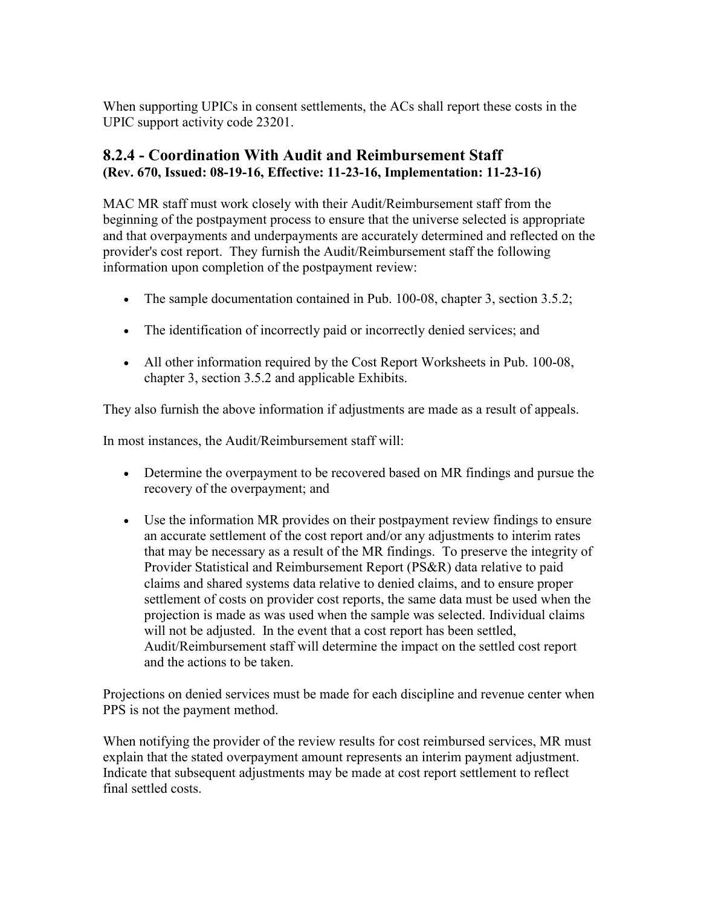When supporting UPICs in consent settlements, the ACs shall report these costs in the UPIC support activity code 23201.

### 8.2.4 - Coordination With Audit and Reimbursement Staff
**(Rev. 670, Issued: 08-19-16, Effective: 11-23-16, Implementation: 11-23-16)**

MAC MR staff must work closely with their Audit/Reimbursement staff from the beginning of the postpayment process to ensure that the universe selected is appropriate and that overpayments and underpayments are accurately determined and reflected on the provider's cost report. They furnish the Audit/Reimbursement staff the following information upon completion of the postpayment review:

- The sample documentation contained in Pub. 100-08, chapter 3, section 3.5.2;
- The identification of incorrectly paid or incorrectly denied services; and
- All other information required by the Cost Report Worksheets in Pub. 100-08, chapter 3, section 3.5.2 and applicable Exhibits.

They also furnish the above information if adjustments are made as a result of appeals.

In most instances, the Audit/Reimbursement staff will:

- Determine the overpayment to be recovered based on MR findings and pursue the recovery of the overpayment; and
- Use the information MR provides on their postpayment review findings to ensure an accurate settlement of the cost report and/or any adjustments to interim rates that may be necessary as a result of the MR findings. To preserve the integrity of Provider Statistical and Reimbursement Report (PS&R) data relative to paid claims and shared systems data relative to denied claims, and to ensure proper settlement of costs on provider cost reports, the same data must be used when the projection is made as was used when the sample was selected. Individual claims will not be adjusted. In the event that a cost report has been settled, Audit/Reimbursement staff will determine the impact on the settled cost report and the actions to be taken.

Projections on denied services must be made for each discipline and revenue center when PPS is not the payment method.

When notifying the provider of the review results for cost reimbursed services, MR must explain that the stated overpayment amount represents an interim payment adjustment. Indicate that subsequent adjustments may be made at cost report settlement to reflect final settled costs.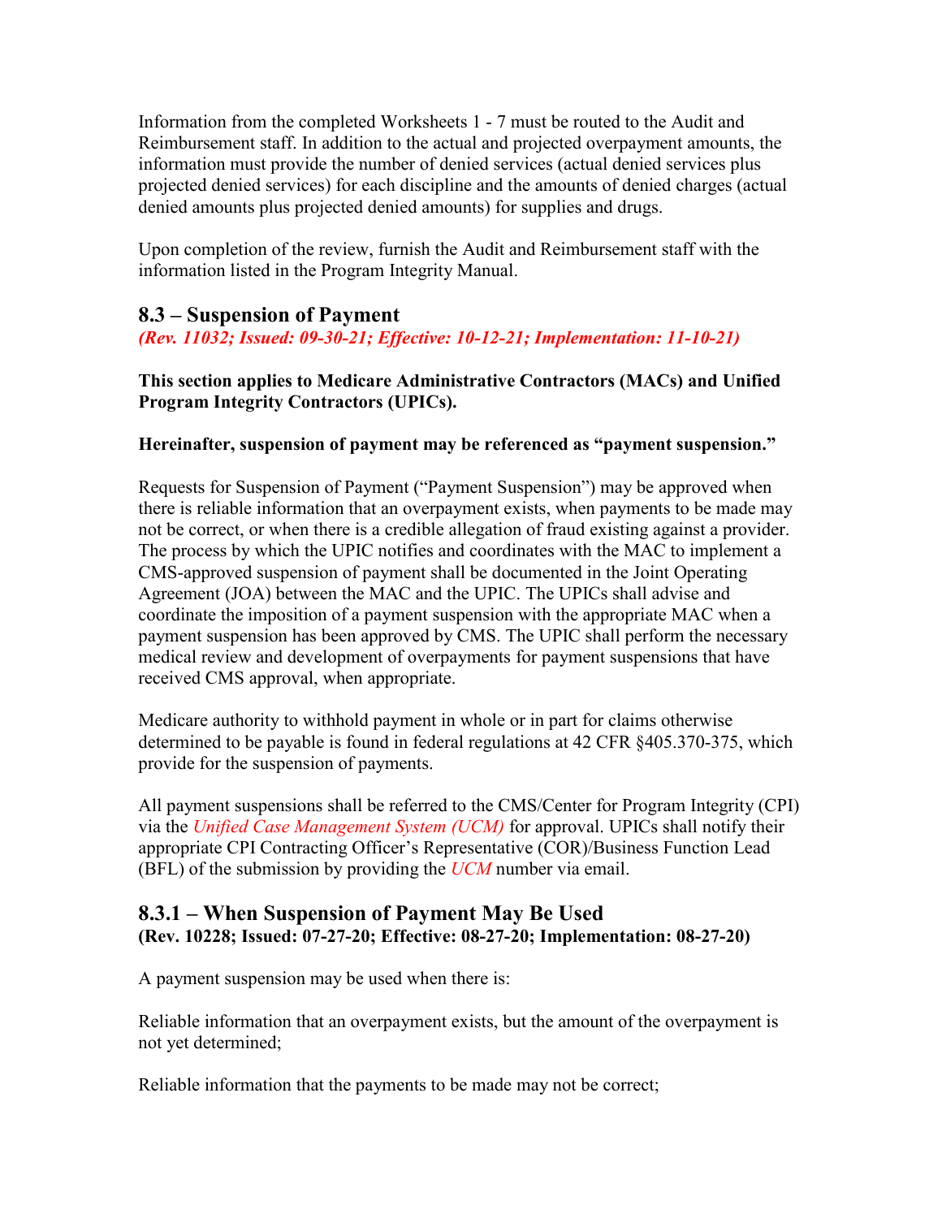Information from the completed Worksheets 1 - 7 must be routed to the Audit and Reimbursement staff. In addition to the actual and projected overpayment amounts, the information must provide the number of denied services (actual denied services plus projected denied services) for each discipline and the amounts of denied charges (actual denied amounts plus projected denied amounts) for supplies and drugs.

Upon completion of the review, furnish the Audit and Reimbursement staff with the information listed in the Program Integrity Manual.

## 8.3 – Suspension of Payment

*(Rev. 11032; Issued: 09-30-21; Effective: 10-12-21; Implementation: 11-10-21)*

**This section applies to Medicare Administrative Contractors (MACs) and Unified Program Integrity Contractors (UPICs).**

**Hereinafter, suspension of payment may be referenced as "payment suspension."**

Requests for Suspension of Payment ("Payment Suspension") may be approved when there is reliable information that an overpayment exists, when payments to be made may not be correct, or when there is a credible allegation of fraud existing against a provider. The process by which the UPIC notifies and coordinates with the MAC to implement a CMS-approved suspension of payment shall be documented in the Joint Operating Agreement (JOA) between the MAC and the UPIC. The UPICs shall advise and coordinate the imposition of a payment suspension with the appropriate MAC when a payment suspension has been approved by CMS. The UPIC shall perform the necessary medical review and development of overpayments for payment suspensions that have received CMS approval, when appropriate.

Medicare authority to withhold payment in whole or in part for claims otherwise determined to be payable is found in federal regulations at 42 CFR §405.370-375, which provide for the suspension of payments.

All payment suspensions shall be referred to the CMS/Center for Program Integrity (CPI) via the *Unified Case Management System (UCM)* for approval. UPICs shall notify their appropriate CPI Contracting Officer's Representative (COR)/Business Function Lead (BFL) of the submission by providing the *UCM* number via email.

## 8.3.1 – When Suspension of Payment May Be Used

**(Rev. 10228; Issued: 07-27-20; Effective: 08-27-20; Implementation: 08-27-20)**

A payment suspension may be used when there is:

Reliable information that an overpayment exists, but the amount of the overpayment is not yet determined;

Reliable information that the payments to be made may not be correct;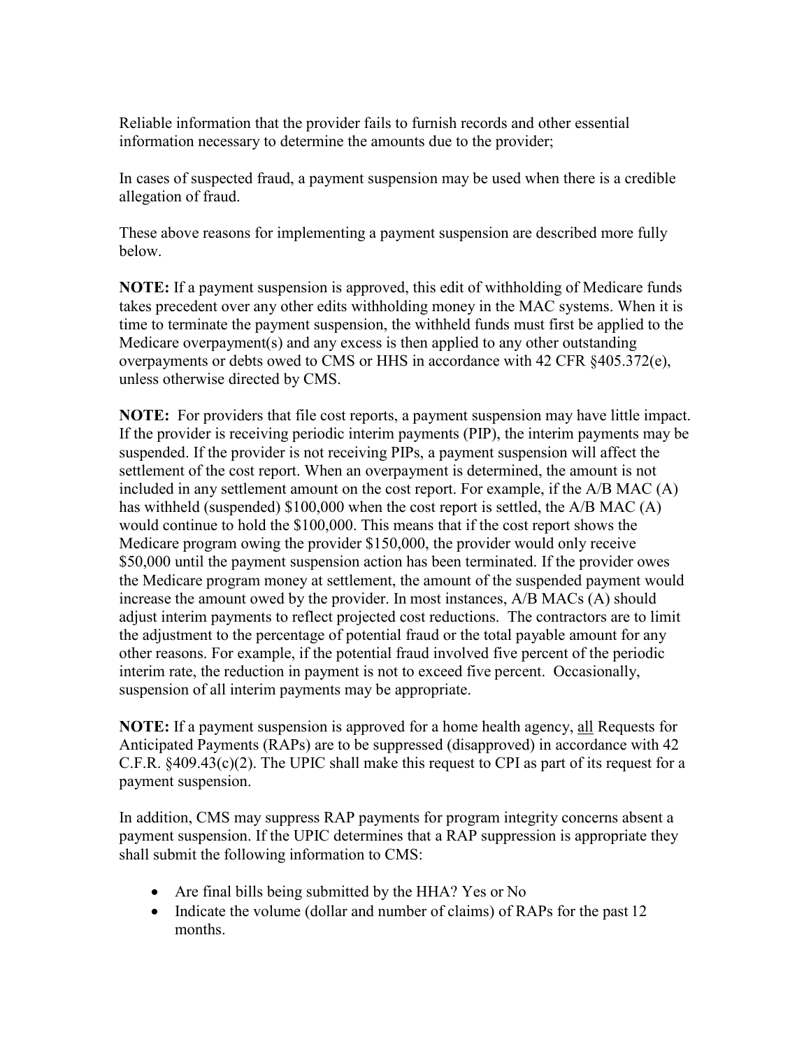Reliable information that the provider fails to furnish records and other essential information necessary to determine the amounts due to the provider;

In cases of suspected fraud, a payment suspension may be used when there is a credible allegation of fraud.

These above reasons for implementing a payment suspension are described more fully below.

**NOTE:** If a payment suspension is approved, this edit of withholding of Medicare funds takes precedent over any other edits withholding money in the MAC systems. When it is time to terminate the payment suspension, the withheld funds must first be applied to the Medicare overpayment(s) and any excess is then applied to any other outstanding overpayments or debts owed to CMS or HHS in accordance with 42 CFR §405.372(e), unless otherwise directed by CMS.

**NOTE:** For providers that file cost reports, a payment suspension may have little impact. If the provider is receiving periodic interim payments (PIP), the interim payments may be suspended. If the provider is not receiving PIPs, a payment suspension will affect the settlement of the cost report. When an overpayment is determined, the amount is not included in any settlement amount on the cost report. For example, if the A/B MAC (A) has withheld (suspended) $100,000 when the cost report is settled, the A/B MAC (A) would continue to hold the $100,000. This means that if the cost report shows the Medicare program owing the provider $150,000, the provider would only receive $50,000 until the payment suspension action has been terminated. If the provider owes the Medicare program money at settlement, the amount of the suspended payment would increase the amount owed by the provider. In most instances, A/B MACs (A) should adjust interim payments to reflect projected cost reductions. The contractors are to limit the adjustment to the percentage of potential fraud or the total payable amount for any other reasons. For example, if the potential fraud involved five percent of the periodic interim rate, the reduction in payment is not to exceed five percent. Occasionally, suspension of all interim payments may be appropriate.

**NOTE:** If a payment suspension is approved for a home health agency, <u>all</u> Requests for Anticipated Payments (RAPs) are to be suppressed (disapproved) in accordance with 42 C.F.R. §409.43(c)(2). The UPIC shall make this request to CPI as part of its request for a payment suspension.

In addition, CMS may suppress RAP payments for program integrity concerns absent a payment suspension. If the UPIC determines that a RAP suppression is appropriate they shall submit the following information to CMS:

- Are final bills being submitted by the HHA? Yes or No
- Indicate the volume (dollar and number of claims) of RAPs for the past 12 months.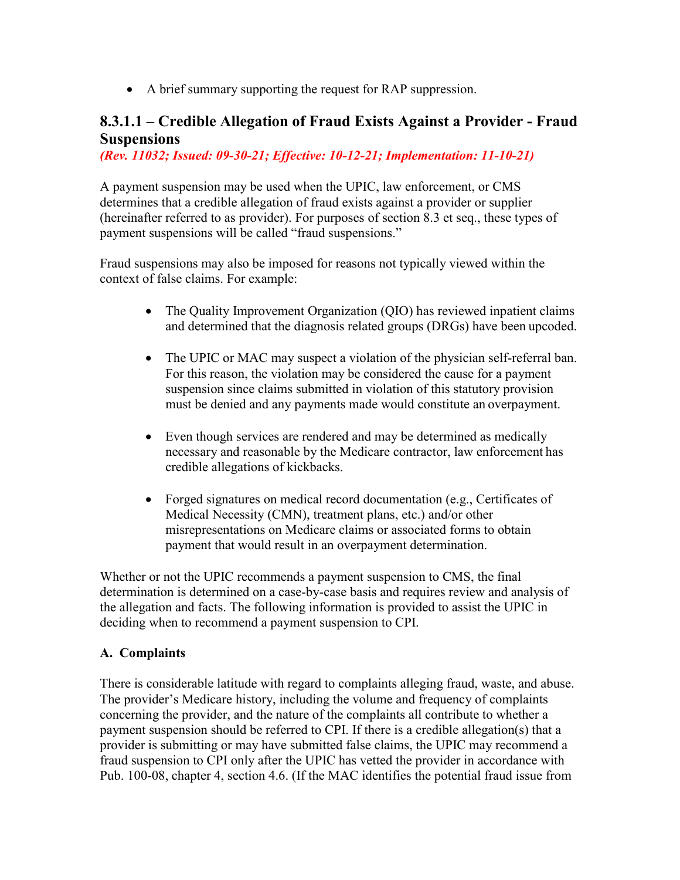- A brief summary supporting the request for RAP suppression.

### 8.3.1.1 – Credible Allegation of Fraud Exists Against a Provider - Fraud Suspensions

*(Rev. 11032; Issued: 09-30-21; Effective: 10-12-21; Implementation: 11-10-21)*

A payment suspension may be used when the UPIC, law enforcement, or CMS determines that a credible allegation of fraud exists against a provider or supplier (hereinafter referred to as provider). For purposes of section 8.3 et seq., these types of payment suspensions will be called "fraud suspensions."

Fraud suspensions may also be imposed for reasons not typically viewed within the context of false claims. For example:

- The Quality Improvement Organization (QIO) has reviewed inpatient claims and determined that the diagnosis related groups (DRGs) have been upcoded.

- The UPIC or MAC may suspect a violation of the physician self-referral ban. For this reason, the violation may be considered the cause for a payment suspension since claims submitted in violation of this statutory provision must be denied and any payments made would constitute an overpayment.

- Even though services are rendered and may be determined as medically necessary and reasonable by the Medicare contractor, law enforcement has credible allegations of kickbacks.

- Forged signatures on medical record documentation (e.g., Certificates of Medical Necessity (CMN), treatment plans, etc.) and/or other misrepresentations on Medicare claims or associated forms to obtain payment that would result in an overpayment determination.

Whether or not the UPIC recommends a payment suspension to CMS, the final determination is determined on a case-by-case basis and requires review and analysis of the allegation and facts. The following information is provided to assist the UPIC in deciding when to recommend a payment suspension to CPI.

**A. Complaints**

There is considerable latitude with regard to complaints alleging fraud, waste, and abuse. The provider's Medicare history, including the volume and frequency of complaints concerning the provider, and the nature of the complaints all contribute to whether a payment suspension should be referred to CPI. If there is a credible allegation(s) that a provider is submitting or may have submitted false claims, the UPIC may recommend a fraud suspension to CPI only after the UPIC has vetted the provider in accordance with Pub. 100-08, chapter 4, section 4.6. (If the MAC identifies the potential fraud issue from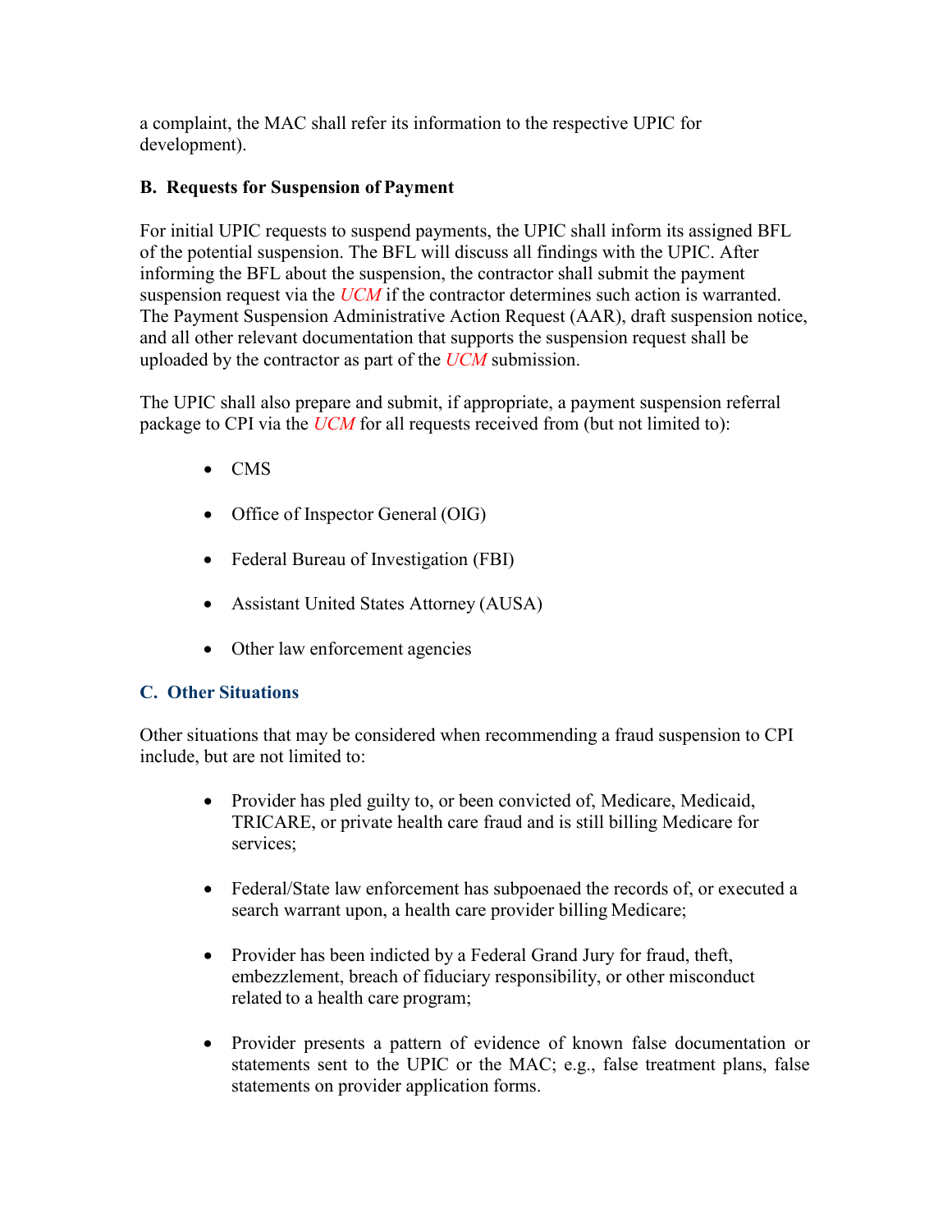a complaint, the MAC shall refer its information to the respective UPIC for development).

### B. Requests for Suspension of Payment

For initial UPIC requests to suspend payments, the UPIC shall inform its assigned BFL of the potential suspension. The BFL will discuss all findings with the UPIC. After informing the BFL about the suspension, the contractor shall submit the payment suspension request via the *UCM* if the contractor determines such action is warranted. The Payment Suspension Administrative Action Request (AAR), draft suspension notice, and all other relevant documentation that supports the suspension request shall be uploaded by the contractor as part of the *UCM* submission.

The UPIC shall also prepare and submit, if appropriate, a payment suspension referral package to CPI via the *UCM* for all requests received from (but not limited to):

- CMS
- Office of Inspector General (OIG)
- Federal Bureau of Investigation (FBI)
- Assistant United States Attorney (AUSA)
- Other law enforcement agencies

### C. Other Situations

Other situations that may be considered when recommending a fraud suspension to CPI include, but are not limited to:

- Provider has pled guilty to, or been convicted of, Medicare, Medicaid, TRICARE, or private health care fraud and is still billing Medicare for services;
- Federal/State law enforcement has subpoenaed the records of, or executed a search warrant upon, a health care provider billing Medicare;
- Provider has been indicted by a Federal Grand Jury for fraud, theft, embezzlement, breach of fiduciary responsibility, or other misconduct related to a health care program;
- Provider presents a pattern of evidence of known false documentation or statements sent to the UPIC or the MAC; e.g., false treatment plans, false statements on provider application forms.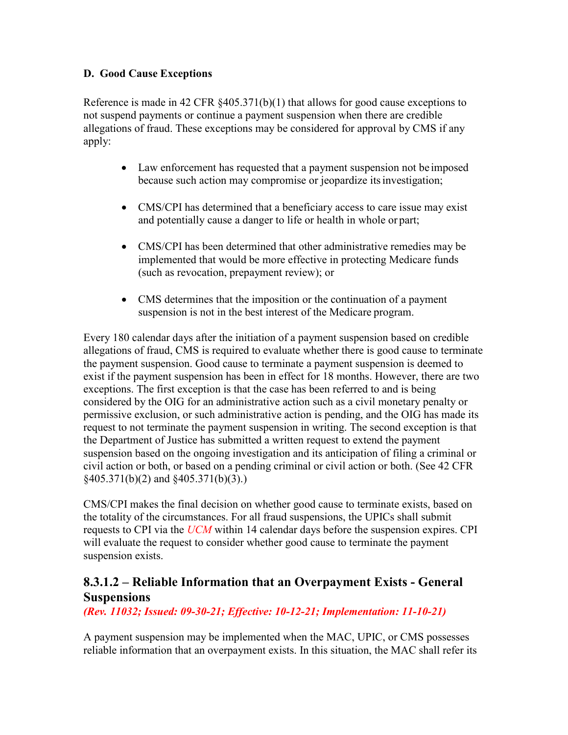**D. Good Cause Exceptions**

Reference is made in 42 CFR §405.371(b)(1) that allows for good cause exceptions to not suspend payments or continue a payment suspension when there are credible allegations of fraud. These exceptions may be considered for approval by CMS if any apply:

- Law enforcement has requested that a payment suspension not be imposed because such action may compromise or jeopardize its investigation;
- CMS/CPI has determined that a beneficiary access to care issue may exist and potentially cause a danger to life or health in whole or part;
- CMS/CPI has been determined that other administrative remedies may be implemented that would be more effective in protecting Medicare funds (such as revocation, prepayment review); or
- CMS determines that the imposition or the continuation of a payment suspension is not in the best interest of the Medicare program.

Every 180 calendar days after the initiation of a payment suspension based on credible allegations of fraud, CMS is required to evaluate whether there is good cause to terminate the payment suspension. Good cause to terminate a payment suspension is deemed to exist if the payment suspension has been in effect for 18 months. However, there are two exceptions. The first exception is that the case has been referred to and is being considered by the OIG for an administrative action such as a civil monetary penalty or permissive exclusion, or such administrative action is pending, and the OIG has made its request to not terminate the payment suspension in writing. The second exception is that the Department of Justice has submitted a written request to extend the payment suspension based on the ongoing investigation and its anticipation of filing a criminal or civil action or both, or based on a pending criminal or civil action or both. (See 42 CFR §405.371(b)(2) and §405.371(b)(3).)

CMS/CPI makes the final decision on whether good cause to terminate exists, based on the totality of the circumstances. For all fraud suspensions, the UPICs shall submit requests to CPI via the *UCM* within 14 calendar days before the suspension expires. CPI will evaluate the request to consider whether good cause to terminate the payment suspension exists.

## 8.3.1.2 – Reliable Information that an Overpayment Exists - General Suspensions

***(Rev. 11032; Issued: 09-30-21; Effective: 10-12-21; Implementation: 11-10-21)***

A payment suspension may be implemented when the MAC, UPIC, or CMS possesses reliable information that an overpayment exists. In this situation, the MAC shall refer its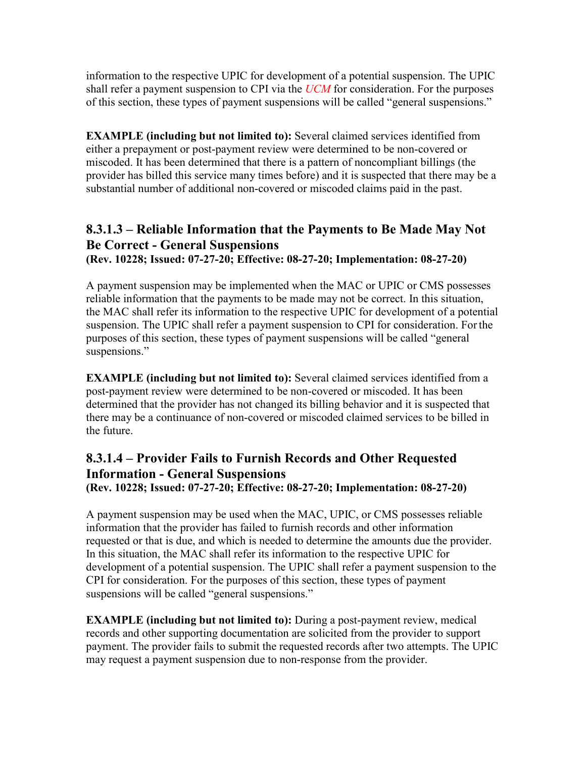information to the respective UPIC for development of a potential suspension. The UPIC shall refer a payment suspension to CPI via the *UCM* for consideration. For the purposes of this section, these types of payment suspensions will be called "general suspensions."

**EXAMPLE (including but not limited to):** Several claimed services identified from either a prepayment or post-payment review were determined to be non-covered or miscoded. It has been determined that there is a pattern of noncompliant billings (the provider has billed this service many times before) and it is suspected that there may be a substantial number of additional non-covered or miscoded claims paid in the past.

### 8.3.1.3 – Reliable Information that the Payments to Be Made May Not Be Correct - General Suspensions
**(Rev. 10228; Issued: 07-27-20; Effective: 08-27-20; Implementation: 08-27-20)**

A payment suspension may be implemented when the MAC or UPIC or CMS possesses reliable information that the payments to be made may not be correct. In this situation, the MAC shall refer its information to the respective UPIC for development of a potential suspension. The UPIC shall refer a payment suspension to CPI for consideration. For the purposes of this section, these types of payment suspensions will be called "general suspensions."

**EXAMPLE (including but not limited to):** Several claimed services identified from a post-payment review were determined to be non-covered or miscoded. It has been determined that the provider has not changed its billing behavior and it is suspected that there may be a continuance of non-covered or miscoded claimed services to be billed in the future.

### 8.3.1.4 – Provider Fails to Furnish Records and Other Requested Information - General Suspensions
**(Rev. 10228; Issued: 07-27-20; Effective: 08-27-20; Implementation: 08-27-20)**

A payment suspension may be used when the MAC, UPIC, or CMS possesses reliable information that the provider has failed to furnish records and other information requested or that is due, and which is needed to determine the amounts due the provider. In this situation, the MAC shall refer its information to the respective UPIC for development of a potential suspension. The UPIC shall refer a payment suspension to the CPI for consideration. For the purposes of this section, these types of payment suspensions will be called "general suspensions."

**EXAMPLE (including but not limited to):** During a post-payment review, medical records and other supporting documentation are solicited from the provider to support payment. The provider fails to submit the requested records after two attempts. The UPIC may request a payment suspension due to non-response from the provider.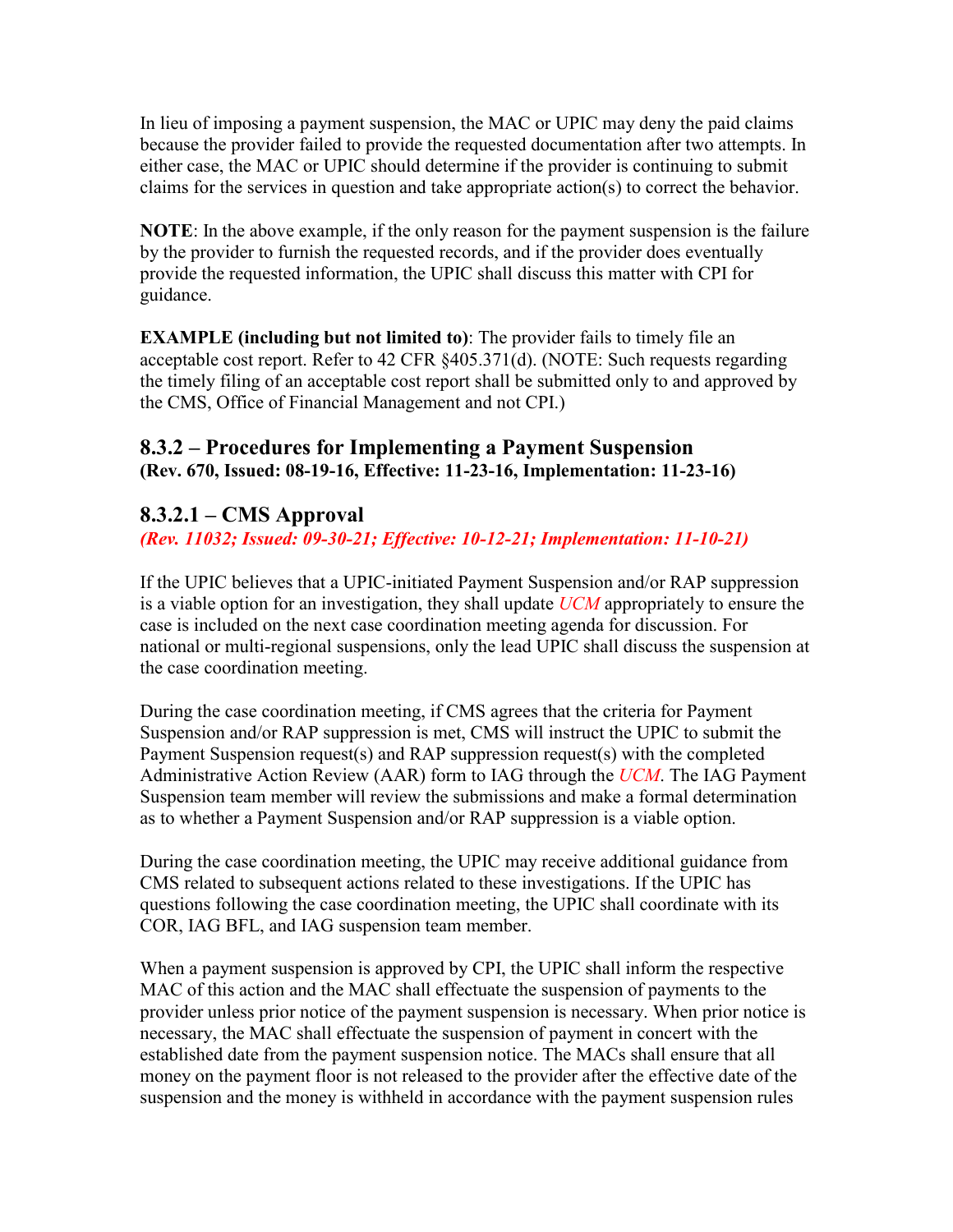In lieu of imposing a payment suspension, the MAC or UPIC may deny the paid claims because the provider failed to provide the requested documentation after two attempts. In either case, the MAC or UPIC should determine if the provider is continuing to submit claims for the services in question and take appropriate action(s) to correct the behavior.

**NOTE**: In the above example, if the only reason for the payment suspension is the failure by the provider to furnish the requested records, and if the provider does eventually provide the requested information, the UPIC shall discuss this matter with CPI for guidance.

**EXAMPLE (including but not limited to)**: The provider fails to timely file an acceptable cost report. Refer to 42 CFR §405.371(d). (NOTE: Such requests regarding the timely filing of an acceptable cost report shall be submitted only to and approved by the CMS, Office of Financial Management and not CPI.)

## 8.3.2 – Procedures for Implementing a Payment Suspension

**(Rev. 670, Issued: 08-19-16, Effective: 11-23-16, Implementation: 11-23-16)**

## 8.3.2.1 – CMS Approval

***(Rev. 11032; Issued: 09-30-21; Effective: 10-12-21; Implementation: 11-10-21)***

If the UPIC believes that a UPIC-initiated Payment Suspension and/or RAP suppression is a viable option for an investigation, they shall update *UCM* appropriately to ensure the case is included on the next case coordination meeting agenda for discussion. For national or multi-regional suspensions, only the lead UPIC shall discuss the suspension at the case coordination meeting.

During the case coordination meeting, if CMS agrees that the criteria for Payment Suspension and/or RAP suppression is met, CMS will instruct the UPIC to submit the Payment Suspension request(s) and RAP suppression request(s) with the completed Administrative Action Review (AAR) form to IAG through the *UCM*. The IAG Payment Suspension team member will review the submissions and make a formal determination as to whether a Payment Suspension and/or RAP suppression is a viable option.

During the case coordination meeting, the UPIC may receive additional guidance from CMS related to subsequent actions related to these investigations. If the UPIC has questions following the case coordination meeting, the UPIC shall coordinate with its COR, IAG BFL, and IAG suspension team member.

When a payment suspension is approved by CPI, the UPIC shall inform the respective MAC of this action and the MAC shall effectuate the suspension of payments to the provider unless prior notice of the payment suspension is necessary. When prior notice is necessary, the MAC shall effectuate the suspension of payment in concert with the established date from the payment suspension notice. The MACs shall ensure that all money on the payment floor is not released to the provider after the effective date of the suspension and the money is withheld in accordance with the payment suspension rules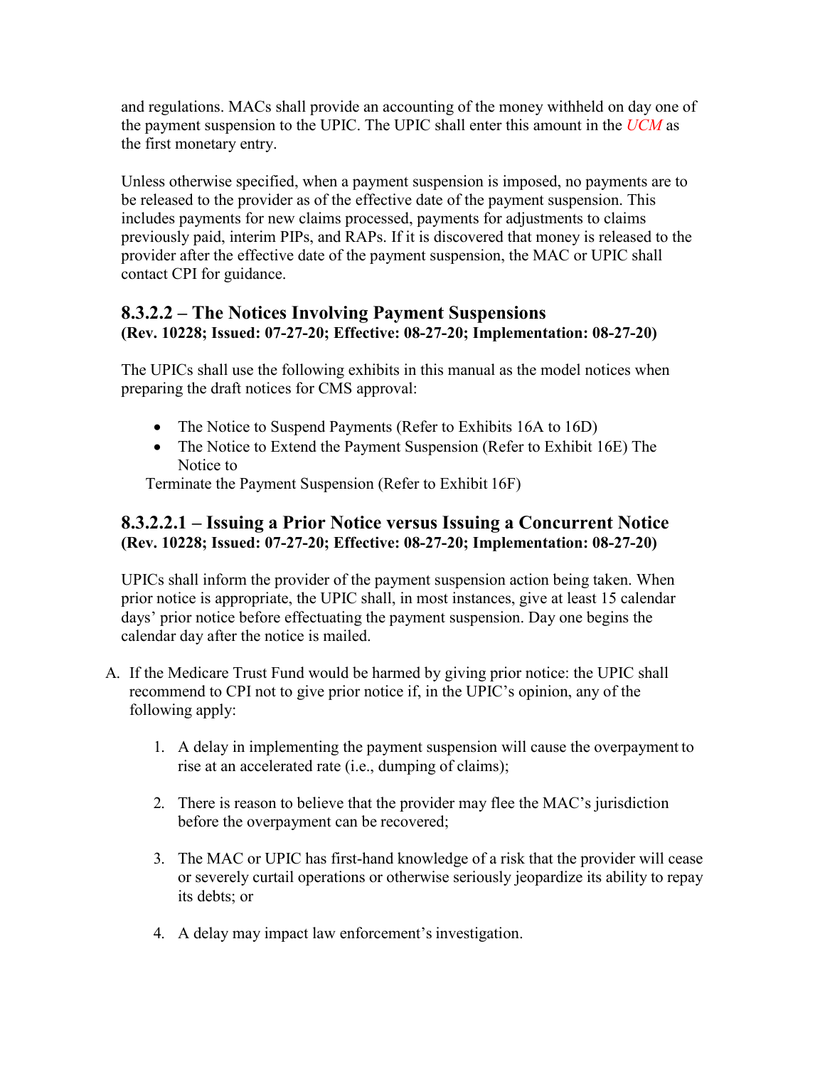and regulations. MACs shall provide an accounting of the money withheld on day one of the payment suspension to the UPIC. The UPIC shall enter this amount in the *UCM* as the first monetary entry.

Unless otherwise specified, when a payment suspension is imposed, no payments are to be released to the provider as of the effective date of the payment suspension. This includes payments for new claims processed, payments for adjustments to claims previously paid, interim PIPs, and RAPs. If it is discovered that money is released to the provider after the effective date of the payment suspension, the MAC or UPIC shall contact CPI for guidance.

## 8.3.2.2 – The Notices Involving Payment Suspensions

**(Rev. 10228; Issued: 07-27-20; Effective: 08-27-20; Implementation: 08-27-20)**

The UPICs shall use the following exhibits in this manual as the model notices when preparing the draft notices for CMS approval:

- The Notice to Suspend Payments (Refer to Exhibits 16A to 16D)
- The Notice to Extend the Payment Suspension (Refer to Exhibit 16E) The Notice to

Terminate the Payment Suspension (Refer to Exhibit 16F)

## 8.3.2.2.1 – Issuing a Prior Notice versus Issuing a Concurrent Notice

**(Rev. 10228; Issued: 07-27-20; Effective: 08-27-20; Implementation: 08-27-20)**

UPICs shall inform the provider of the payment suspension action being taken. When prior notice is appropriate, the UPIC shall, in most instances, give at least 15 calendar days' prior notice before effectuating the payment suspension. Day one begins the calendar day after the notice is mailed.

A. If the Medicare Trust Fund would be harmed by giving prior notice: the UPIC shall recommend to CPI not to give prior notice if, in the UPIC's opinion, any of the following apply:

   1. A delay in implementing the payment suspension will cause the overpayment to rise at an accelerated rate (i.e., dumping of claims);

   2. There is reason to believe that the provider may flee the MAC's jurisdiction before the overpayment can be recovered;

   3. The MAC or UPIC has first-hand knowledge of a risk that the provider will cease or severely curtail operations or otherwise seriously jeopardize its ability to repay its debts; or

   4. A delay may impact law enforcement's investigation.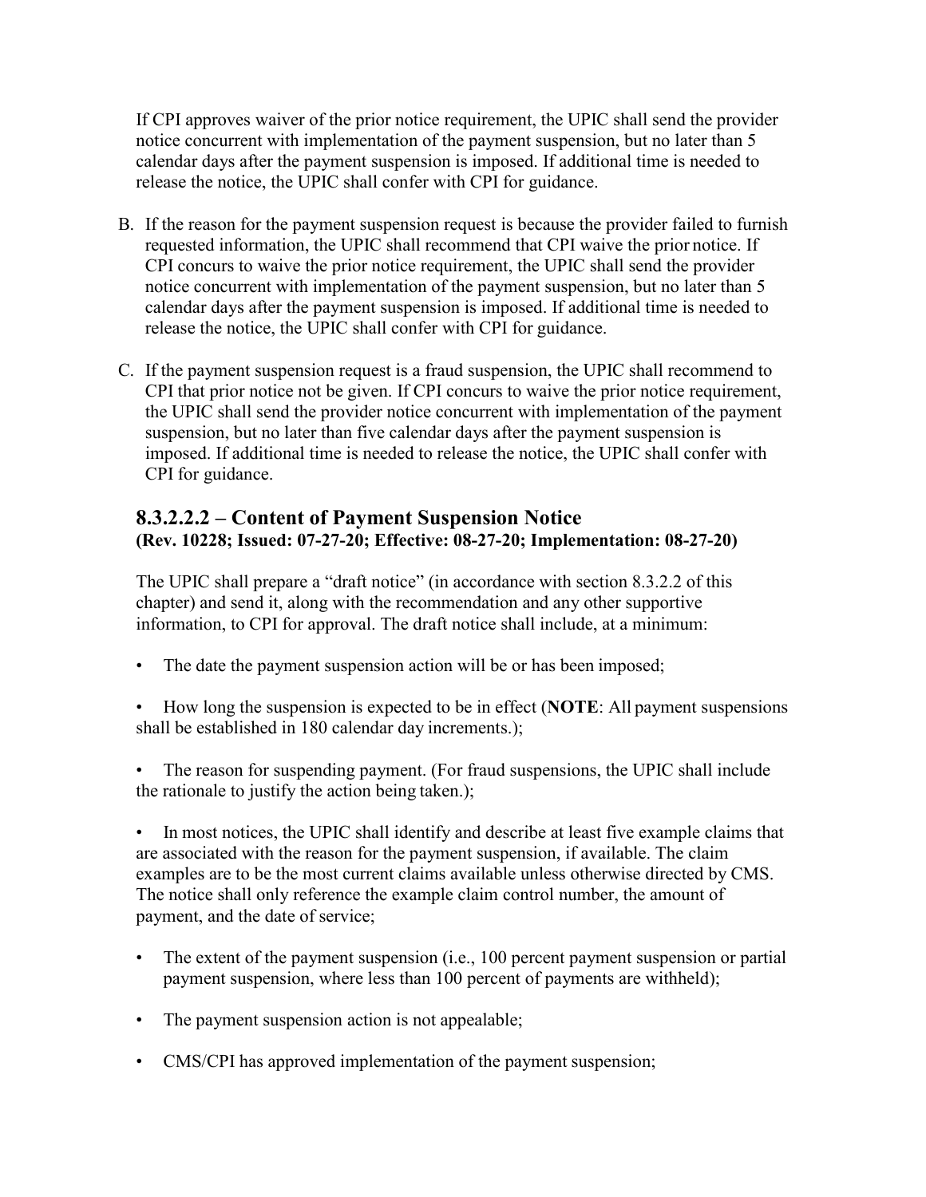If CPI approves waiver of the prior notice requirement, the UPIC shall send the provider notice concurrent with implementation of the payment suspension, but no later than 5 calendar days after the payment suspension is imposed. If additional time is needed to release the notice, the UPIC shall confer with CPI for guidance.

B. If the reason for the payment suspension request is because the provider failed to furnish requested information, the UPIC shall recommend that CPI waive the prior notice. If CPI concurs to waive the prior notice requirement, the UPIC shall send the provider notice concurrent with implementation of the payment suspension, but no later than 5 calendar days after the payment suspension is imposed. If additional time is needed to release the notice, the UPIC shall confer with CPI for guidance.

C. If the payment suspension request is a fraud suspension, the UPIC shall recommend to CPI that prior notice not be given. If CPI concurs to waive the prior notice requirement, the UPIC shall send the provider notice concurrent with implementation of the payment suspension, but no later than five calendar days after the payment suspension is imposed. If additional time is needed to release the notice, the UPIC shall confer with CPI for guidance.

### 8.3.2.2.2 – Content of Payment Suspension Notice
**(Rev. 10228; Issued: 07-27-20; Effective: 08-27-20; Implementation: 08-27-20)**

The UPIC shall prepare a "draft notice" (in accordance with section 8.3.2.2 of this chapter) and send it, along with the recommendation and any other supportive information, to CPI for approval. The draft notice shall include, at a minimum:

- The date the payment suspension action will be or has been imposed;
- How long the suspension is expected to be in effect (**NOTE**: All payment suspensions shall be established in 180 calendar day increments.);
- The reason for suspending payment. (For fraud suspensions, the UPIC shall include the rationale to justify the action being taken.);
- In most notices, the UPIC shall identify and describe at least five example claims that are associated with the reason for the payment suspension, if available. The claim examples are to be the most current claims available unless otherwise directed by CMS. The notice shall only reference the example claim control number, the amount of payment, and the date of service;
- The extent of the payment suspension (i.e., 100 percent payment suspension or partial payment suspension, where less than 100 percent of payments are withheld);
- The payment suspension action is not appealable;
- CMS/CPI has approved implementation of the payment suspension;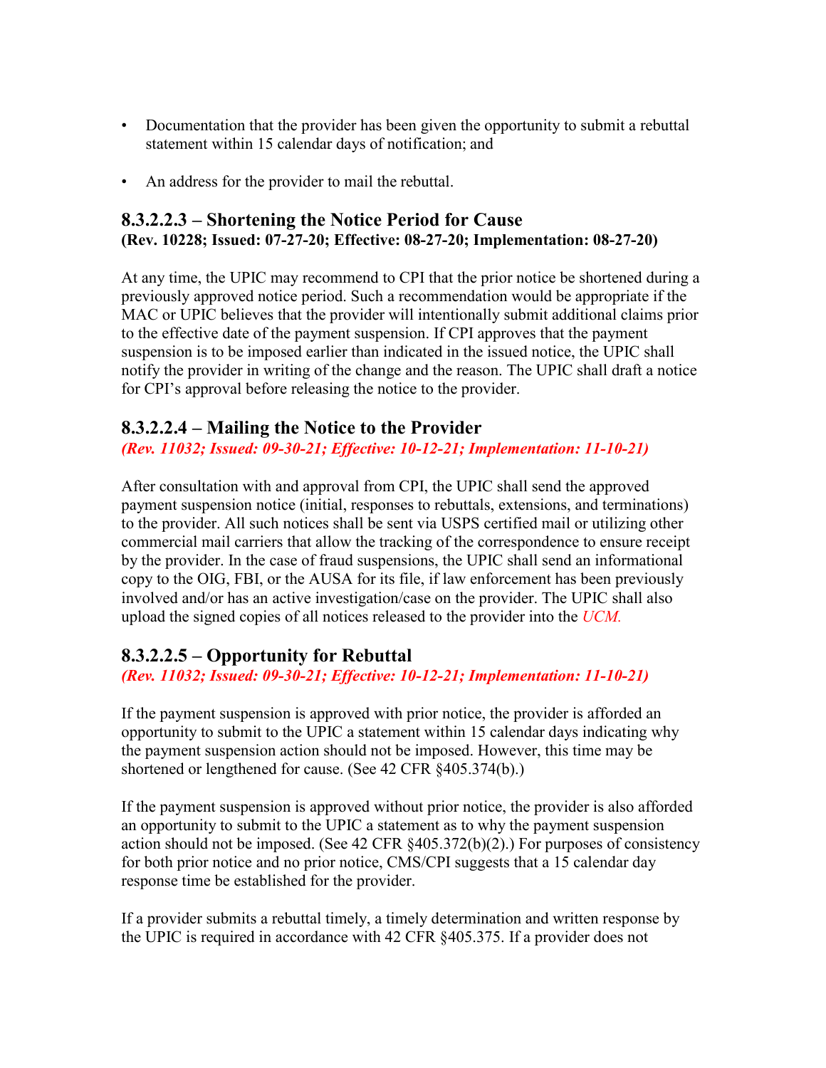- Documentation that the provider has been given the opportunity to submit a rebuttal statement within 15 calendar days of notification; and
- An address for the provider to mail the rebuttal.

### 8.3.2.2.3 – Shortening the Notice Period for Cause

**(Rev. 10228; Issued: 07-27-20; Effective: 08-27-20; Implementation: 08-27-20)**

At any time, the UPIC may recommend to CPI that the prior notice be shortened during a previously approved notice period. Such a recommendation would be appropriate if the MAC or UPIC believes that the provider will intentionally submit additional claims prior to the effective date of the payment suspension. If CPI approves that the payment suspension is to be imposed earlier than indicated in the issued notice, the UPIC shall notify the provider in writing of the change and the reason. The UPIC shall draft a notice for CPI's approval before releasing the notice to the provider.

### 8.3.2.2.4 – Mailing the Notice to the Provider

***(Rev. 11032; Issued: 09-30-21; Effective: 10-12-21; Implementation: 11-10-21)***

After consultation with and approval from CPI, the UPIC shall send the approved payment suspension notice (initial, responses to rebuttals, extensions, and terminations) to the provider. All such notices shall be sent via USPS certified mail or utilizing other commercial mail carriers that allow the tracking of the correspondence to ensure receipt by the provider. In the case of fraud suspensions, the UPIC shall send an informational copy to the OIG, FBI, or the AUSA for its file, if law enforcement has been previously involved and/or has an active investigation/case on the provider. The UPIC shall also upload the signed copies of all notices released to the provider into the *UCM.*

### 8.3.2.2.5 – Opportunity for Rebuttal

***(Rev. 11032; Issued: 09-30-21; Effective: 10-12-21; Implementation: 11-10-21)***

If the payment suspension is approved with prior notice, the provider is afforded an opportunity to submit to the UPIC a statement within 15 calendar days indicating why the payment suspension action should not be imposed. However, this time may be shortened or lengthened for cause. (See 42 CFR §405.374(b).)

If the payment suspension is approved without prior notice, the provider is also afforded an opportunity to submit to the UPIC a statement as to why the payment suspension action should not be imposed. (See 42 CFR §405.372(b)(2).) For purposes of consistency for both prior notice and no prior notice, CMS/CPI suggests that a 15 calendar day response time be established for the provider.

If a provider submits a rebuttal timely, a timely determination and written response by the UPIC is required in accordance with 42 CFR §405.375. If a provider does not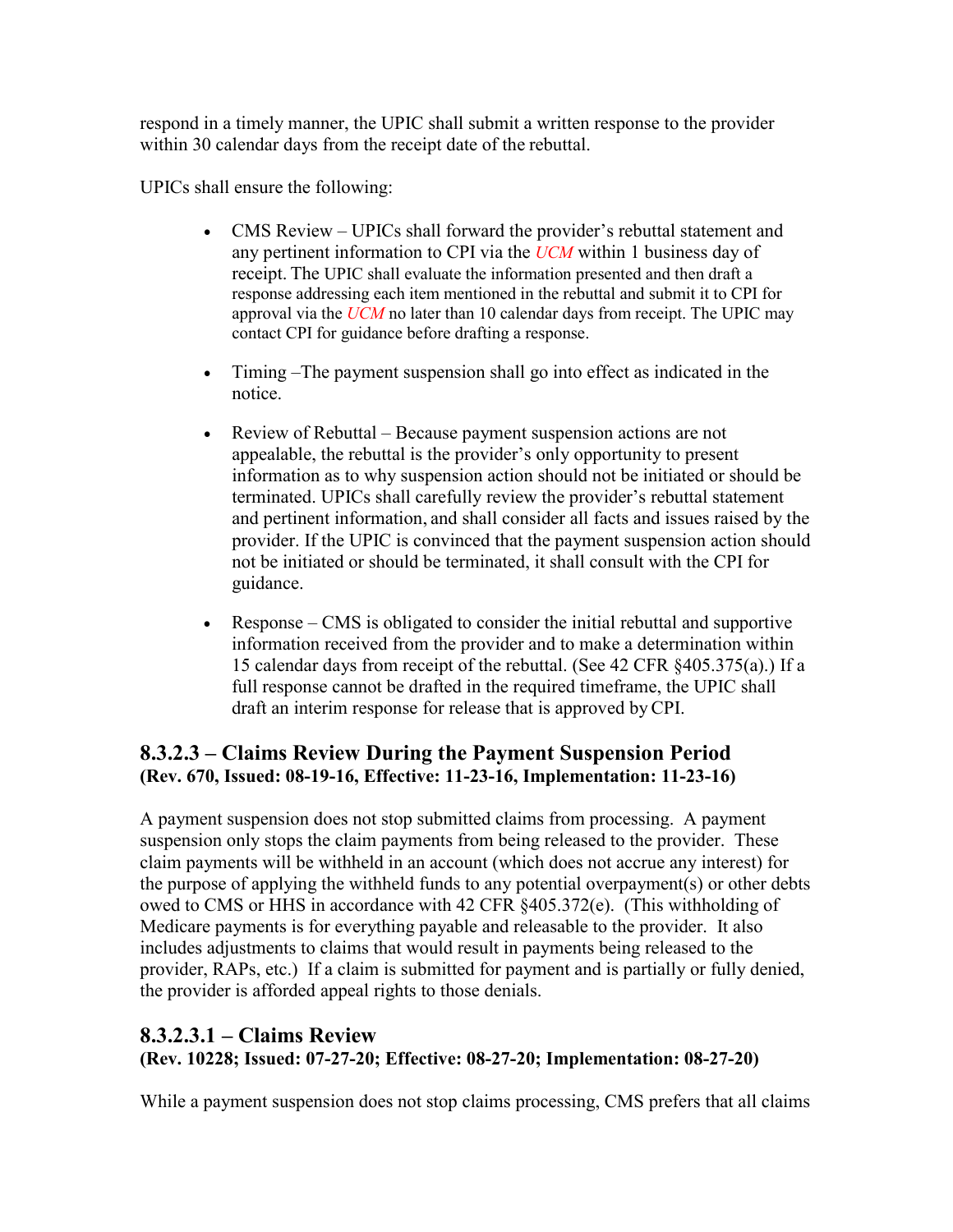respond in a timely manner, the UPIC shall submit a written response to the provider within 30 calendar days from the receipt date of the rebuttal.

UPICs shall ensure the following:

- CMS Review – UPICs shall forward the provider's rebuttal statement and any pertinent information to CPI via the *UCM* within 1 business day of receipt. The UPIC shall evaluate the information presented and then draft a response addressing each item mentioned in the rebuttal and submit it to CPI for approval via the *UCM* no later than 10 calendar days from receipt. The UPIC may contact CPI for guidance before drafting a response.

- Timing –The payment suspension shall go into effect as indicated in the notice.

- Review of Rebuttal – Because payment suspension actions are not appealable, the rebuttal is the provider's only opportunity to present information as to why suspension action should not be initiated or should be terminated. UPICs shall carefully review the provider's rebuttal statement and pertinent information, and shall consider all facts and issues raised by the provider. If the UPIC is convinced that the payment suspension action should not be initiated or should be terminated, it shall consult with the CPI for guidance.

- Response – CMS is obligated to consider the initial rebuttal and supportive information received from the provider and to make a determination within 15 calendar days from receipt of the rebuttal. (See 42 CFR §405.375(a).) If a full response cannot be drafted in the required timeframe, the UPIC shall draft an interim response for release that is approved by CPI.

## 8.3.2.3 – Claims Review During the Payment Suspension Period
**(Rev. 670, Issued: 08-19-16, Effective: 11-23-16, Implementation: 11-23-16)**

A payment suspension does not stop submitted claims from processing. A payment suspension only stops the claim payments from being released to the provider. These claim payments will be withheld in an account (which does not accrue any interest) for the purpose of applying the withheld funds to any potential overpayment(s) or other debts owed to CMS or HHS in accordance with 42 CFR §405.372(e). (This withholding of Medicare payments is for everything payable and releasable to the provider. It also includes adjustments to claims that would result in payments being released to the provider, RAPs, etc.) If a claim is submitted for payment and is partially or fully denied, the provider is afforded appeal rights to those denials.

## 8.3.2.3.1 – Claims Review
**(Rev. 10228; Issued: 07-27-20; Effective: 08-27-20; Implementation: 08-27-20)**

While a payment suspension does not stop claims processing, CMS prefers that all claims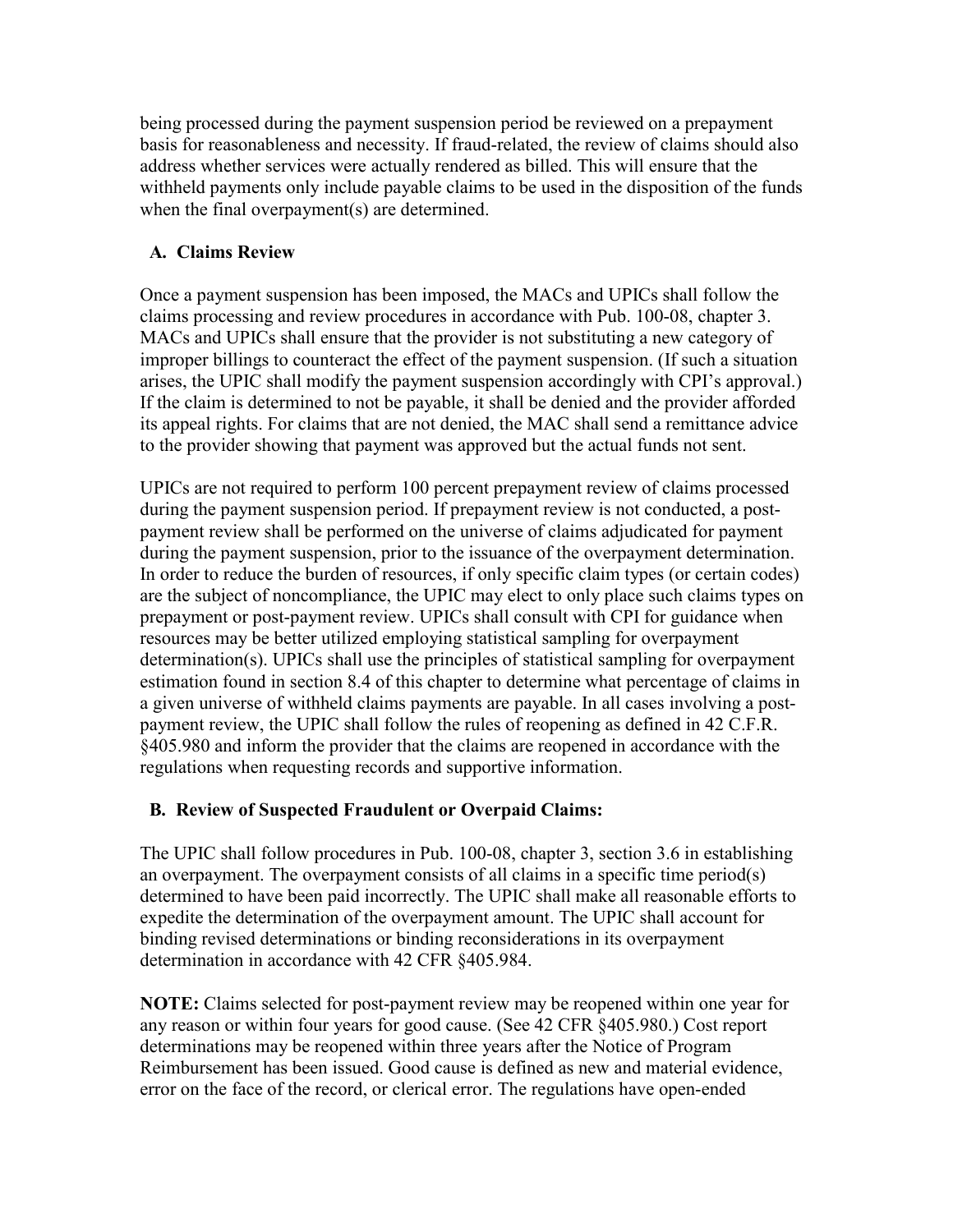being processed during the payment suspension period be reviewed on a prepayment basis for reasonableness and necessity. If fraud-related, the review of claims should also address whether services were actually rendered as billed. This will ensure that the withheld payments only include payable claims to be used in the disposition of the funds when the final overpayment(s) are determined.

**A. Claims Review**

Once a payment suspension has been imposed, the MACs and UPICs shall follow the claims processing and review procedures in accordance with Pub. 100-08, chapter 3. MACs and UPICs shall ensure that the provider is not substituting a new category of improper billings to counteract the effect of the payment suspension. (If such a situation arises, the UPIC shall modify the payment suspension accordingly with CPI's approval.) If the claim is determined to not be payable, it shall be denied and the provider afforded its appeal rights. For claims that are not denied, the MAC shall send a remittance advice to the provider showing that payment was approved but the actual funds not sent.

UPICs are not required to perform 100 percent prepayment review of claims processed during the payment suspension period. If prepayment review is not conducted, a post-payment review shall be performed on the universe of claims adjudicated for payment during the payment suspension, prior to the issuance of the overpayment determination. In order to reduce the burden of resources, if only specific claim types (or certain codes) are the subject of noncompliance, the UPIC may elect to only place such claims types on prepayment or post-payment review. UPICs shall consult with CPI for guidance when resources may be better utilized employing statistical sampling for overpayment determination(s). UPICs shall use the principles of statistical sampling for overpayment estimation found in section 8.4 of this chapter to determine what percentage of claims in a given universe of withheld claims payments are payable. In all cases involving a post-payment review, the UPIC shall follow the rules of reopening as defined in 42 C.F.R. §405.980 and inform the provider that the claims are reopened in accordance with the regulations when requesting records and supportive information.

**B. Review of Suspected Fraudulent or Overpaid Claims:**

The UPIC shall follow procedures in Pub. 100-08, chapter 3, section 3.6 in establishing an overpayment. The overpayment consists of all claims in a specific time period(s) determined to have been paid incorrectly. The UPIC shall make all reasonable efforts to expedite the determination of the overpayment amount. The UPIC shall account for binding revised determinations or binding reconsiderations in its overpayment determination in accordance with 42 CFR §405.984.

**NOTE:** Claims selected for post-payment review may be reopened within one year for any reason or within four years for good cause. (See 42 CFR §405.980.) Cost report determinations may be reopened within three years after the Notice of Program Reimbursement has been issued. Good cause is defined as new and material evidence, error on the face of the record, or clerical error. The regulations have open-ended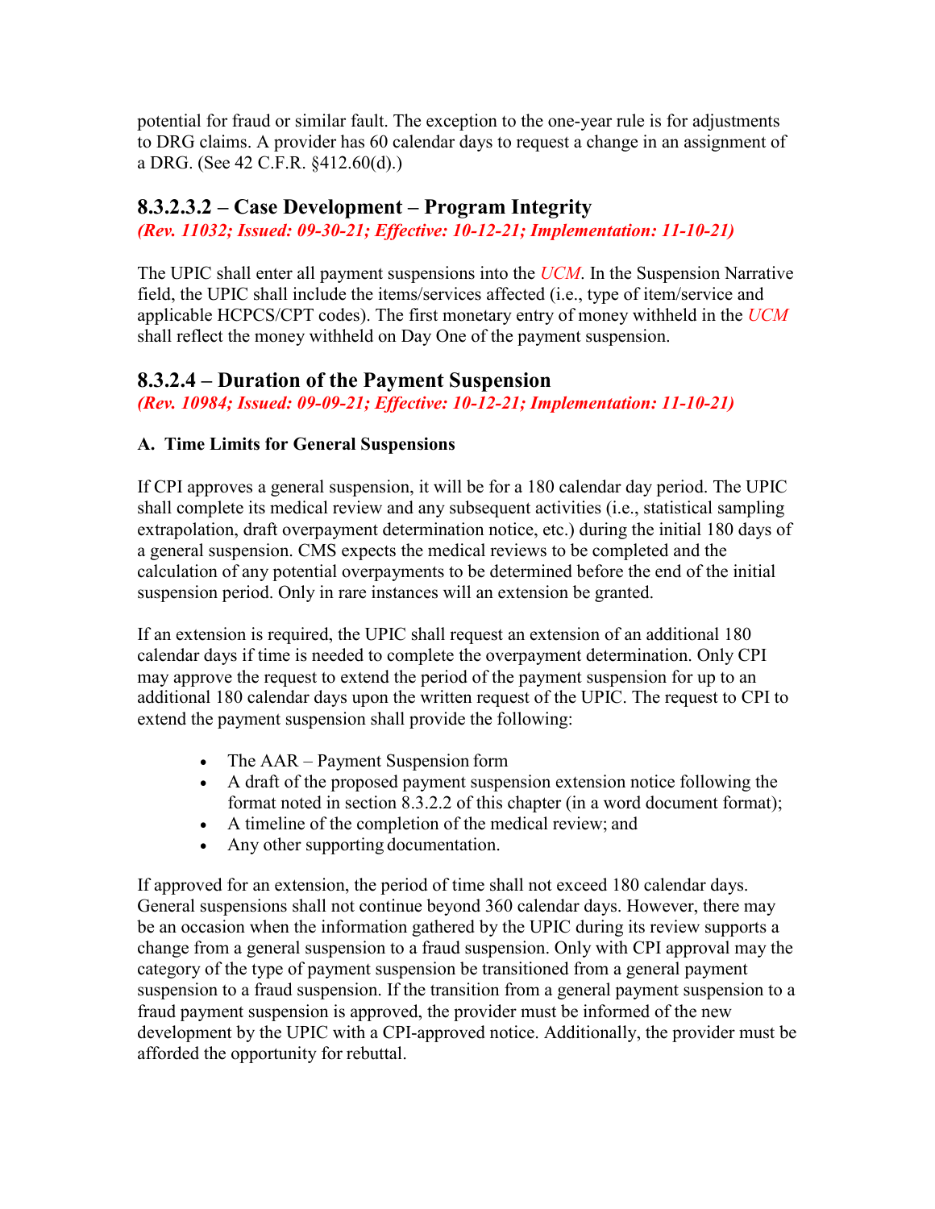potential for fraud or similar fault. The exception to the one-year rule is for adjustments to DRG claims. A provider has 60 calendar days to request a change in an assignment of a DRG. (See 42 C.F.R. §412.60(d).)

## 8.3.2.3.2 – Case Development – Program Integrity

*(Rev. 11032; Issued: 09-30-21; Effective: 10-12-21; Implementation: 11-10-21)*

The UPIC shall enter all payment suspensions into the *UCM*. In the Suspension Narrative field, the UPIC shall include the items/services affected (i.e., type of item/service and applicable HCPCS/CPT codes). The first monetary entry of money withheld in the *UCM* shall reflect the money withheld on Day One of the payment suspension.

## 8.3.2.4 – Duration of the Payment Suspension

*(Rev. 10984; Issued: 09-09-21; Effective: 10-12-21; Implementation: 11-10-21)*

### A. Time Limits for General Suspensions

If CPI approves a general suspension, it will be for a 180 calendar day period. The UPIC shall complete its medical review and any subsequent activities (i.e., statistical sampling extrapolation, draft overpayment determination notice, etc.) during the initial 180 days of a general suspension. CMS expects the medical reviews to be completed and the calculation of any potential overpayments to be determined before the end of the initial suspension period. Only in rare instances will an extension be granted.

If an extension is required, the UPIC shall request an extension of an additional 180 calendar days if time is needed to complete the overpayment determination. Only CPI may approve the request to extend the period of the payment suspension for up to an additional 180 calendar days upon the written request of the UPIC. The request to CPI to extend the payment suspension shall provide the following:

- The AAR – Payment Suspension form
- A draft of the proposed payment suspension extension notice following the format noted in section 8.3.2.2 of this chapter (in a word document format);
- A timeline of the completion of the medical review; and
- Any other supporting documentation.

If approved for an extension, the period of time shall not exceed 180 calendar days. General suspensions shall not continue beyond 360 calendar days. However, there may be an occasion when the information gathered by the UPIC during its review supports a change from a general suspension to a fraud suspension. Only with CPI approval may the category of the type of payment suspension be transitioned from a general payment suspension to a fraud suspension. If the transition from a general payment suspension to a fraud payment suspension is approved, the provider must be informed of the new development by the UPIC with a CPI-approved notice. Additionally, the provider must be afforded the opportunity for rebuttal.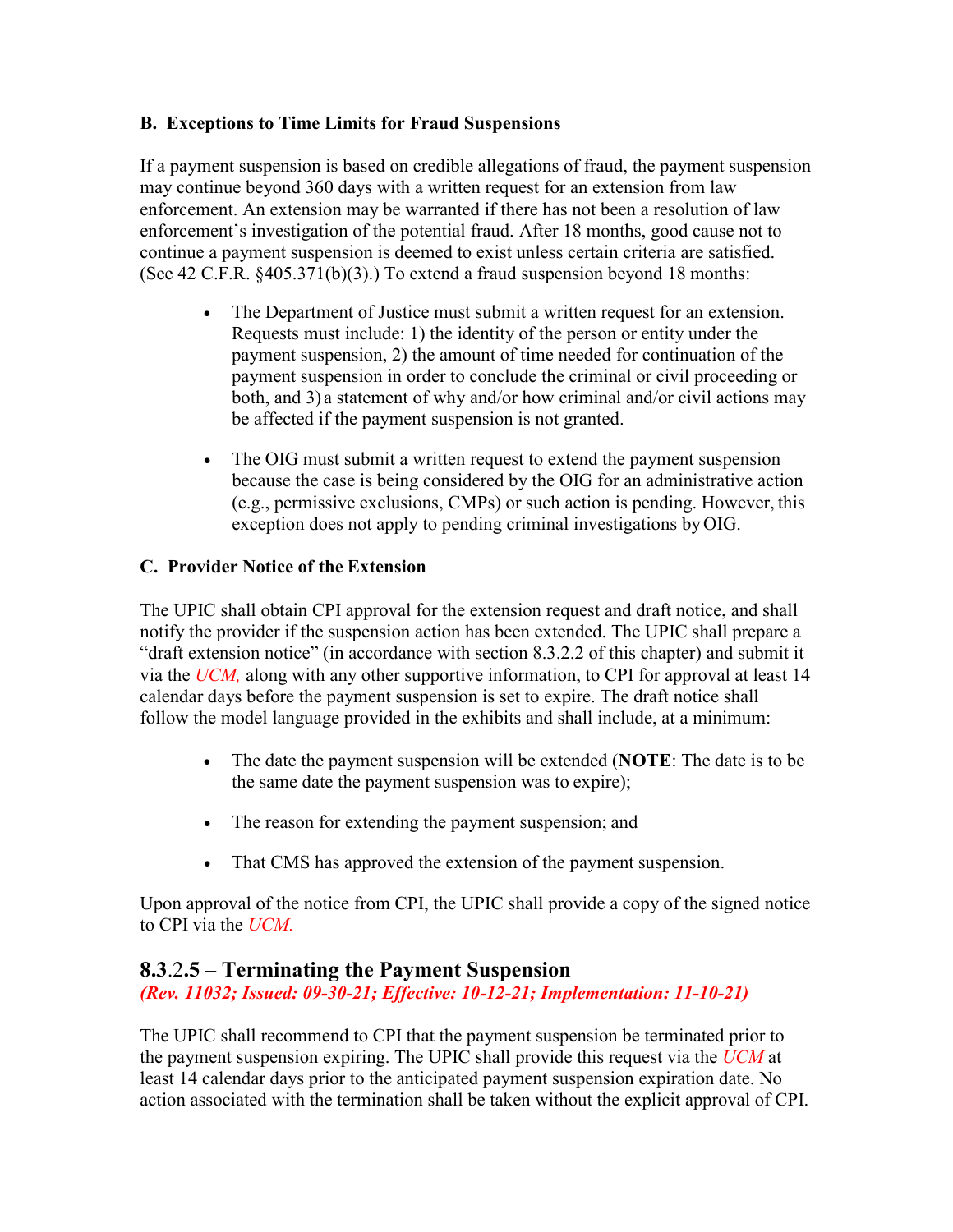**B. Exceptions to Time Limits for Fraud Suspensions**

If a payment suspension is based on credible allegations of fraud, the payment suspension may continue beyond 360 days with a written request for an extension from law enforcement. An extension may be warranted if there has not been a resolution of law enforcement's investigation of the potential fraud. After 18 months, good cause not to continue a payment suspension is deemed to exist unless certain criteria are satisfied. (See 42 C.F.R. §405.371(b)(3).) To extend a fraud suspension beyond 18 months:

- The Department of Justice must submit a written request for an extension. Requests must include: 1) the identity of the person or entity under the payment suspension, 2) the amount of time needed for continuation of the payment suspension in order to conclude the criminal or civil proceeding or both, and 3) a statement of why and/or how criminal and/or civil actions may be affected if the payment suspension is not granted.

- The OIG must submit a written request to extend the payment suspension because the case is being considered by the OIG for an administrative action (e.g., permissive exclusions, CMPs) or such action is pending. However, this exception does not apply to pending criminal investigations by OIG.

**C. Provider Notice of the Extension**

The UPIC shall obtain CPI approval for the extension request and draft notice, and shall notify the provider if the suspension action has been extended. The UPIC shall prepare a "draft extension notice" (in accordance with section 8.3.2.2 of this chapter) and submit it via the *UCM,* along with any other supportive information, to CPI for approval at least 14 calendar days before the payment suspension is set to expire. The draft notice shall follow the model language provided in the exhibits and shall include, at a minimum:

- The date the payment suspension will be extended (**NOTE**: The date is to be the same date the payment suspension was to expire);

- The reason for extending the payment suspension; and

- That CMS has approved the extension of the payment suspension.

Upon approval of the notice from CPI, the UPIC shall provide a copy of the signed notice to CPI via the *UCM.*

## 8.3.2.5 – Terminating the Payment Suspension

***(Rev. 11032; Issued: 09-30-21; Effective: 10-12-21; Implementation: 11-10-21)***

The UPIC shall recommend to CPI that the payment suspension be terminated prior to the payment suspension expiring. The UPIC shall provide this request via the *UCM* at least 14 calendar days prior to the anticipated payment suspension expiration date. No action associated with the termination shall be taken without the explicit approval of CPI.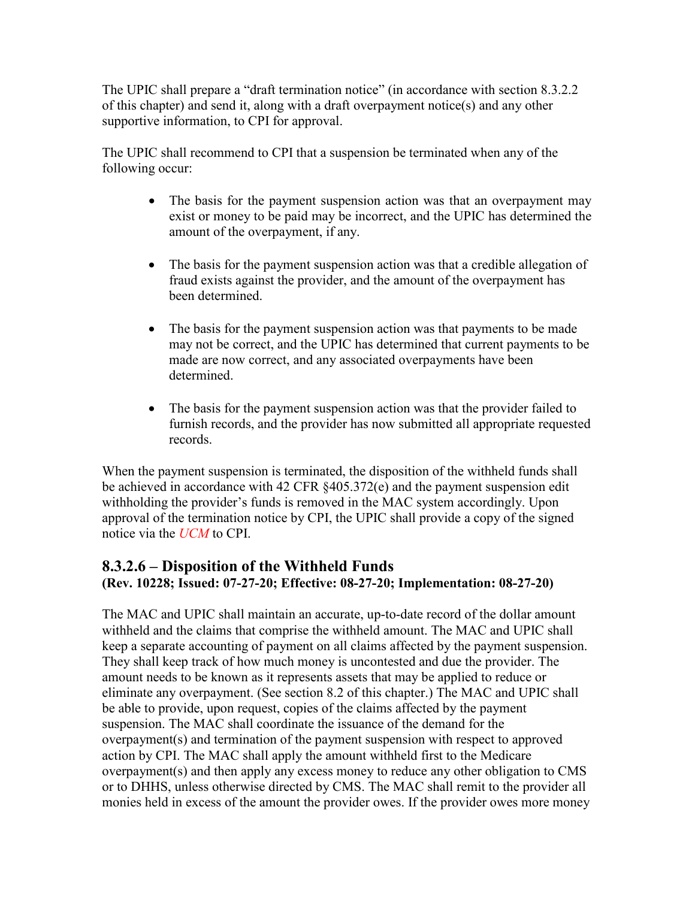The UPIC shall prepare a "draft termination notice" (in accordance with section 8.3.2.2 of this chapter) and send it, along with a draft overpayment notice(s) and any other supportive information, to CPI for approval.

The UPIC shall recommend to CPI that a suspension be terminated when any of the following occur:

- The basis for the payment suspension action was that an overpayment may exist or money to be paid may be incorrect, and the UPIC has determined the amount of the overpayment, if any.
- The basis for the payment suspension action was that a credible allegation of fraud exists against the provider, and the amount of the overpayment has been determined.
- The basis for the payment suspension action was that payments to be made may not be correct, and the UPIC has determined that current payments to be made are now correct, and any associated overpayments have been determined.
- The basis for the payment suspension action was that the provider failed to furnish records, and the provider has now submitted all appropriate requested records.

When the payment suspension is terminated, the disposition of the withheld funds shall be achieved in accordance with 42 CFR §405.372(e) and the payment suspension edit withholding the provider's funds is removed in the MAC system accordingly. Upon approval of the termination notice by CPI, the UPIC shall provide a copy of the signed notice via the *UCM* to CPI.

## 8.3.2.6 – Disposition of the Withheld Funds
**(Rev. 10228; Issued: 07-27-20; Effective: 08-27-20; Implementation: 08-27-20)**

The MAC and UPIC shall maintain an accurate, up-to-date record of the dollar amount withheld and the claims that comprise the withheld amount. The MAC and UPIC shall keep a separate accounting of payment on all claims affected by the payment suspension. They shall keep track of how much money is uncontested and due the provider. The amount needs to be known as it represents assets that may be applied to reduce or eliminate any overpayment. (See section 8.2 of this chapter.) The MAC and UPIC shall be able to provide, upon request, copies of the claims affected by the payment suspension. The MAC shall coordinate the issuance of the demand for the overpayment(s) and termination of the payment suspension with respect to approved action by CPI. The MAC shall apply the amount withheld first to the Medicare overpayment(s) and then apply any excess money to reduce any other obligation to CMS or to DHHS, unless otherwise directed by CMS. The MAC shall remit to the provider all monies held in excess of the amount the provider owes. If the provider owes more money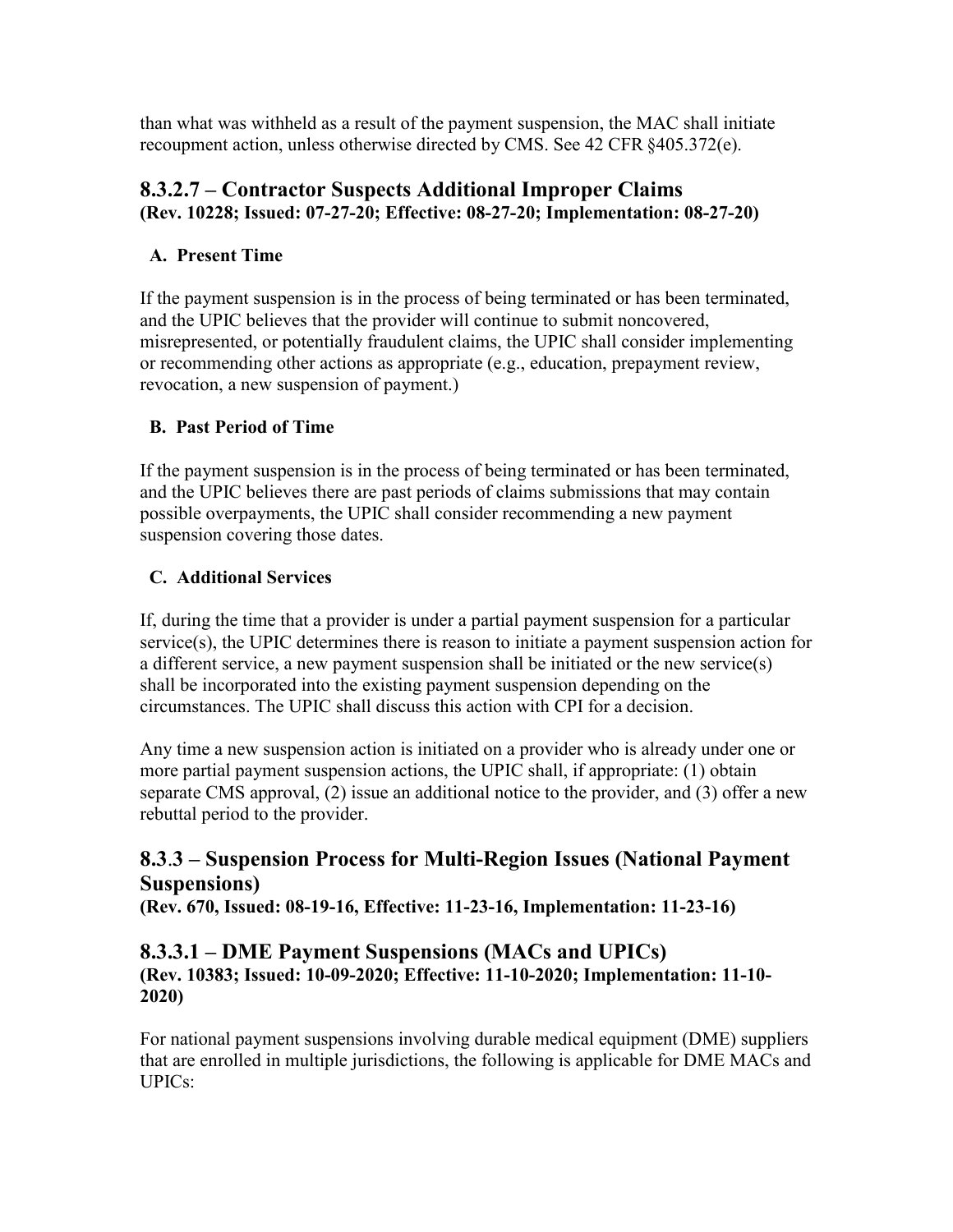than what was withheld as a result of the payment suspension, the MAC shall initiate recoupment action, unless otherwise directed by CMS. See 42 CFR §405.372(e).

## 8.3.2.7 – Contractor Suspects Additional Improper Claims
**(Rev. 10228; Issued: 07-27-20; Effective: 08-27-20; Implementation: 08-27-20)**

**A. Present Time**

If the payment suspension is in the process of being terminated or has been terminated, and the UPIC believes that the provider will continue to submit noncovered, misrepresented, or potentially fraudulent claims, the UPIC shall consider implementing or recommending other actions as appropriate (e.g., education, prepayment review, revocation, a new suspension of payment.)

**B. Past Period of Time**

If the payment suspension is in the process of being terminated or has been terminated, and the UPIC believes there are past periods of claims submissions that may contain possible overpayments, the UPIC shall consider recommending a new payment suspension covering those dates.

**C. Additional Services**

If, during the time that a provider is under a partial payment suspension for a particular service(s), the UPIC determines there is reason to initiate a payment suspension action for a different service, a new payment suspension shall be initiated or the new service(s) shall be incorporated into the existing payment suspension depending on the circumstances. The UPIC shall discuss this action with CPI for a decision.

Any time a new suspension action is initiated on a provider who is already under one or more partial payment suspension actions, the UPIC shall, if appropriate: (1) obtain separate CMS approval, (2) issue an additional notice to the provider, and (3) offer a new rebuttal period to the provider.

## 8.3.3 – Suspension Process for Multi-Region Issues (National Payment Suspensions)
**(Rev. 670, Issued: 08-19-16, Effective: 11-23-16, Implementation: 11-23-16)**

## 8.3.3.1 – DME Payment Suspensions (MACs and UPICs)
**(Rev. 10383; Issued: 10-09-2020; Effective: 11-10-2020; Implementation: 11-10-2020)**

For national payment suspensions involving durable medical equipment (DME) suppliers that are enrolled in multiple jurisdictions, the following is applicable for DME MACs and UPICs: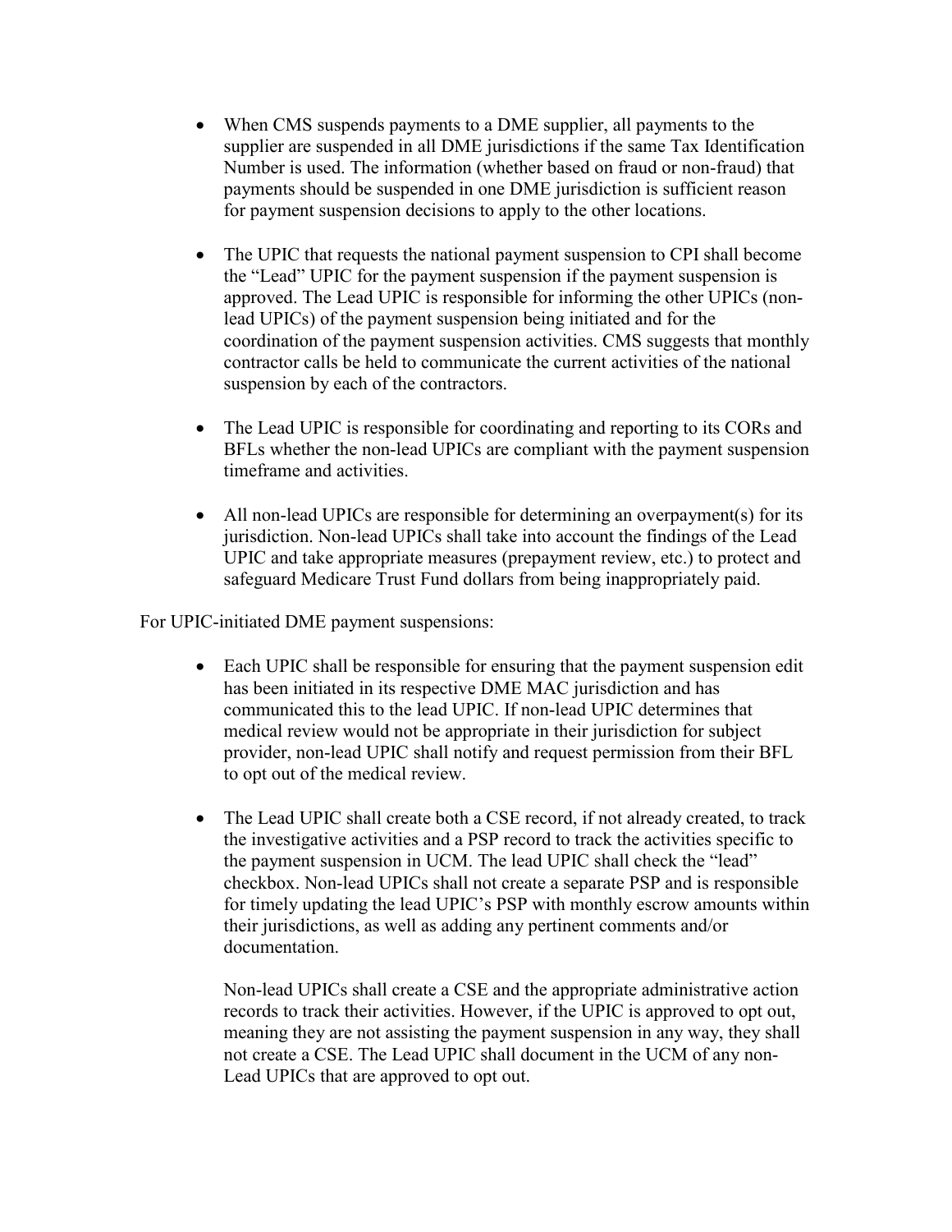- When CMS suspends payments to a DME supplier, all payments to the supplier are suspended in all DME jurisdictions if the same Tax Identification Number is used. The information (whether based on fraud or non-fraud) that payments should be suspended in one DME jurisdiction is sufficient reason for payment suspension decisions to apply to the other locations.

- The UPIC that requests the national payment suspension to CPI shall become the "Lead" UPIC for the payment suspension if the payment suspension is approved. The Lead UPIC is responsible for informing the other UPICs (non-lead UPICs) of the payment suspension being initiated and for the coordination of the payment suspension activities. CMS suggests that monthly contractor calls be held to communicate the current activities of the national suspension by each of the contractors.

- The Lead UPIC is responsible for coordinating and reporting to its CORs and BFLs whether the non-lead UPICs are compliant with the payment suspension timeframe and activities.

- All non-lead UPICs are responsible for determining an overpayment(s) for its jurisdiction. Non-lead UPICs shall take into account the findings of the Lead UPIC and take appropriate measures (prepayment review, etc.) to protect and safeguard Medicare Trust Fund dollars from being inappropriately paid.

For UPIC-initiated DME payment suspensions:

- Each UPIC shall be responsible for ensuring that the payment suspension edit has been initiated in its respective DME MAC jurisdiction and has communicated this to the lead UPIC. If non-lead UPIC determines that medical review would not be appropriate in their jurisdiction for subject provider, non-lead UPIC shall notify and request permission from their BFL to opt out of the medical review.

- The Lead UPIC shall create both a CSE record, if not already created, to track the investigative activities and a PSP record to track the activities specific to the payment suspension in UCM. The lead UPIC shall check the "lead" checkbox. Non-lead UPICs shall not create a separate PSP and is responsible for timely updating the lead UPIC's PSP with monthly escrow amounts within their jurisdictions, as well as adding any pertinent comments and/or documentation.

  Non-lead UPICs shall create a CSE and the appropriate administrative action records to track their activities. However, if the UPIC is approved to opt out, meaning they are not assisting the payment suspension in any way, they shall not create a CSE. The Lead UPIC shall document in the UCM of any non-Lead UPICs that are approved to opt out.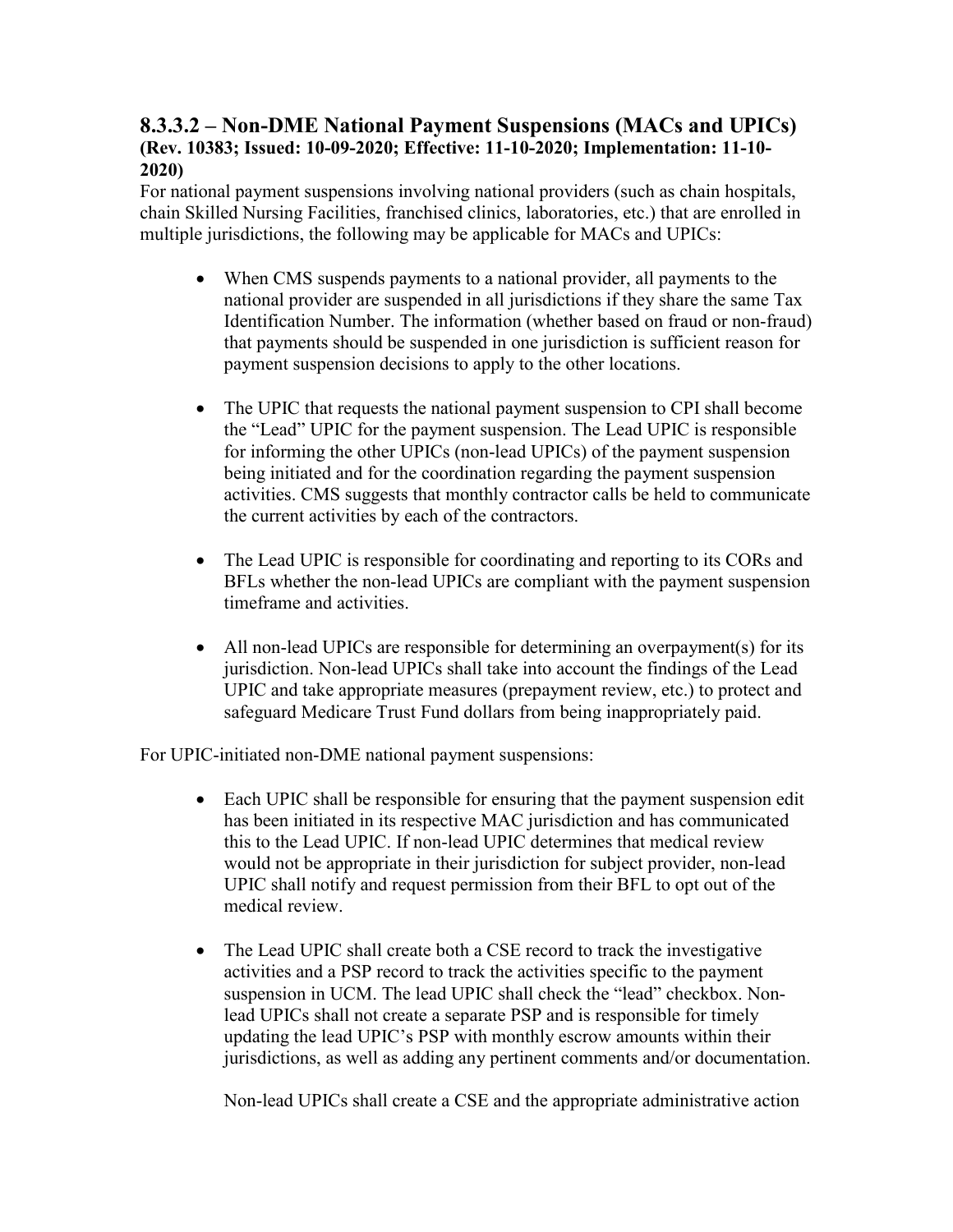### 8.3.3.2 – Non-DME National Payment Suspensions (MACs and UPICs)

**(Rev. 10383; Issued: 10-09-2020; Effective: 11-10-2020; Implementation: 11-10-2020)**

For national payment suspensions involving national providers (such as chain hospitals, chain Skilled Nursing Facilities, franchised clinics, laboratories, etc.) that are enrolled in multiple jurisdictions, the following may be applicable for MACs and UPICs:

- When CMS suspends payments to a national provider, all payments to the national provider are suspended in all jurisdictions if they share the same Tax Identification Number. The information (whether based on fraud or non-fraud) that payments should be suspended in one jurisdiction is sufficient reason for payment suspension decisions to apply to the other locations.

- The UPIC that requests the national payment suspension to CPI shall become the "Lead" UPIC for the payment suspension. The Lead UPIC is responsible for informing the other UPICs (non-lead UPICs) of the payment suspension being initiated and for the coordination regarding the payment suspension activities. CMS suggests that monthly contractor calls be held to communicate the current activities by each of the contractors.

- The Lead UPIC is responsible for coordinating and reporting to its CORs and BFLs whether the non-lead UPICs are compliant with the payment suspension timeframe and activities.

- All non-lead UPICs are responsible for determining an overpayment(s) for its jurisdiction. Non-lead UPICs shall take into account the findings of the Lead UPIC and take appropriate measures (prepayment review, etc.) to protect and safeguard Medicare Trust Fund dollars from being inappropriately paid.

For UPIC-initiated non-DME national payment suspensions:

- Each UPIC shall be responsible for ensuring that the payment suspension edit has been initiated in its respective MAC jurisdiction and has communicated this to the Lead UPIC. If non-lead UPIC determines that medical review would not be appropriate in their jurisdiction for subject provider, non-lead UPIC shall notify and request permission from their BFL to opt out of the medical review.

- The Lead UPIC shall create both a CSE record to track the investigative activities and a PSP record to track the activities specific to the payment suspension in UCM. The lead UPIC shall check the "lead" checkbox. Non-lead UPICs shall not create a separate PSP and is responsible for timely updating the lead UPIC's PSP with monthly escrow amounts within their jurisdictions, as well as adding any pertinent comments and/or documentation.

  Non-lead UPICs shall create a CSE and the appropriate administrative action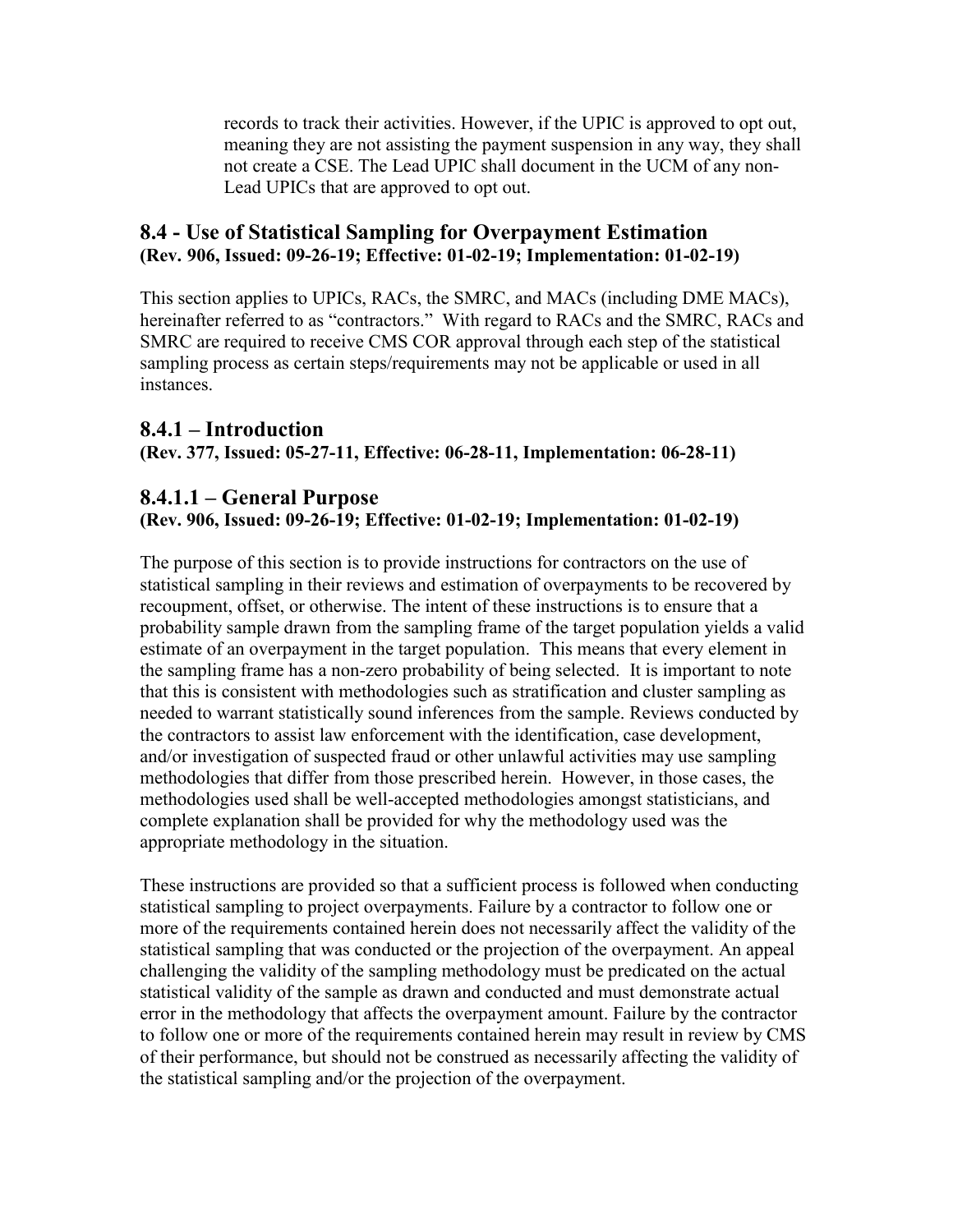records to track their activities. However, if the UPIC is approved to opt out, meaning they are not assisting the payment suspension in any way, they shall not create a CSE. The Lead UPIC shall document in the UCM of any non-Lead UPICs that are approved to opt out.

## 8.4 - Use of Statistical Sampling for Overpayment Estimation
**(Rev. 906, Issued: 09-26-19; Effective: 01-02-19; Implementation: 01-02-19)**

This section applies to UPICs, RACs, the SMRC, and MACs (including DME MACs), hereinafter referred to as "contractors." With regard to RACs and the SMRC, RACs and SMRC are required to receive CMS COR approval through each step of the statistical sampling process as certain steps/requirements may not be applicable or used in all instances.

## 8.4.1 – Introduction
**(Rev. 377, Issued: 05-27-11, Effective: 06-28-11, Implementation: 06-28-11)**

## 8.4.1.1 – General Purpose
**(Rev. 906, Issued: 09-26-19; Effective: 01-02-19; Implementation: 01-02-19)**

The purpose of this section is to provide instructions for contractors on the use of statistical sampling in their reviews and estimation of overpayments to be recovered by recoupment, offset, or otherwise. The intent of these instructions is to ensure that a probability sample drawn from the sampling frame of the target population yields a valid estimate of an overpayment in the target population. This means that every element in the sampling frame has a non-zero probability of being selected. It is important to note that this is consistent with methodologies such as stratification and cluster sampling as needed to warrant statistically sound inferences from the sample. Reviews conducted by the contractors to assist law enforcement with the identification, case development, and/or investigation of suspected fraud or other unlawful activities may use sampling methodologies that differ from those prescribed herein. However, in those cases, the methodologies used shall be well-accepted methodologies amongst statisticians, and complete explanation shall be provided for why the methodology used was the appropriate methodology in the situation.

These instructions are provided so that a sufficient process is followed when conducting statistical sampling to project overpayments. Failure by a contractor to follow one or more of the requirements contained herein does not necessarily affect the validity of the statistical sampling that was conducted or the projection of the overpayment. An appeal challenging the validity of the sampling methodology must be predicated on the actual statistical validity of the sample as drawn and conducted and must demonstrate actual error in the methodology that affects the overpayment amount. Failure by the contractor to follow one or more of the requirements contained herein may result in review by CMS of their performance, but should not be construed as necessarily affecting the validity of the statistical sampling and/or the projection of the overpayment.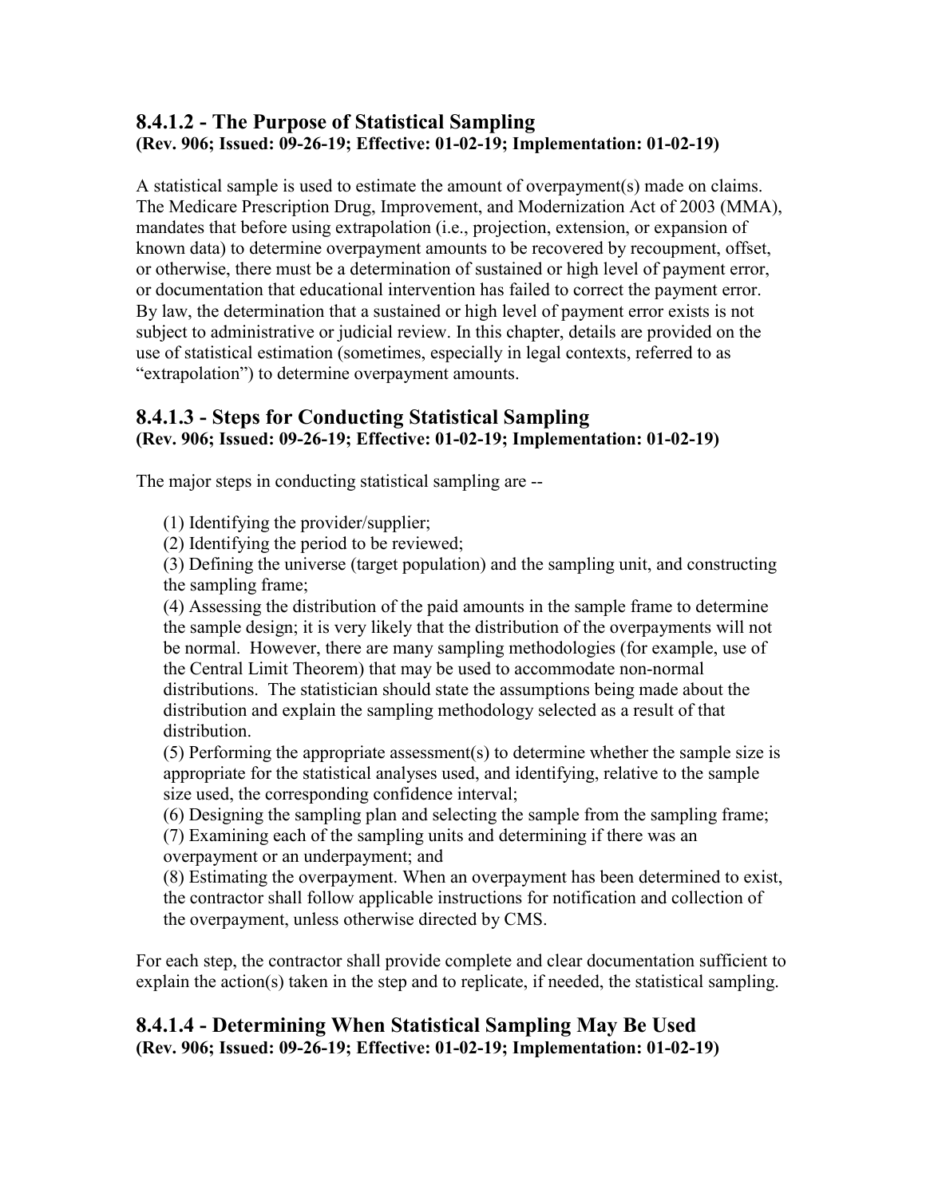### 8.4.1.2 - The Purpose of Statistical Sampling
**(Rev. 906; Issued: 09-26-19; Effective: 01-02-19; Implementation: 01-02-19)**

A statistical sample is used to estimate the amount of overpayment(s) made on claims. The Medicare Prescription Drug, Improvement, and Modernization Act of 2003 (MMA), mandates that before using extrapolation (i.e., projection, extension, or expansion of known data) to determine overpayment amounts to be recovered by recoupment, offset, or otherwise, there must be a determination of sustained or high level of payment error, or documentation that educational intervention has failed to correct the payment error. By law, the determination that a sustained or high level of payment error exists is not subject to administrative or judicial review. In this chapter, details are provided on the use of statistical estimation (sometimes, especially in legal contexts, referred to as "extrapolation") to determine overpayment amounts.

### 8.4.1.3 - Steps for Conducting Statistical Sampling
**(Rev. 906; Issued: 09-26-19; Effective: 01-02-19; Implementation: 01-02-19)**

The major steps in conducting statistical sampling are --

(1) Identifying the provider/supplier;
(2) Identifying the period to be reviewed;
(3) Defining the universe (target population) and the sampling unit, and constructing the sampling frame;
(4) Assessing the distribution of the paid amounts in the sample frame to determine the sample design; it is very likely that the distribution of the overpayments will not be normal. However, there are many sampling methodologies (for example, use of the Central Limit Theorem) that may be used to accommodate non-normal distributions. The statistician should state the assumptions being made about the distribution and explain the sampling methodology selected as a result of that distribution.
(5) Performing the appropriate assessment(s) to determine whether the sample size is appropriate for the statistical analyses used, and identifying, relative to the sample size used, the corresponding confidence interval;
(6) Designing the sampling plan and selecting the sample from the sampling frame;
(7) Examining each of the sampling units and determining if there was an overpayment or an underpayment; and
(8) Estimating the overpayment. When an overpayment has been determined to exist, the contractor shall follow applicable instructions for notification and collection of the overpayment, unless otherwise directed by CMS.

For each step, the contractor shall provide complete and clear documentation sufficient to explain the action(s) taken in the step and to replicate, if needed, the statistical sampling.

### 8.4.1.4 - Determining When Statistical Sampling May Be Used
**(Rev. 906; Issued: 09-26-19; Effective: 01-02-19; Implementation: 01-02-19)**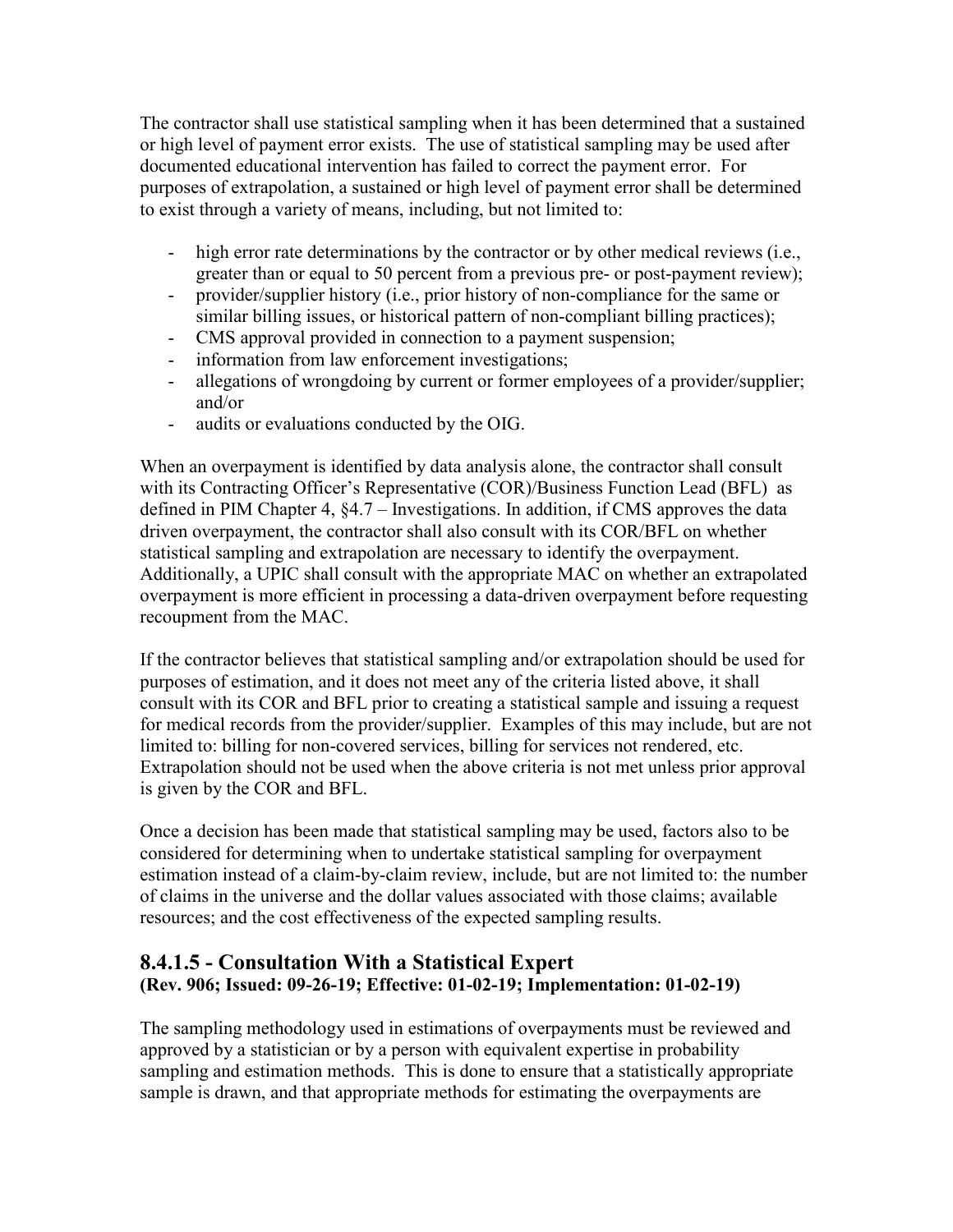The contractor shall use statistical sampling when it has been determined that a sustained or high level of payment error exists. The use of statistical sampling may be used after documented educational intervention has failed to correct the payment error. For purposes of extrapolation, a sustained or high level of payment error shall be determined to exist through a variety of means, including, but not limited to:

- high error rate determinations by the contractor or by other medical reviews (i.e., greater than or equal to 50 percent from a previous pre- or post-payment review);
- provider/supplier history (i.e., prior history of non-compliance for the same or similar billing issues, or historical pattern of non-compliant billing practices);
- CMS approval provided in connection to a payment suspension;
- information from law enforcement investigations;
- allegations of wrongdoing by current or former employees of a provider/supplier; and/or
- audits or evaluations conducted by the OIG.

When an overpayment is identified by data analysis alone, the contractor shall consult with its Contracting Officer's Representative (COR)/Business Function Lead (BFL) as defined in PIM Chapter 4, §4.7 – Investigations. In addition, if CMS approves the data driven overpayment, the contractor shall also consult with its COR/BFL on whether statistical sampling and extrapolation are necessary to identify the overpayment. Additionally, a UPIC shall consult with the appropriate MAC on whether an extrapolated overpayment is more efficient in processing a data-driven overpayment before requesting recoupment from the MAC.

If the contractor believes that statistical sampling and/or extrapolation should be used for purposes of estimation, and it does not meet any of the criteria listed above, it shall consult with its COR and BFL prior to creating a statistical sample and issuing a request for medical records from the provider/supplier. Examples of this may include, but are not limited to: billing for non-covered services, billing for services not rendered, etc. Extrapolation should not be used when the above criteria is not met unless prior approval is given by the COR and BFL.

Once a decision has been made that statistical sampling may be used, factors also to be considered for determining when to undertake statistical sampling for overpayment estimation instead of a claim-by-claim review, include, but are not limited to: the number of claims in the universe and the dollar values associated with those claims; available resources; and the cost effectiveness of the expected sampling results.

## 8.4.1.5 - Consultation With a Statistical Expert
**(Rev. 906; Issued: 09-26-19; Effective: 01-02-19; Implementation: 01-02-19)**

The sampling methodology used in estimations of overpayments must be reviewed and approved by a statistician or by a person with equivalent expertise in probability sampling and estimation methods. This is done to ensure that a statistically appropriate sample is drawn, and that appropriate methods for estimating the overpayments are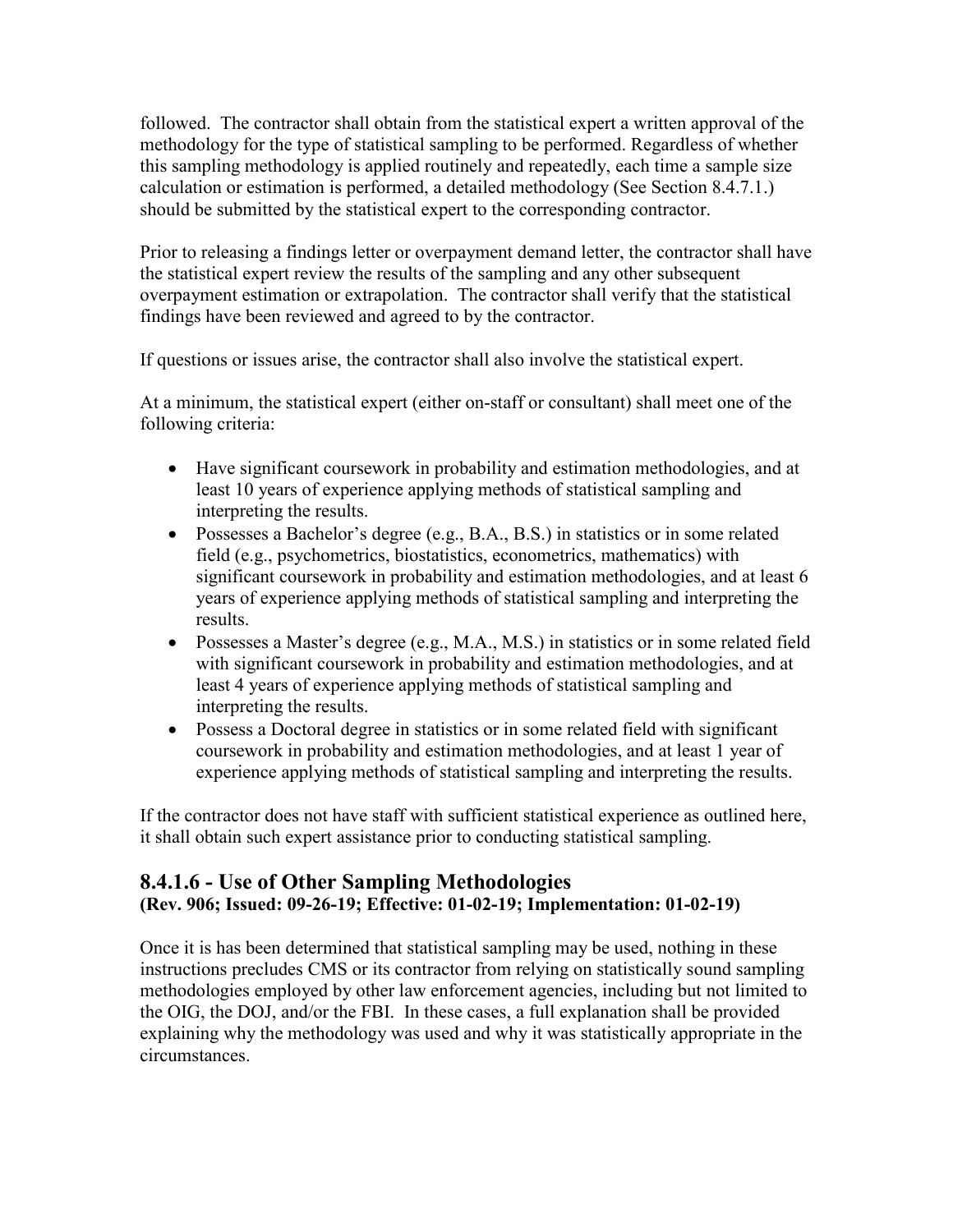followed. The contractor shall obtain from the statistical expert a written approval of the methodology for the type of statistical sampling to be performed. Regardless of whether this sampling methodology is applied routinely and repeatedly, each time a sample size calculation or estimation is performed, a detailed methodology (See Section 8.4.7.1.) should be submitted by the statistical expert to the corresponding contractor.

Prior to releasing a findings letter or overpayment demand letter, the contractor shall have the statistical expert review the results of the sampling and any other subsequent overpayment estimation or extrapolation. The contractor shall verify that the statistical findings have been reviewed and agreed to by the contractor.

If questions or issues arise, the contractor shall also involve the statistical expert.

At a minimum, the statistical expert (either on-staff or consultant) shall meet one of the following criteria:

- Have significant coursework in probability and estimation methodologies, and at least 10 years of experience applying methods of statistical sampling and interpreting the results.
- Possesses a Bachelor's degree (e.g., B.A., B.S.) in statistics or in some related field (e.g., psychometrics, biostatistics, econometrics, mathematics) with significant coursework in probability and estimation methodologies, and at least 6 years of experience applying methods of statistical sampling and interpreting the results.
- Possesses a Master's degree (e.g., M.A., M.S.) in statistics or in some related field with significant coursework in probability and estimation methodologies, and at least 4 years of experience applying methods of statistical sampling and interpreting the results.
- Possess a Doctoral degree in statistics or in some related field with significant coursework in probability and estimation methodologies, and at least 1 year of experience applying methods of statistical sampling and interpreting the results.

If the contractor does not have staff with sufficient statistical experience as outlined here, it shall obtain such expert assistance prior to conducting statistical sampling.

## 8.4.1.6 - Use of Other Sampling Methodologies
**(Rev. 906; Issued: 09-26-19; Effective: 01-02-19; Implementation: 01-02-19)**

Once it is has been determined that statistical sampling may be used, nothing in these instructions precludes CMS or its contractor from relying on statistically sound sampling methodologies employed by other law enforcement agencies, including but not limited to the OIG, the DOJ, and/or the FBI. In these cases, a full explanation shall be provided explaining why the methodology was used and why it was statistically appropriate in the circumstances.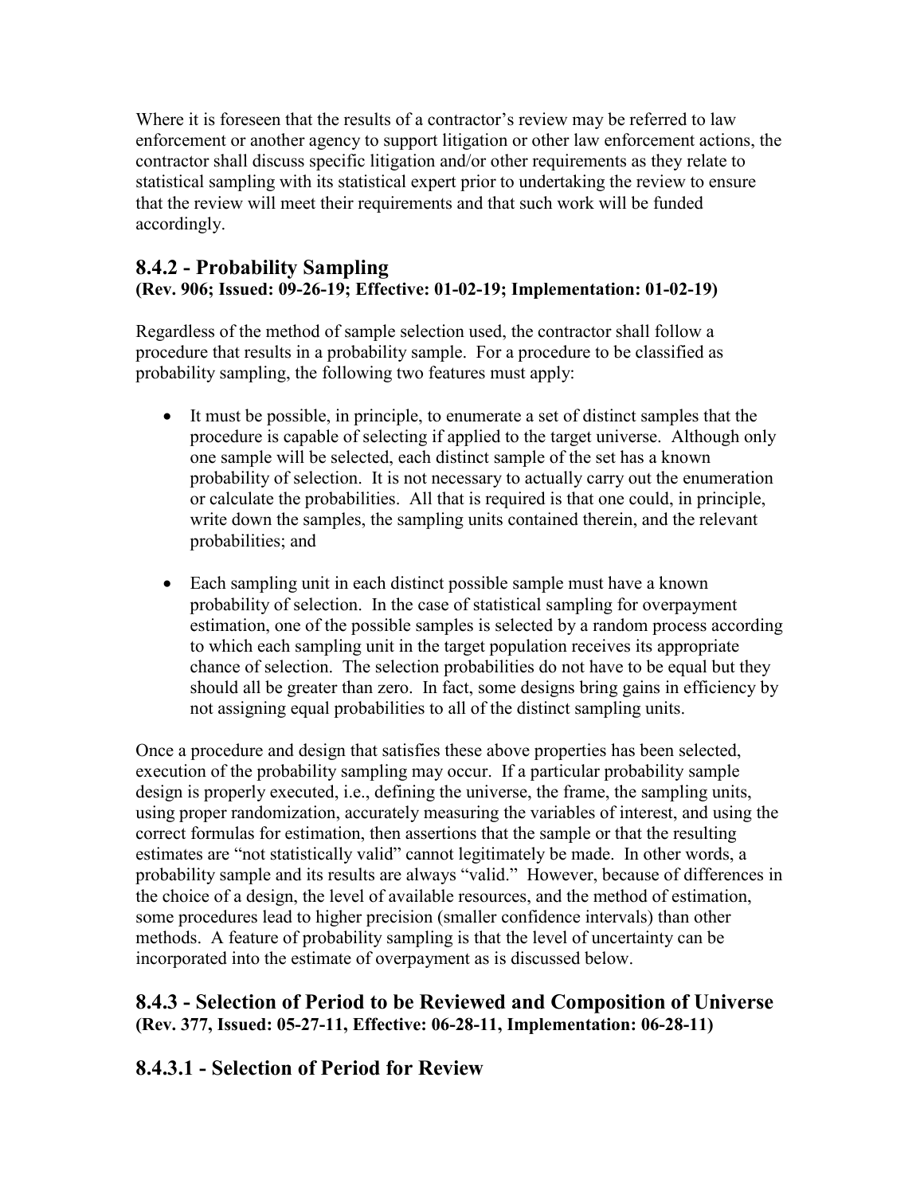Where it is foreseen that the results of a contractor's review may be referred to law enforcement or another agency to support litigation or other law enforcement actions, the contractor shall discuss specific litigation and/or other requirements as they relate to statistical sampling with its statistical expert prior to undertaking the review to ensure that the review will meet their requirements and that such work will be funded accordingly.

## 8.4.2 - Probability Sampling
**(Rev. 906; Issued: 09-26-19; Effective: 01-02-19; Implementation: 01-02-19)**

Regardless of the method of sample selection used, the contractor shall follow a procedure that results in a probability sample. For a procedure to be classified as probability sampling, the following two features must apply:

- It must be possible, in principle, to enumerate a set of distinct samples that the procedure is capable of selecting if applied to the target universe. Although only one sample will be selected, each distinct sample of the set has a known probability of selection. It is not necessary to actually carry out the enumeration or calculate the probabilities. All that is required is that one could, in principle, write down the samples, the sampling units contained therein, and the relevant probabilities; and

- Each sampling unit in each distinct possible sample must have a known probability of selection. In the case of statistical sampling for overpayment estimation, one of the possible samples is selected by a random process according to which each sampling unit in the target population receives its appropriate chance of selection. The selection probabilities do not have to be equal but they should all be greater than zero. In fact, some designs bring gains in efficiency by not assigning equal probabilities to all of the distinct sampling units.

Once a procedure and design that satisfies these above properties has been selected, execution of the probability sampling may occur. If a particular probability sample design is properly executed, i.e., defining the universe, the frame, the sampling units, using proper randomization, accurately measuring the variables of interest, and using the correct formulas for estimation, then assertions that the sample or that the resulting estimates are "not statistically valid" cannot legitimately be made. In other words, a probability sample and its results are always "valid." However, because of differences in the choice of a design, the level of available resources, and the method of estimation, some procedures lead to higher precision (smaller confidence intervals) than other methods. A feature of probability sampling is that the level of uncertainty can be incorporated into the estimate of overpayment as is discussed below.

## 8.4.3 - Selection of Period to be Reviewed and Composition of Universe
**(Rev. 377, Issued: 05-27-11, Effective: 06-28-11, Implementation: 06-28-11)**

### 8.4.3.1 - Selection of Period for Review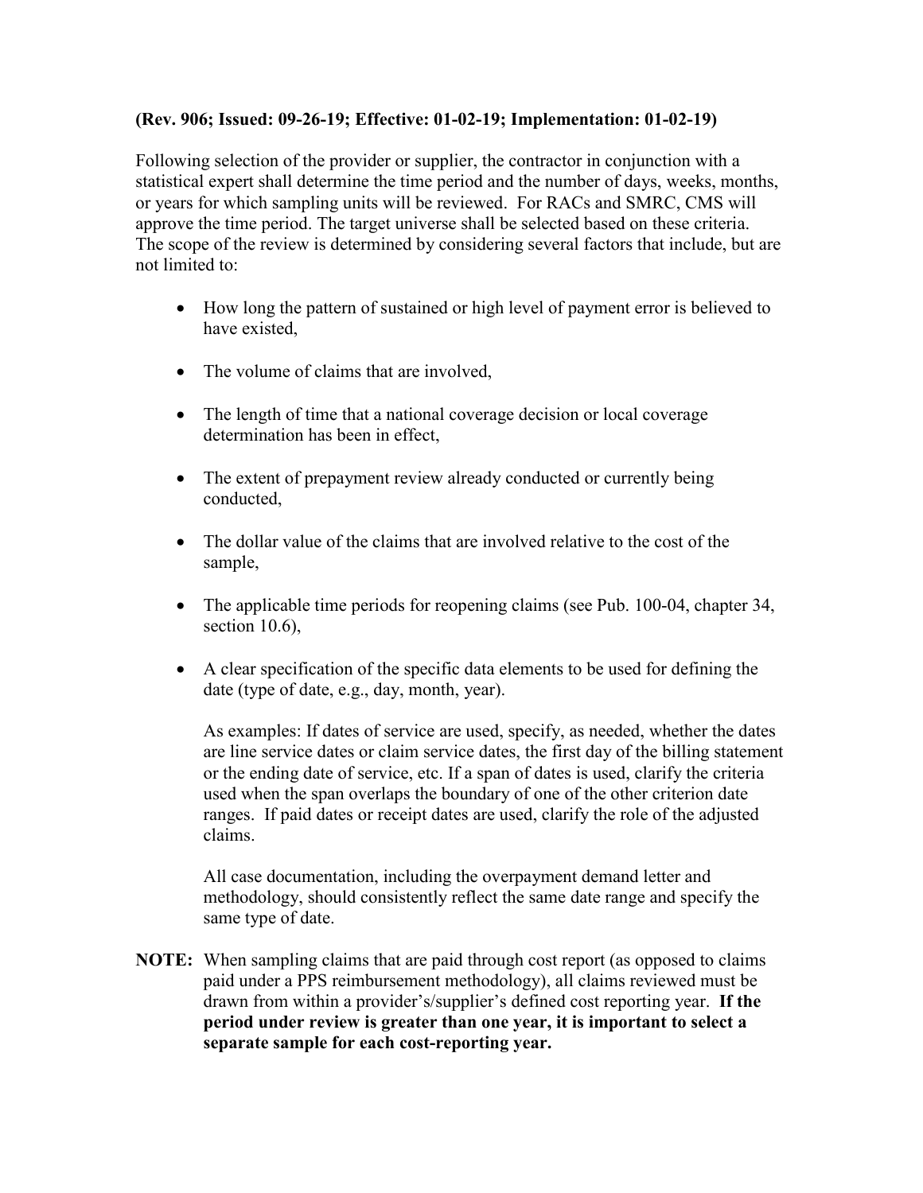**(Rev. 906; Issued: 09-26-19; Effective: 01-02-19; Implementation: 01-02-19)**

Following selection of the provider or supplier, the contractor in conjunction with a statistical expert shall determine the time period and the number of days, weeks, months, or years for which sampling units will be reviewed. For RACs and SMRC, CMS will approve the time period. The target universe shall be selected based on these criteria. The scope of the review is determined by considering several factors that include, but are not limited to:

- How long the pattern of sustained or high level of payment error is believed to have existed,
- The volume of claims that are involved,
- The length of time that a national coverage decision or local coverage determination has been in effect,
- The extent of prepayment review already conducted or currently being conducted,
- The dollar value of the claims that are involved relative to the cost of the sample,
- The applicable time periods for reopening claims (see Pub. 100-04, chapter 34, section 10.6),
- A clear specification of the specific data elements to be used for defining the date (type of date, e.g., day, month, year).

  As examples: If dates of service are used, specify, as needed, whether the dates are line service dates or claim service dates, the first day of the billing statement or the ending date of service, etc. If a span of dates is used, clarify the criteria used when the span overlaps the boundary of one of the other criterion date ranges. If paid dates or receipt dates are used, clarify the role of the adjusted claims.

  All case documentation, including the overpayment demand letter and methodology, should consistently reflect the same date range and specify the same type of date.

**NOTE:** When sampling claims that are paid through cost report (as opposed to claims paid under a PPS reimbursement methodology), all claims reviewed must be drawn from within a provider's/supplier's defined cost reporting year. **If the period under review is greater than one year, it is important to select a separate sample for each cost-reporting year.**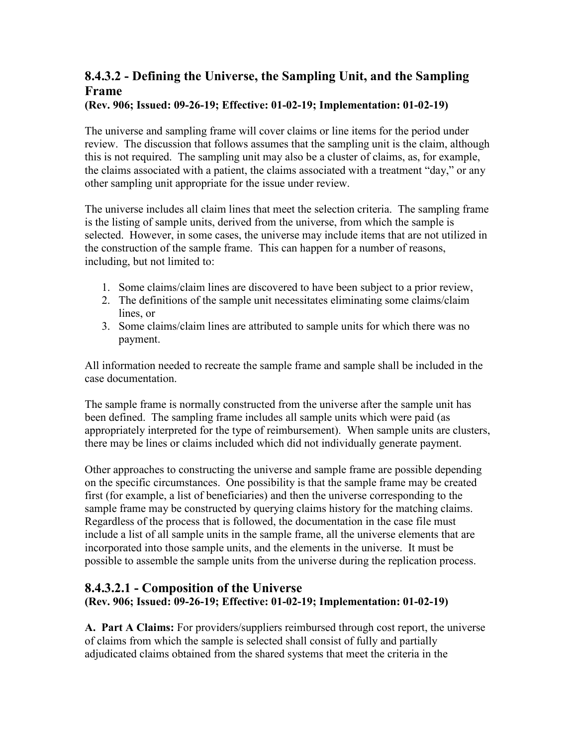## 8.4.3.2 - Defining the Universe, the Sampling Unit, and the Sampling Frame

**(Rev. 906; Issued: 09-26-19; Effective: 01-02-19; Implementation: 01-02-19)**

The universe and sampling frame will cover claims or line items for the period under review. The discussion that follows assumes that the sampling unit is the claim, although this is not required. The sampling unit may also be a cluster of claims, as, for example, the claims associated with a patient, the claims associated with a treatment "day," or any other sampling unit appropriate for the issue under review.

The universe includes all claim lines that meet the selection criteria. The sampling frame is the listing of sample units, derived from the universe, from which the sample is selected. However, in some cases, the universe may include items that are not utilized in the construction of the sample frame. This can happen for a number of reasons, including, but not limited to:

1. Some claims/claim lines are discovered to have been subject to a prior review,
2. The definitions of the sample unit necessitates eliminating some claims/claim lines, or
3. Some claims/claim lines are attributed to sample units for which there was no payment.

All information needed to recreate the sample frame and sample shall be included in the case documentation.

The sample frame is normally constructed from the universe after the sample unit has been defined. The sampling frame includes all sample units which were paid (as appropriately interpreted for the type of reimbursement). When sample units are clusters, there may be lines or claims included which did not individually generate payment.

Other approaches to constructing the universe and sample frame are possible depending on the specific circumstances. One possibility is that the sample frame may be created first (for example, a list of beneficiaries) and then the universe corresponding to the sample frame may be constructed by querying claims history for the matching claims. Regardless of the process that is followed, the documentation in the case file must include a list of all sample units in the sample frame, all the universe elements that are incorporated into those sample units, and the elements in the universe. It must be possible to assemble the sample units from the universe during the replication process.

### 8.4.3.2.1 - Composition of the Universe

**(Rev. 906; Issued: 09-26-19; Effective: 01-02-19; Implementation: 01-02-19)**

**A. Part A Claims:** For providers/suppliers reimbursed through cost report, the universe of claims from which the sample is selected shall consist of fully and partially adjudicated claims obtained from the shared systems that meet the criteria in the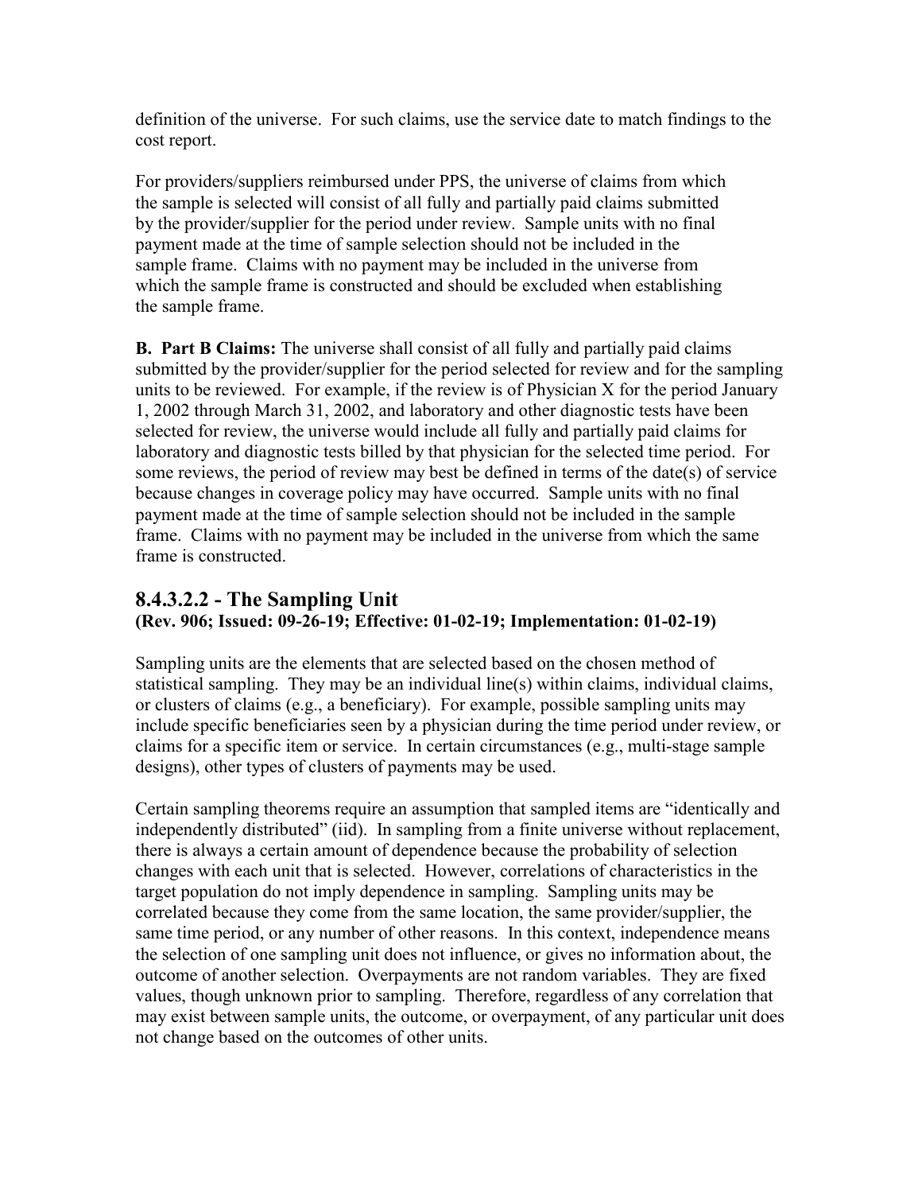definition of the universe. For such claims, use the service date to match findings to the cost report.

For providers/suppliers reimbursed under PPS, the universe of claims from which the sample is selected will consist of all fully and partially paid claims submitted by the provider/supplier for the period under review. Sample units with no final payment made at the time of sample selection should not be included in the sample frame. Claims with no payment may be included in the universe from which the sample frame is constructed and should be excluded when establishing the sample frame.

**B. Part B Claims:** The universe shall consist of all fully and partially paid claims submitted by the provider/supplier for the period selected for review and for the sampling units to be reviewed. For example, if the review is of Physician X for the period January 1, 2002 through March 31, 2002, and laboratory and other diagnostic tests have been selected for review, the universe would include all fully and partially paid claims for laboratory and diagnostic tests billed by that physician for the selected time period. For some reviews, the period of review may best be defined in terms of the date(s) of service because changes in coverage policy may have occurred. Sample units with no final payment made at the time of sample selection should not be included in the sample frame. Claims with no payment may be included in the universe from which the same frame is constructed.

## 8.4.3.2.2 - The Sampling Unit
**(Rev. 906; Issued: 09-26-19; Effective: 01-02-19; Implementation: 01-02-19)**

Sampling units are the elements that are selected based on the chosen method of statistical sampling. They may be an individual line(s) within claims, individual claims, or clusters of claims (e.g., a beneficiary). For example, possible sampling units may include specific beneficiaries seen by a physician during the time period under review, or claims for a specific item or service. In certain circumstances (e.g., multi-stage sample designs), other types of clusters of payments may be used.

Certain sampling theorems require an assumption that sampled items are "identically and independently distributed" (iid). In sampling from a finite universe without replacement, there is always a certain amount of dependence because the probability of selection changes with each unit that is selected. However, correlations of characteristics in the target population do not imply dependence in sampling. Sampling units may be correlated because they come from the same location, the same provider/supplier, the same time period, or any number of other reasons. In this context, independence means the selection of one sampling unit does not influence, or gives no information about, the outcome of another selection. Overpayments are not random variables. They are fixed values, though unknown prior to sampling. Therefore, regardless of any correlation that may exist between sample units, the outcome, or overpayment, of any particular unit does not change based on the outcomes of other units.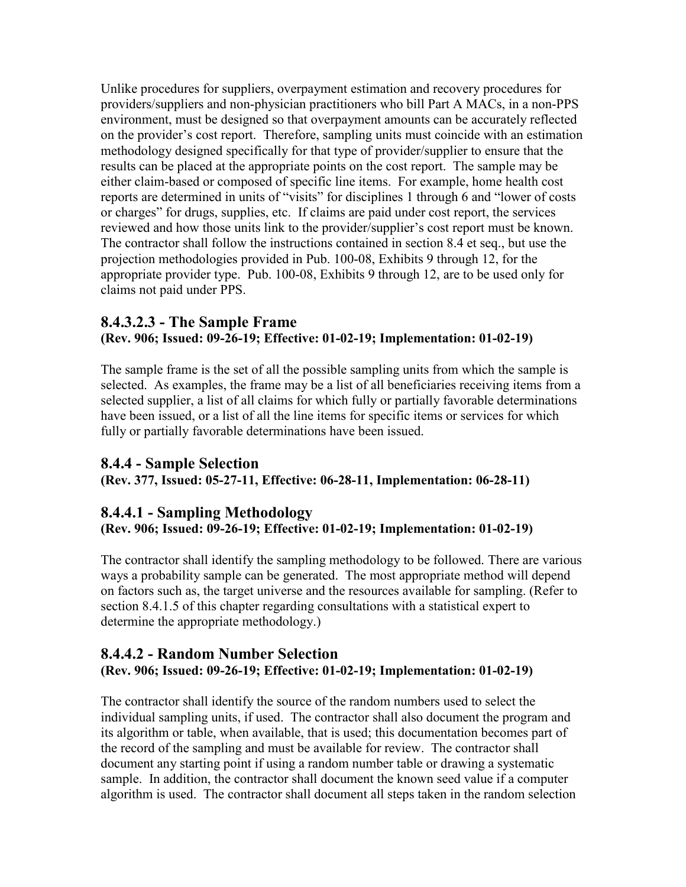Unlike procedures for suppliers, overpayment estimation and recovery procedures for providers/suppliers and non-physician practitioners who bill Part A MACs, in a non-PPS environment, must be designed so that overpayment amounts can be accurately reflected on the provider's cost report. Therefore, sampling units must coincide with an estimation methodology designed specifically for that type of provider/supplier to ensure that the results can be placed at the appropriate points on the cost report. The sample may be either claim-based or composed of specific line items. For example, home health cost reports are determined in units of "visits" for disciplines 1 through 6 and "lower of costs or charges" for drugs, supplies, etc. If claims are paid under cost report, the services reviewed and how those units link to the provider/supplier's cost report must be known. The contractor shall follow the instructions contained in section 8.4 et seq., but use the projection methodologies provided in Pub. 100-08, Exhibits 9 through 12, for the appropriate provider type. Pub. 100-08, Exhibits 9 through 12, are to be used only for claims not paid under PPS.

## 8.4.3.2.3 - The Sample Frame
**(Rev. 906; Issued: 09-26-19; Effective: 01-02-19; Implementation: 01-02-19)**

The sample frame is the set of all the possible sampling units from which the sample is selected. As examples, the frame may be a list of all beneficiaries receiving items from a selected supplier, a list of all claims for which fully or partially favorable determinations have been issued, or a list of all the line items for specific items or services for which fully or partially favorable determinations have been issued.

## 8.4.4 - Sample Selection
**(Rev. 377, Issued: 05-27-11, Effective: 06-28-11, Implementation: 06-28-11)**

## 8.4.4.1 - Sampling Methodology
**(Rev. 906; Issued: 09-26-19; Effective: 01-02-19; Implementation: 01-02-19)**

The contractor shall identify the sampling methodology to be followed. There are various ways a probability sample can be generated. The most appropriate method will depend on factors such as, the target universe and the resources available for sampling. (Refer to section 8.4.1.5 of this chapter regarding consultations with a statistical expert to determine the appropriate methodology.)

## 8.4.4.2 - Random Number Selection
**(Rev. 906; Issued: 09-26-19; Effective: 01-02-19; Implementation: 01-02-19)**

The contractor shall identify the source of the random numbers used to select the individual sampling units, if used. The contractor shall also document the program and its algorithm or table, when available, that is used; this documentation becomes part of the record of the sampling and must be available for review. The contractor shall document any starting point if using a random number table or drawing a systematic sample. In addition, the contractor shall document the known seed value if a computer algorithm is used. The contractor shall document all steps taken in the random selection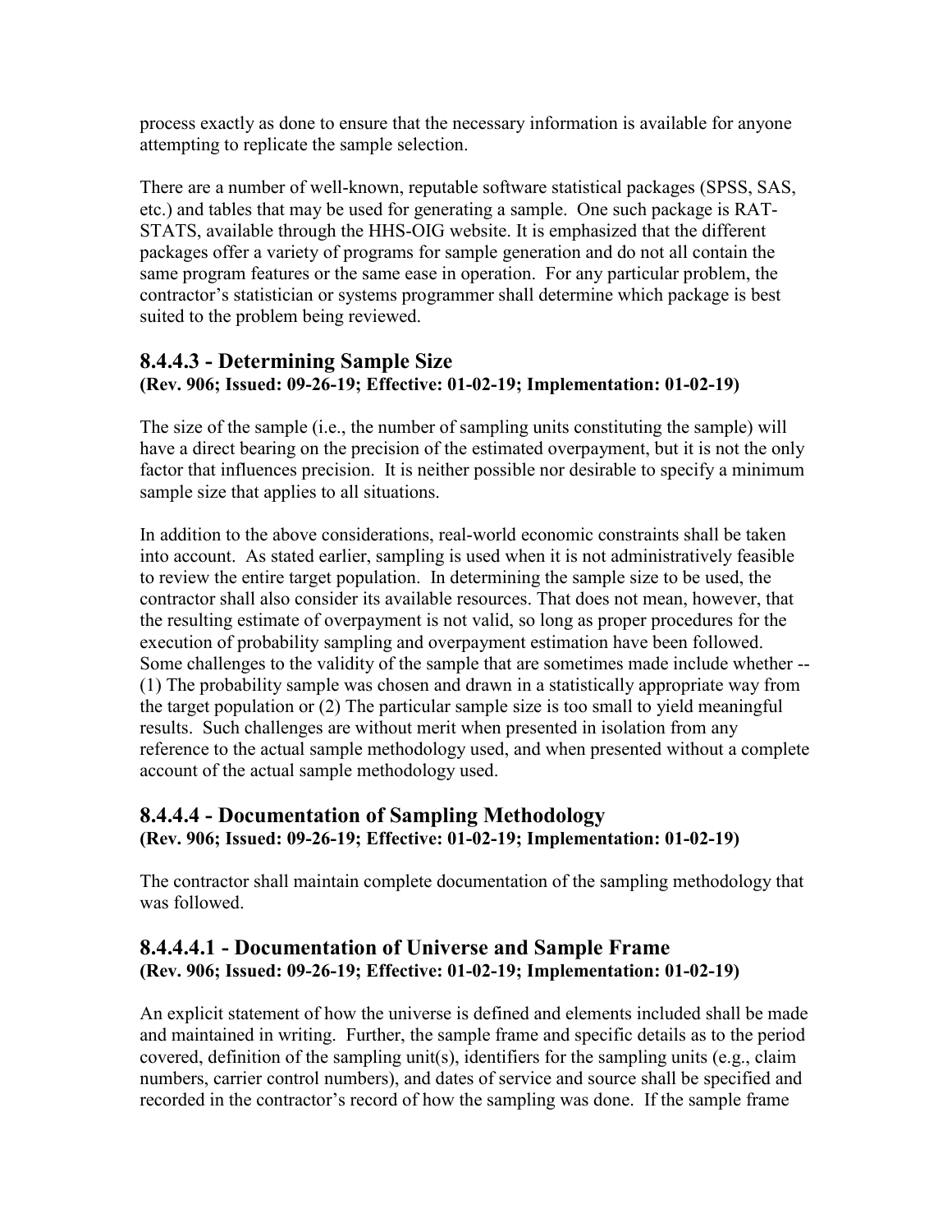process exactly as done to ensure that the necessary information is available for anyone attempting to replicate the sample selection.

There are a number of well-known, reputable software statistical packages (SPSS, SAS, etc.) and tables that may be used for generating a sample. One such package is RAT-STATS, available through the HHS-OIG website. It is emphasized that the different packages offer a variety of programs for sample generation and do not all contain the same program features or the same ease in operation. For any particular problem, the contractor's statistician or systems programmer shall determine which package is best suited to the problem being reviewed.

## 8.4.4.3 - Determining Sample Size

**(Rev. 906; Issued: 09-26-19; Effective: 01-02-19; Implementation: 01-02-19)**

The size of the sample (i.e., the number of sampling units constituting the sample) will have a direct bearing on the precision of the estimated overpayment, but it is not the only factor that influences precision. It is neither possible nor desirable to specify a minimum sample size that applies to all situations.

In addition to the above considerations, real-world economic constraints shall be taken into account. As stated earlier, sampling is used when it is not administratively feasible to review the entire target population. In determining the sample size to be used, the contractor shall also consider its available resources. That does not mean, however, that the resulting estimate of overpayment is not valid, so long as proper procedures for the execution of probability sampling and overpayment estimation have been followed. Some challenges to the validity of the sample that are sometimes made include whether -- (1) The probability sample was chosen and drawn in a statistically appropriate way from the target population or (2) The particular sample size is too small to yield meaningful results. Such challenges are without merit when presented in isolation from any reference to the actual sample methodology used, and when presented without a complete account of the actual sample methodology used.

## 8.4.4.4 - Documentation of Sampling Methodology

**(Rev. 906; Issued: 09-26-19; Effective: 01-02-19; Implementation: 01-02-19)**

The contractor shall maintain complete documentation of the sampling methodology that was followed.

## 8.4.4.4.1 - Documentation of Universe and Sample Frame

**(Rev. 906; Issued: 09-26-19; Effective: 01-02-19; Implementation: 01-02-19)**

An explicit statement of how the universe is defined and elements included shall be made and maintained in writing. Further, the sample frame and specific details as to the period covered, definition of the sampling unit(s), identifiers for the sampling units (e.g., claim numbers, carrier control numbers), and dates of service and source shall be specified and recorded in the contractor's record of how the sampling was done. If the sample frame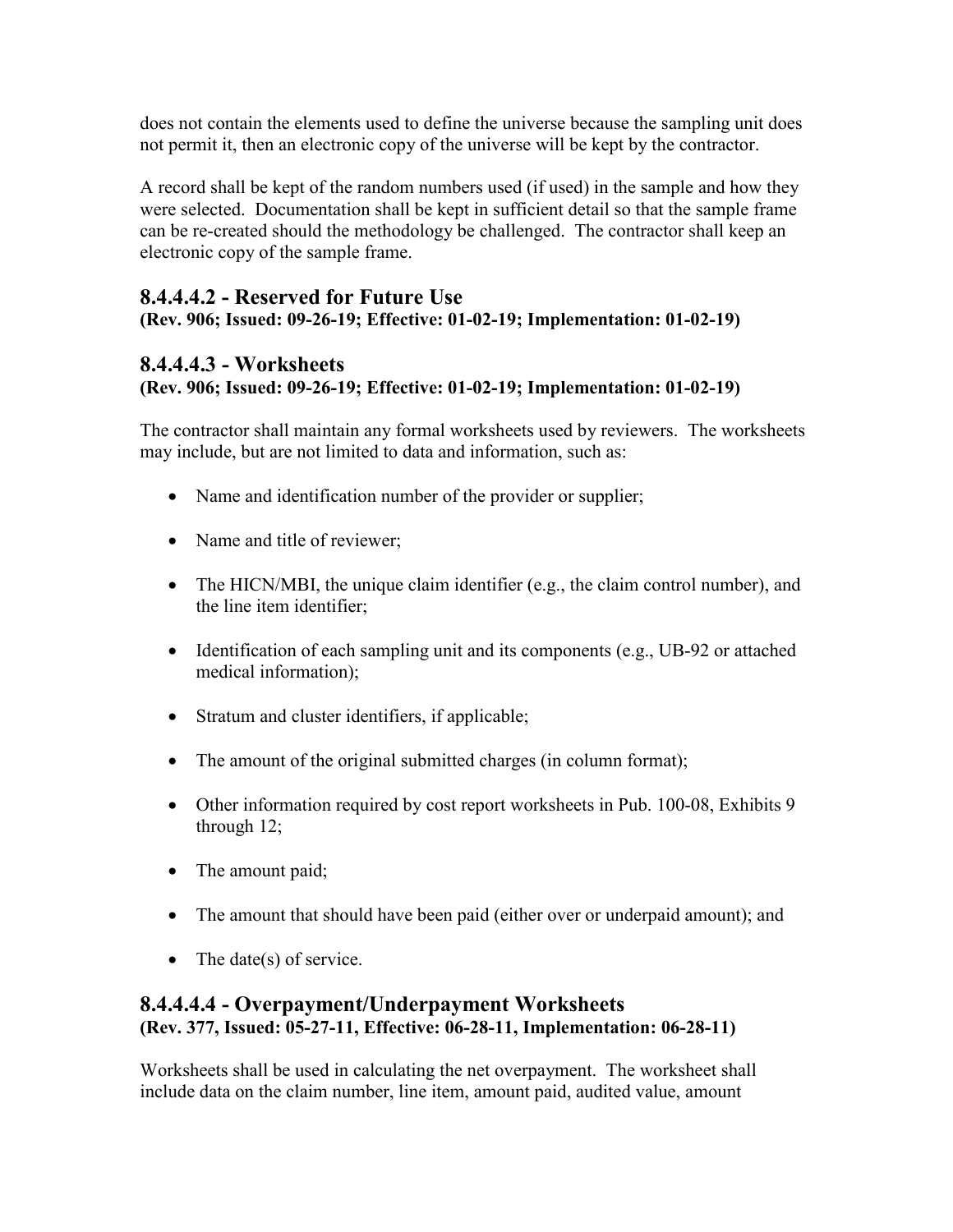does not contain the elements used to define the universe because the sampling unit does not permit it, then an electronic copy of the universe will be kept by the contractor.

A record shall be kept of the random numbers used (if used) in the sample and how they were selected. Documentation shall be kept in sufficient detail so that the sample frame can be re-created should the methodology be challenged. The contractor shall keep an electronic copy of the sample frame.

### 8.4.4.4.2 - Reserved for Future Use
**(Rev. 906; Issued: 09-26-19; Effective: 01-02-19; Implementation: 01-02-19)**

### 8.4.4.4.3 - Worksheets
**(Rev. 906; Issued: 09-26-19; Effective: 01-02-19; Implementation: 01-02-19)**

The contractor shall maintain any formal worksheets used by reviewers. The worksheets may include, but are not limited to data and information, such as:

- Name and identification number of the provider or supplier;
- Name and title of reviewer;
- The HICN/MBI, the unique claim identifier (e.g., the claim control number), and the line item identifier;
- Identification of each sampling unit and its components (e.g., UB-92 or attached medical information);
- Stratum and cluster identifiers, if applicable;
- The amount of the original submitted charges (in column format);
- Other information required by cost report worksheets in Pub. 100-08, Exhibits 9 through 12;
- The amount paid;
- The amount that should have been paid (either over or underpaid amount); and
- The date(s) of service.

### 8.4.4.4.4 - Overpayment/Underpayment Worksheets
**(Rev. 377, Issued: 05-27-11, Effective: 06-28-11, Implementation: 06-28-11)**

Worksheets shall be used in calculating the net overpayment. The worksheet shall include data on the claim number, line item, amount paid, audited value, amount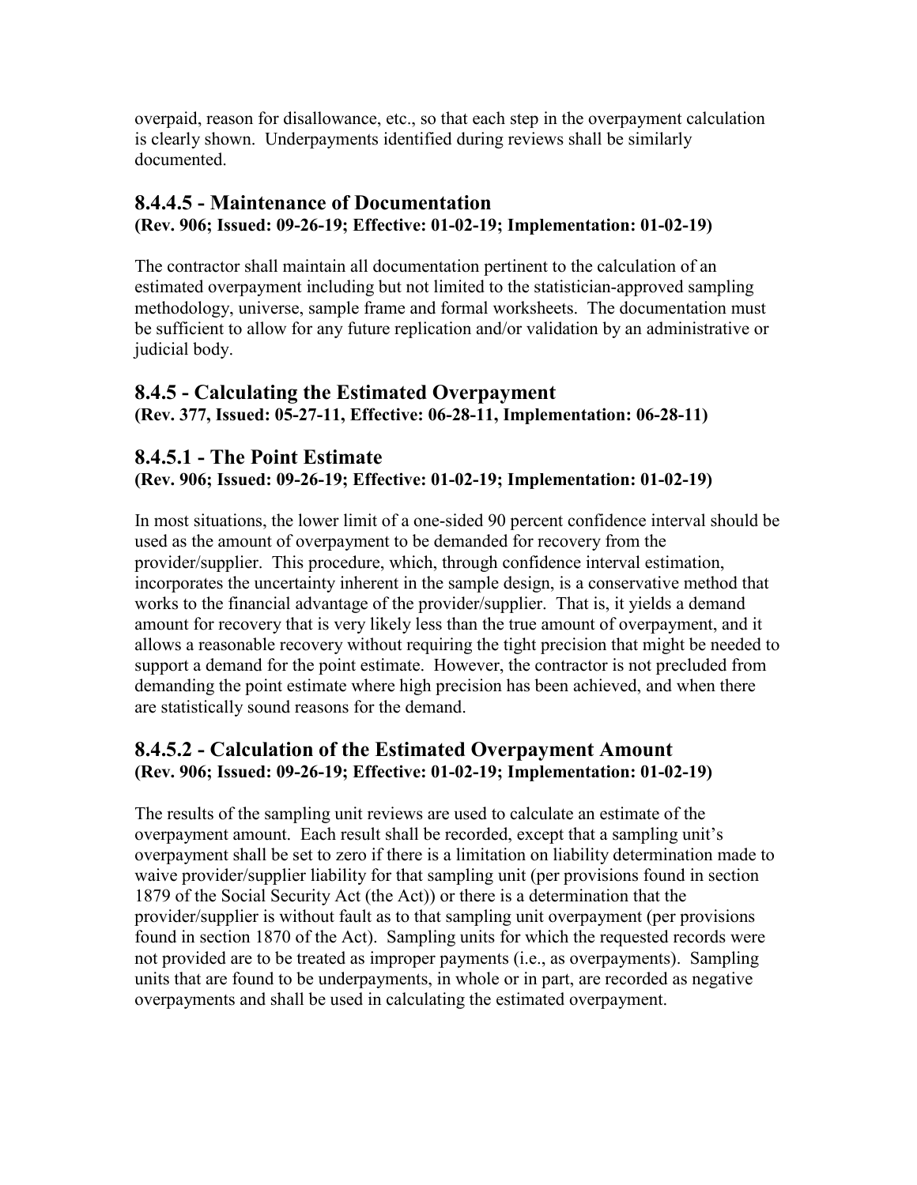overpaid, reason for disallowance, etc., so that each step in the overpayment calculation is clearly shown. Underpayments identified during reviews shall be similarly documented.

### 8.4.4.5 - Maintenance of Documentation
**(Rev. 906; Issued: 09-26-19; Effective: 01-02-19; Implementation: 01-02-19)**

The contractor shall maintain all documentation pertinent to the calculation of an estimated overpayment including but not limited to the statistician-approved sampling methodology, universe, sample frame and formal worksheets. The documentation must be sufficient to allow for any future replication and/or validation by an administrative or judicial body.

### 8.4.5 - Calculating the Estimated Overpayment
**(Rev. 377, Issued: 05-27-11, Effective: 06-28-11, Implementation: 06-28-11)**

### 8.4.5.1 - The Point Estimate
**(Rev. 906; Issued: 09-26-19; Effective: 01-02-19; Implementation: 01-02-19)**

In most situations, the lower limit of a one-sided 90 percent confidence interval should be used as the amount of overpayment to be demanded for recovery from the provider/supplier. This procedure, which, through confidence interval estimation, incorporates the uncertainty inherent in the sample design, is a conservative method that works to the financial advantage of the provider/supplier. That is, it yields a demand amount for recovery that is very likely less than the true amount of overpayment, and it allows a reasonable recovery without requiring the tight precision that might be needed to support a demand for the point estimate. However, the contractor is not precluded from demanding the point estimate where high precision has been achieved, and when there are statistically sound reasons for the demand.

### 8.4.5.2 - Calculation of the Estimated Overpayment Amount
**(Rev. 906; Issued: 09-26-19; Effective: 01-02-19; Implementation: 01-02-19)**

The results of the sampling unit reviews are used to calculate an estimate of the overpayment amount. Each result shall be recorded, except that a sampling unit's overpayment shall be set to zero if there is a limitation on liability determination made to waive provider/supplier liability for that sampling unit (per provisions found in section 1879 of the Social Security Act (the Act)) or there is a determination that the provider/supplier is without fault as to that sampling unit overpayment (per provisions found in section 1870 of the Act). Sampling units for which the requested records were not provided are to be treated as improper payments (i.e., as overpayments). Sampling units that are found to be underpayments, in whole or in part, are recorded as negative overpayments and shall be used in calculating the estimated overpayment.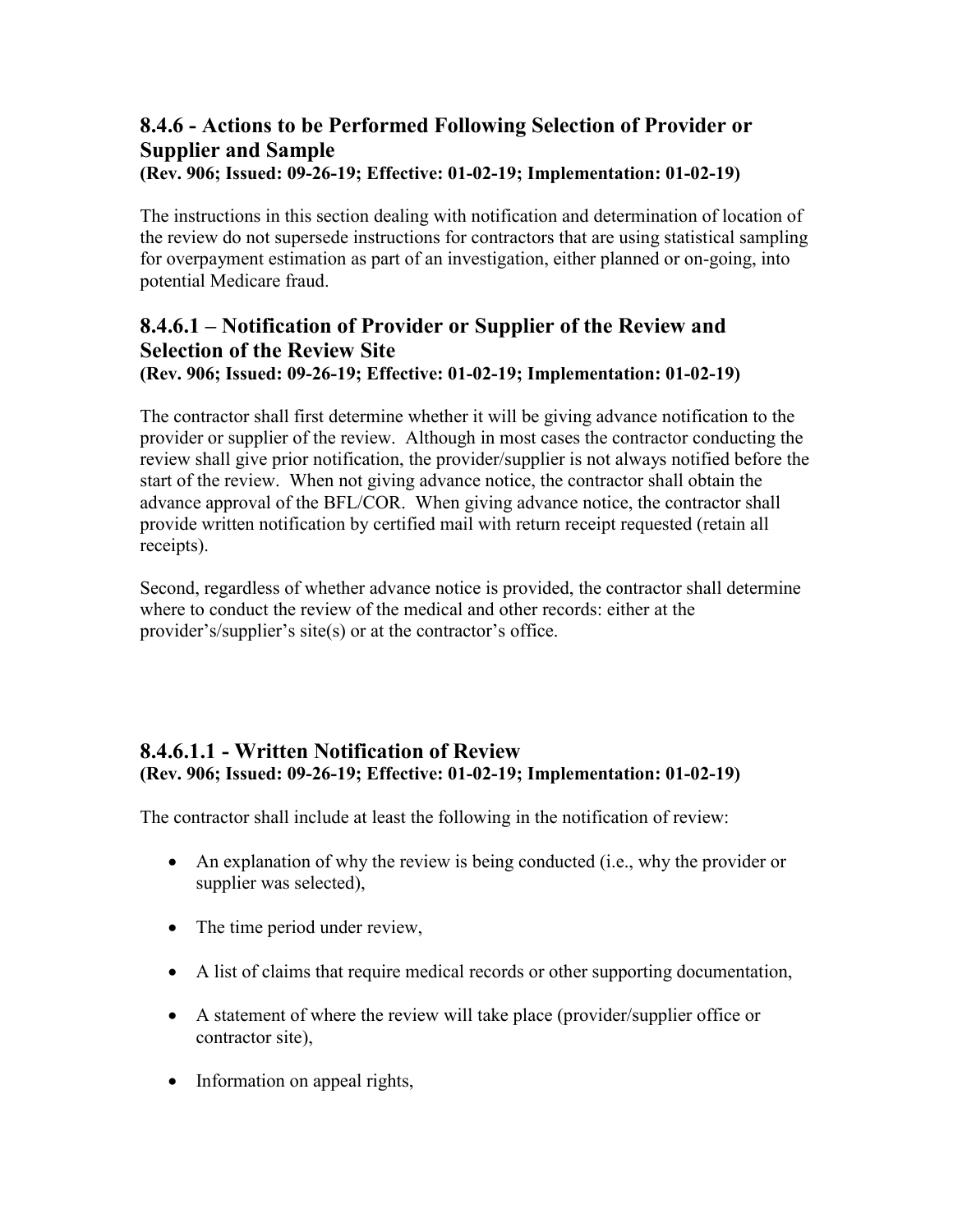## 8.4.6 - Actions to be Performed Following Selection of Provider or Supplier and Sample

**(Rev. 906; Issued: 09-26-19; Effective: 01-02-19; Implementation: 01-02-19)**

The instructions in this section dealing with notification and determination of location of the review do not supersede instructions for contractors that are using statistical sampling for overpayment estimation as part of an investigation, either planned or on-going, into potential Medicare fraud.

### 8.4.6.1 – Notification of Provider or Supplier of the Review and Selection of the Review Site

**(Rev. 906; Issued: 09-26-19; Effective: 01-02-19; Implementation: 01-02-19)**

The contractor shall first determine whether it will be giving advance notification to the provider or supplier of the review. Although in most cases the contractor conducting the review shall give prior notification, the provider/supplier is not always notified before the start of the review. When not giving advance notice, the contractor shall obtain the advance approval of the BFL/COR. When giving advance notice, the contractor shall provide written notification by certified mail with return receipt requested (retain all receipts).

Second, regardless of whether advance notice is provided, the contractor shall determine where to conduct the review of the medical and other records: either at the provider's/supplier's site(s) or at the contractor's office.

#### 8.4.6.1.1 - Written Notification of Review

**(Rev. 906; Issued: 09-26-19; Effective: 01-02-19; Implementation: 01-02-19)**

The contractor shall include at least the following in the notification of review:

- An explanation of why the review is being conducted (i.e., why the provider or supplier was selected),
- The time period under review,
- A list of claims that require medical records or other supporting documentation,
- A statement of where the review will take place (provider/supplier office or contractor site),
- Information on appeal rights,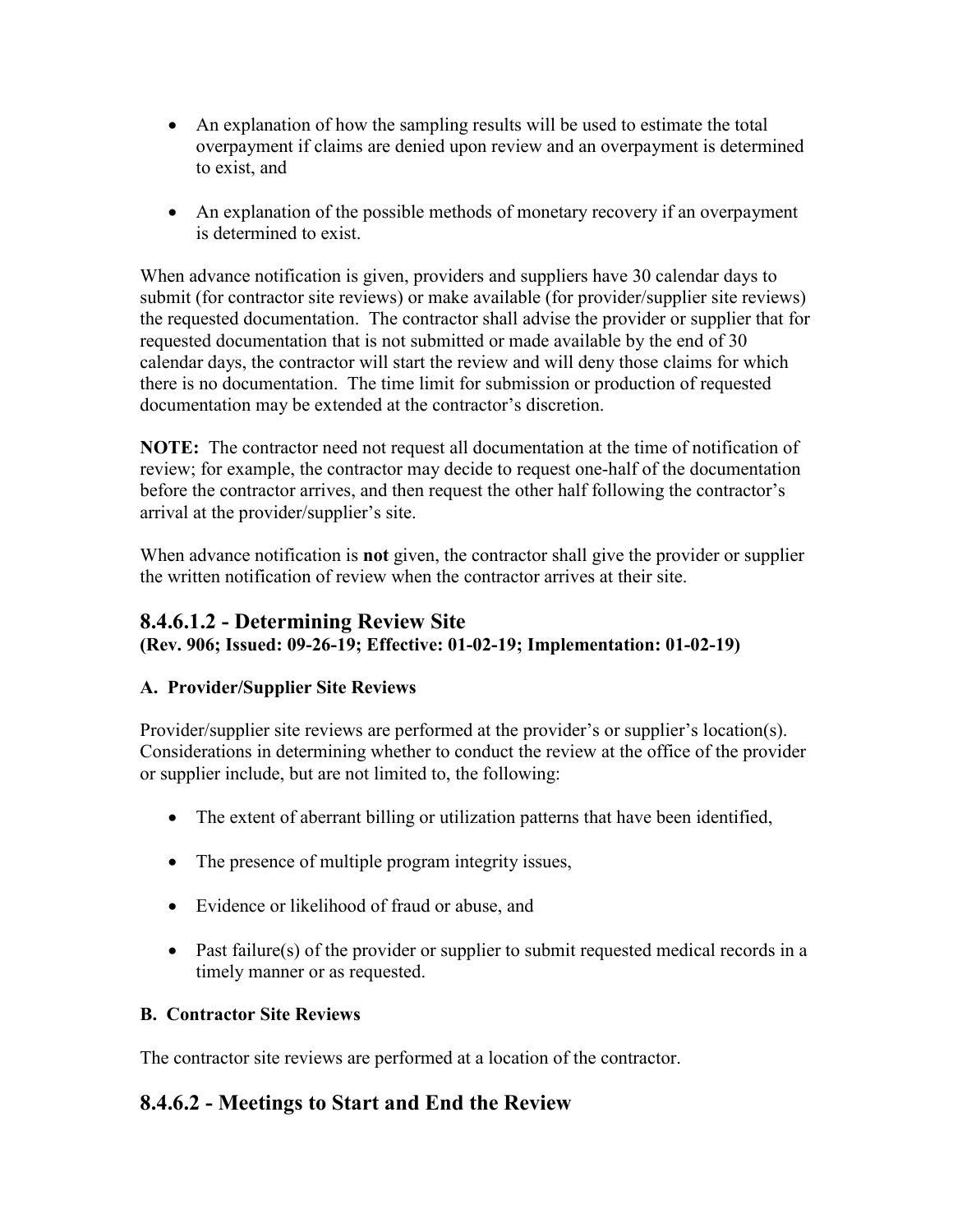- An explanation of how the sampling results will be used to estimate the total overpayment if claims are denied upon review and an overpayment is determined to exist, and

- An explanation of the possible methods of monetary recovery if an overpayment is determined to exist.

When advance notification is given, providers and suppliers have 30 calendar days to submit (for contractor site reviews) or make available (for provider/supplier site reviews) the requested documentation. The contractor shall advise the provider or supplier that for requested documentation that is not submitted or made available by the end of 30 calendar days, the contractor will start the review and will deny those claims for which there is no documentation. The time limit for submission or production of requested documentation may be extended at the contractor's discretion.

**NOTE:** The contractor need not request all documentation at the time of notification of review; for example, the contractor may decide to request one-half of the documentation before the contractor arrives, and then request the other half following the contractor's arrival at the provider/supplier's site.

When advance notification is **not** given, the contractor shall give the provider or supplier the written notification of review when the contractor arrives at their site.

## 8.4.6.1.2 - Determining Review Site

**(Rev. 906; Issued: 09-26-19; Effective: 01-02-19; Implementation: 01-02-19)**

**A. Provider/Supplier Site Reviews**

Provider/supplier site reviews are performed at the provider's or supplier's location(s). Considerations in determining whether to conduct the review at the office of the provider or supplier include, but are not limited to, the following:

- The extent of aberrant billing or utilization patterns that have been identified,

- The presence of multiple program integrity issues,

- Evidence or likelihood of fraud or abuse, and

- Past failure(s) of the provider or supplier to submit requested medical records in a timely manner or as requested.

**B. Contractor Site Reviews**

The contractor site reviews are performed at a location of the contractor.

## 8.4.6.2 - Meetings to Start and End the Review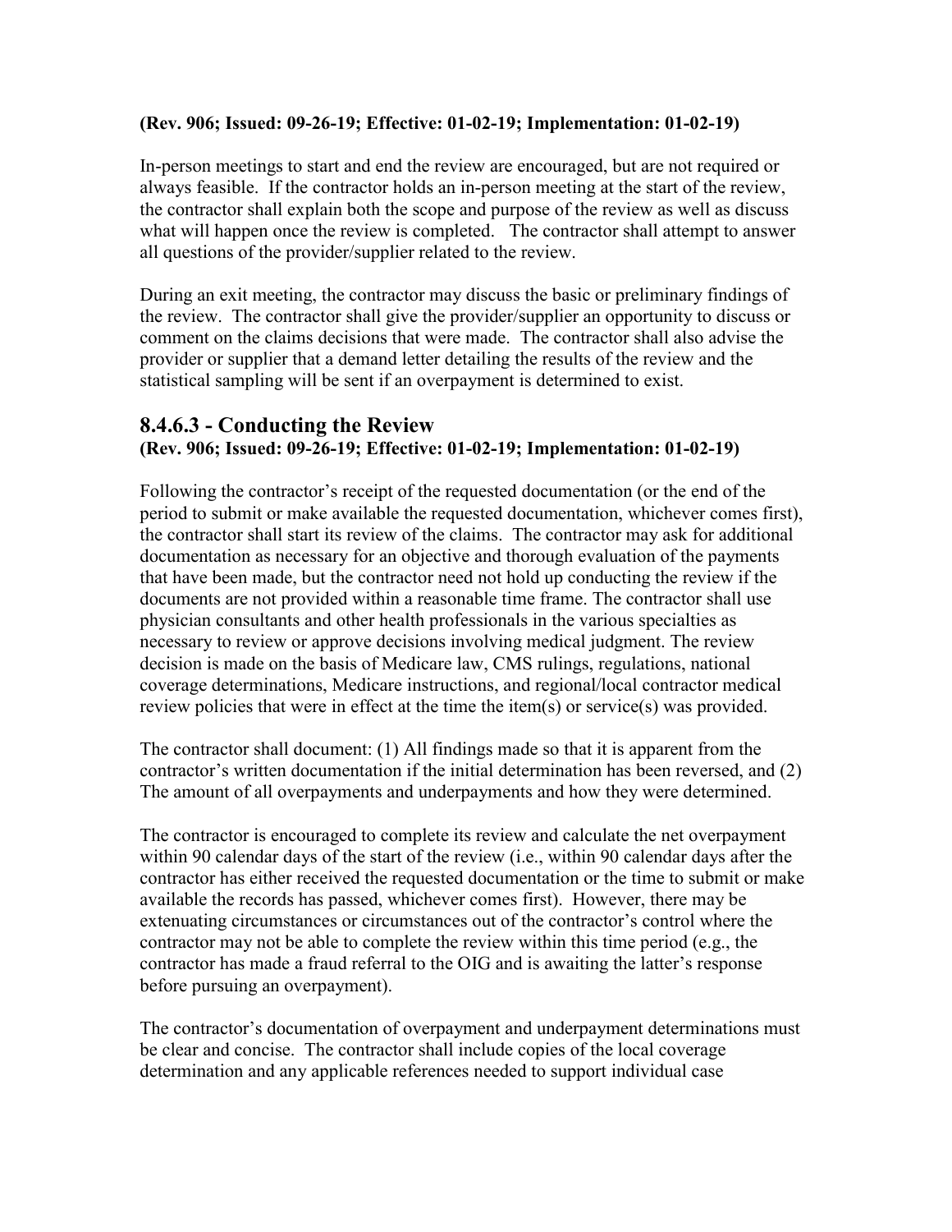**(Rev. 906; Issued: 09-26-19; Effective: 01-02-19; Implementation: 01-02-19)**

In-person meetings to start and end the review are encouraged, but are not required or always feasible. If the contractor holds an in-person meeting at the start of the review, the contractor shall explain both the scope and purpose of the review as well as discuss what will happen once the review is completed. The contractor shall attempt to answer all questions of the provider/supplier related to the review.

During an exit meeting, the contractor may discuss the basic or preliminary findings of the review. The contractor shall give the provider/supplier an opportunity to discuss or comment on the claims decisions that were made. The contractor shall also advise the provider or supplier that a demand letter detailing the results of the review and the statistical sampling will be sent if an overpayment is determined to exist.

## 8.4.6.3 - Conducting the Review

**(Rev. 906; Issued: 09-26-19; Effective: 01-02-19; Implementation: 01-02-19)**

Following the contractor's receipt of the requested documentation (or the end of the period to submit or make available the requested documentation, whichever comes first), the contractor shall start its review of the claims. The contractor may ask for additional documentation as necessary for an objective and thorough evaluation of the payments that have been made, but the contractor need not hold up conducting the review if the documents are not provided within a reasonable time frame. The contractor shall use physician consultants and other health professionals in the various specialties as necessary to review or approve decisions involving medical judgment. The review decision is made on the basis of Medicare law, CMS rulings, regulations, national coverage determinations, Medicare instructions, and regional/local contractor medical review policies that were in effect at the time the item(s) or service(s) was provided.

The contractor shall document: (1) All findings made so that it is apparent from the contractor's written documentation if the initial determination has been reversed, and (2) The amount of all overpayments and underpayments and how they were determined.

The contractor is encouraged to complete its review and calculate the net overpayment within 90 calendar days of the start of the review (i.e., within 90 calendar days after the contractor has either received the requested documentation or the time to submit or make available the records has passed, whichever comes first). However, there may be extenuating circumstances or circumstances out of the contractor's control where the contractor may not be able to complete the review within this time period (e.g., the contractor has made a fraud referral to the OIG and is awaiting the latter's response before pursuing an overpayment).

The contractor's documentation of overpayment and underpayment determinations must be clear and concise. The contractor shall include copies of the local coverage determination and any applicable references needed to support individual case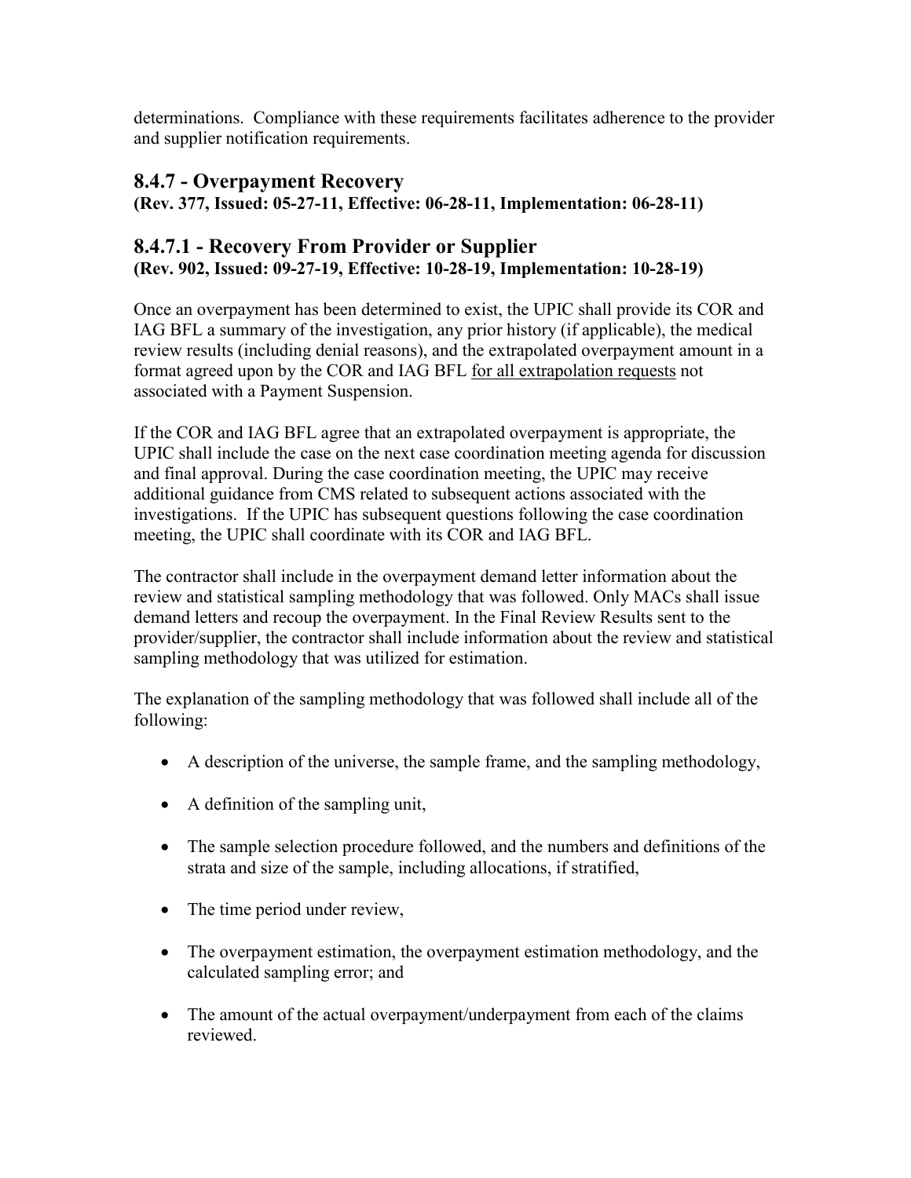determinations. Compliance with these requirements facilitates adherence to the provider and supplier notification requirements.

## 8.4.7 - Overpayment Recovery

**(Rev. 377, Issued: 05-27-11, Effective: 06-28-11, Implementation: 06-28-11)**

### 8.4.7.1 - Recovery From Provider or Supplier

**(Rev. 902, Issued: 09-27-19, Effective: 10-28-19, Implementation: 10-28-19)**

Once an overpayment has been determined to exist, the UPIC shall provide its COR and IAG BFL a summary of the investigation, any prior history (if applicable), the medical review results (including denial reasons), and the extrapolated overpayment amount in a format agreed upon by the COR and IAG BFL <u>for all extrapolation requests</u> not associated with a Payment Suspension.

If the COR and IAG BFL agree that an extrapolated overpayment is appropriate, the UPIC shall include the case on the next case coordination meeting agenda for discussion and final approval. During the case coordination meeting, the UPIC may receive additional guidance from CMS related to subsequent actions associated with the investigations. If the UPIC has subsequent questions following the case coordination meeting, the UPIC shall coordinate with its COR and IAG BFL.

The contractor shall include in the overpayment demand letter information about the review and statistical sampling methodology that was followed. Only MACs shall issue demand letters and recoup the overpayment. In the Final Review Results sent to the provider/supplier, the contractor shall include information about the review and statistical sampling methodology that was utilized for estimation.

The explanation of the sampling methodology that was followed shall include all of the following:

- A description of the universe, the sample frame, and the sampling methodology,
- A definition of the sampling unit,
- The sample selection procedure followed, and the numbers and definitions of the strata and size of the sample, including allocations, if stratified,
- The time period under review,
- The overpayment estimation, the overpayment estimation methodology, and the calculated sampling error; and
- The amount of the actual overpayment/underpayment from each of the claims reviewed.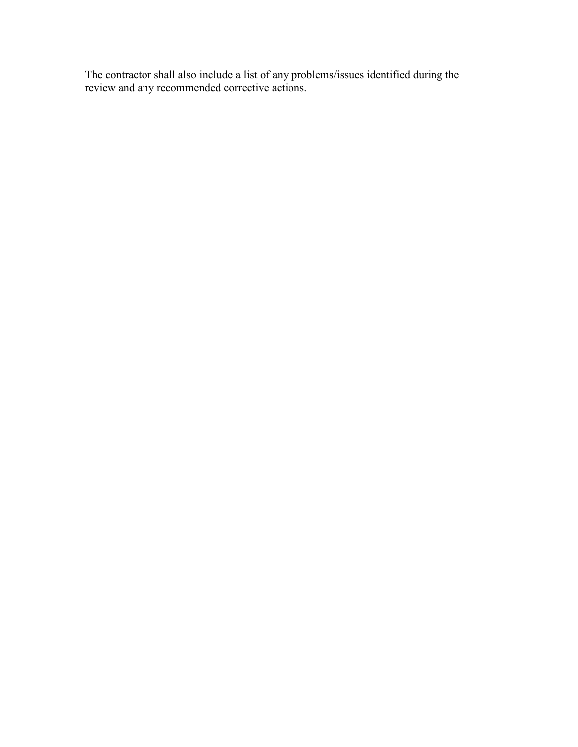The contractor shall also include a list of any problems/issues identified during the review and any recommended corrective actions.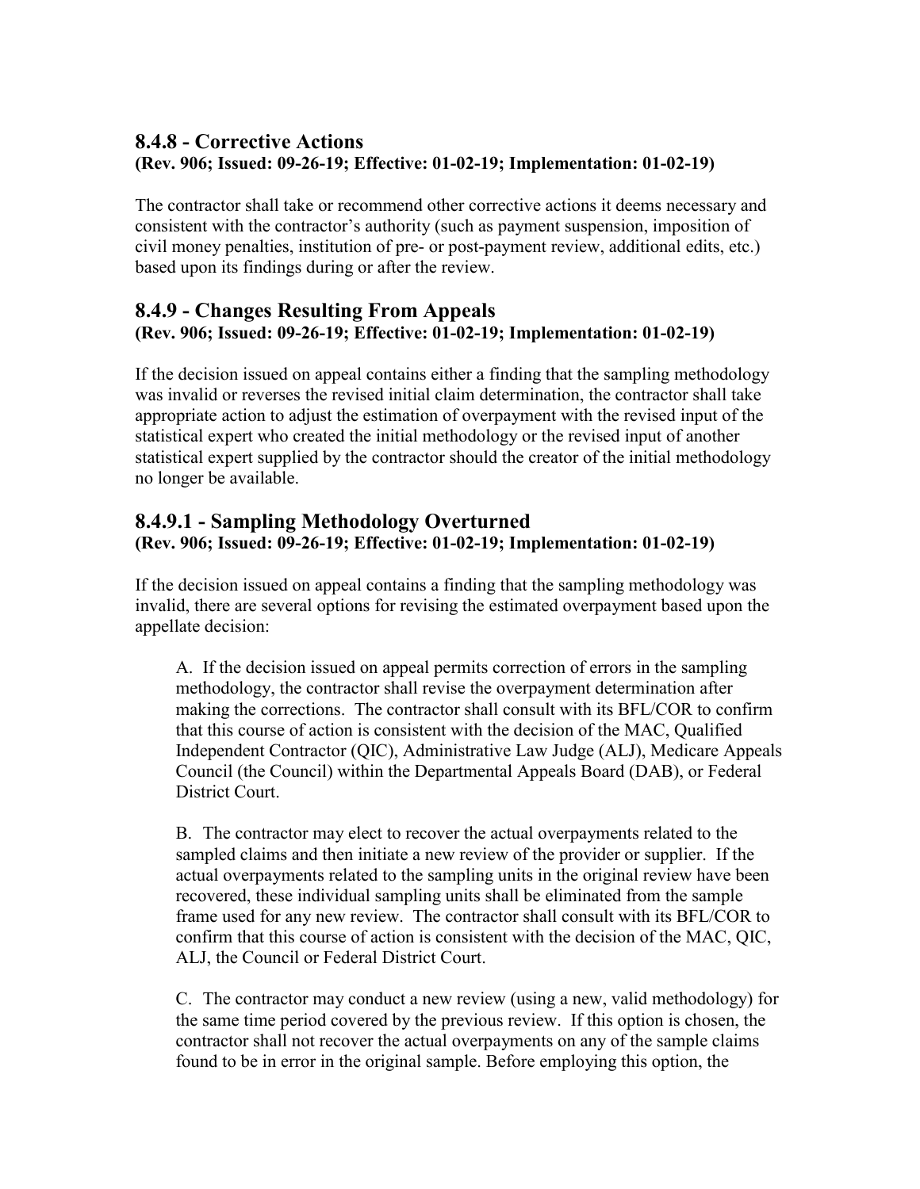## 8.4.8 - Corrective Actions

**(Rev. 906; Issued: 09-26-19; Effective: 01-02-19; Implementation: 01-02-19)**

The contractor shall take or recommend other corrective actions it deems necessary and consistent with the contractor's authority (such as payment suspension, imposition of civil money penalties, institution of pre- or post-payment review, additional edits, etc.) based upon its findings during or after the review.

## 8.4.9 - Changes Resulting From Appeals

**(Rev. 906; Issued: 09-26-19; Effective: 01-02-19; Implementation: 01-02-19)**

If the decision issued on appeal contains either a finding that the sampling methodology was invalid or reverses the revised initial claim determination, the contractor shall take appropriate action to adjust the estimation of overpayment with the revised input of the statistical expert who created the initial methodology or the revised input of another statistical expert supplied by the contractor should the creator of the initial methodology no longer be available.

## 8.4.9.1 - Sampling Methodology Overturned

**(Rev. 906; Issued: 09-26-19; Effective: 01-02-19; Implementation: 01-02-19)**

If the decision issued on appeal contains a finding that the sampling methodology was invalid, there are several options for revising the estimated overpayment based upon the appellate decision:

A. If the decision issued on appeal permits correction of errors in the sampling methodology, the contractor shall revise the overpayment determination after making the corrections. The contractor shall consult with its BFL/COR to confirm that this course of action is consistent with the decision of the MAC, Qualified Independent Contractor (QIC), Administrative Law Judge (ALJ), Medicare Appeals Council (the Council) within the Departmental Appeals Board (DAB), or Federal District Court.

B. The contractor may elect to recover the actual overpayments related to the sampled claims and then initiate a new review of the provider or supplier. If the actual overpayments related to the sampling units in the original review have been recovered, these individual sampling units shall be eliminated from the sample frame used for any new review. The contractor shall consult with its BFL/COR to confirm that this course of action is consistent with the decision of the MAC, QIC, ALJ, the Council or Federal District Court.

C. The contractor may conduct a new review (using a new, valid methodology) for the same time period covered by the previous review. If this option is chosen, the contractor shall not recover the actual overpayments on any of the sample claims found to be in error in the original sample. Before employing this option, the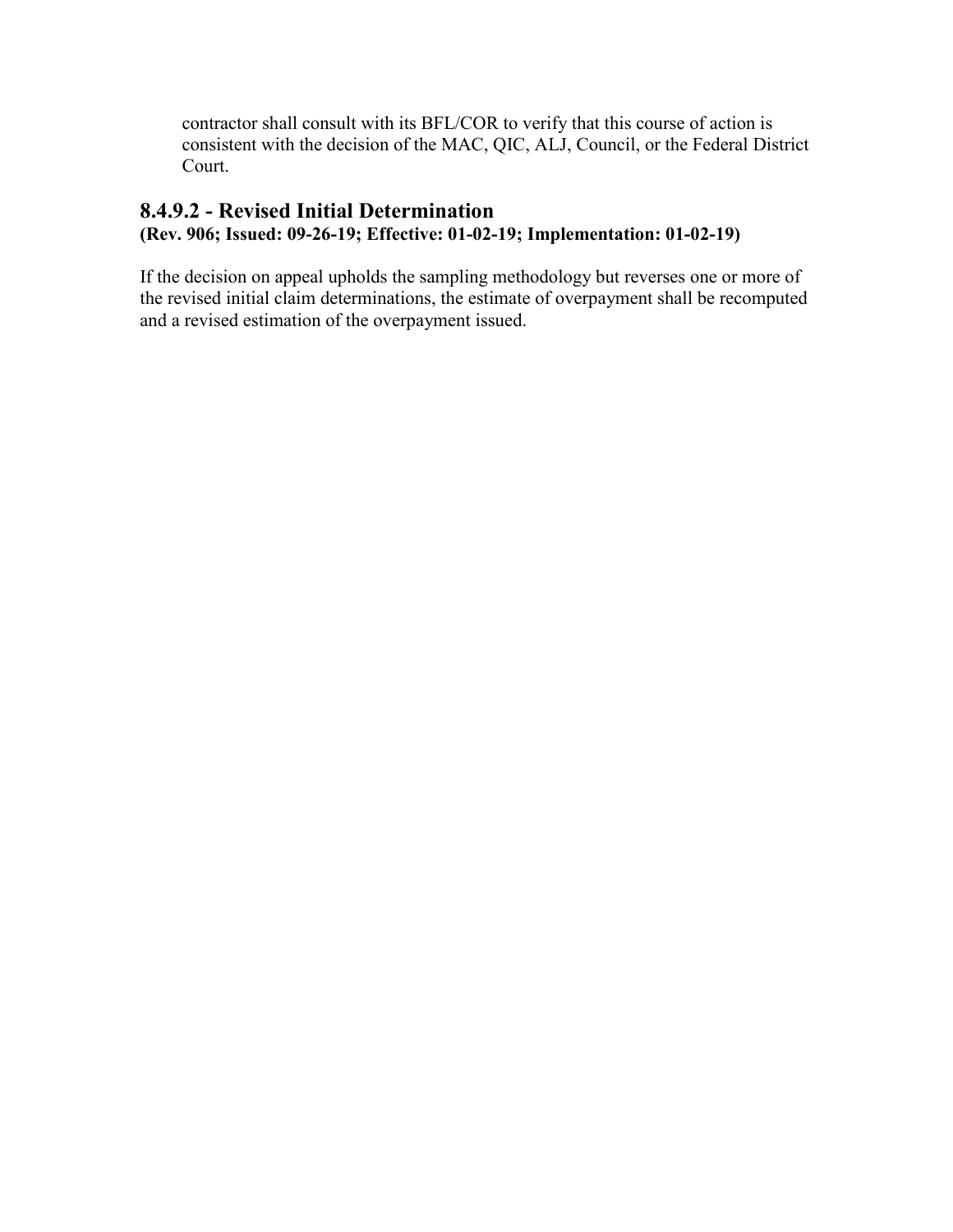contractor shall consult with its BFL/COR to verify that this course of action is consistent with the decision of the MAC, QIC, ALJ, Council, or the Federal District Court.

### 8.4.9.2 - Revised Initial Determination

**(Rev. 906; Issued: 09-26-19; Effective: 01-02-19; Implementation: 01-02-19)**

If the decision on appeal upholds the sampling methodology but reverses one or more of the revised initial claim determinations, the estimate of overpayment shall be recomputed and a revised estimation of the overpayment issued.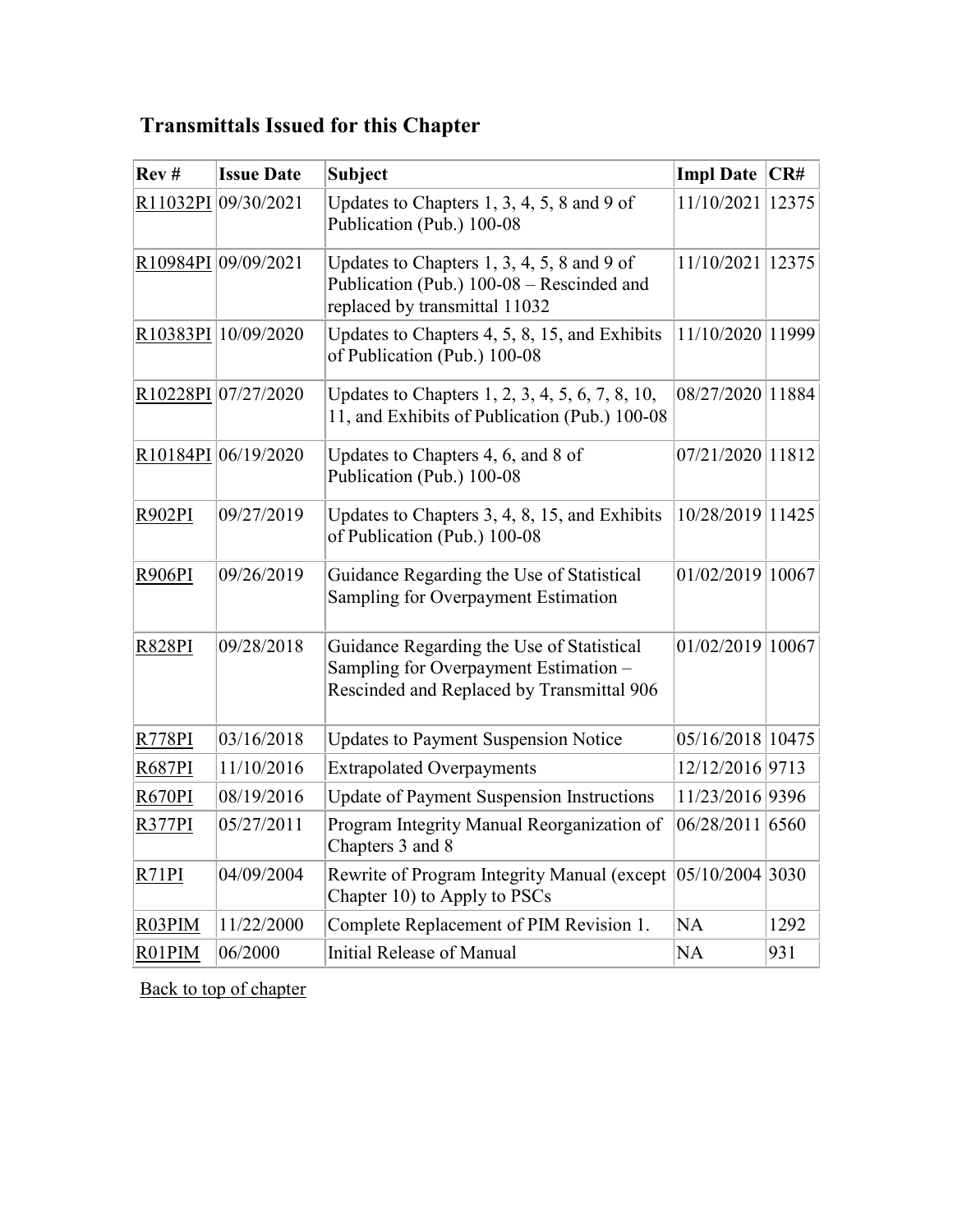## Transmittals Issued for this Chapter

| Rev # | Issue Date | Subject | Impl Date | CR# |
|---|---|---|---|---|
| R11032PI | 09/30/2021 | Updates to Chapters 1, 3, 4, 5, 8 and 9 of Publication (Pub.) 100-08 | 11/10/2021 | 12375 |
| R10984PI | 09/09/2021 | Updates to Chapters 1, 3, 4, 5, 8 and 9 of Publication (Pub.) 100-08 – Rescinded and replaced by transmittal 11032 | 11/10/2021 | 12375 |
| R10383PI | 10/09/2020 | Updates to Chapters 4, 5, 8, 15, and Exhibits of Publication (Pub.) 100-08 | 11/10/2020 | 11999 |
| R10228PI | 07/27/2020 | Updates to Chapters 1, 2, 3, 4, 5, 6, 7, 8, 10, 11, and Exhibits of Publication (Pub.) 100-08 | 08/27/2020 | 11884 |
| R10184PI | 06/19/2020 | Updates to Chapters 4, 6, and 8 of Publication (Pub.) 100-08 | 07/21/2020 | 11812 |
| R902PI | 09/27/2019 | Updates to Chapters 3, 4, 8, 15, and Exhibits of Publication (Pub.) 100-08 | 10/28/2019 | 11425 |
| R906PI | 09/26/2019 | Guidance Regarding the Use of Statistical Sampling for Overpayment Estimation | 01/02/2019 | 10067 |
| R828PI | 09/28/2018 | Guidance Regarding the Use of Statistical Sampling for Overpayment Estimation – Rescinded and Replaced by Transmittal 906 | 01/02/2019 | 10067 |
| R778PI | 03/16/2018 | Updates to Payment Suspension Notice | 05/16/2018 | 10475 |
| R687PI | 11/10/2016 | Extrapolated Overpayments | 12/12/2016 | 9713 |
| R670PI | 08/19/2016 | Update of Payment Suspension Instructions | 11/23/2016 | 9396 |
| R377PI | 05/27/2011 | Program Integrity Manual Reorganization of Chapters 3 and 8 | 06/28/2011 | 6560 |
| R71PI | 04/09/2004 | Rewrite of Program Integrity Manual (except Chapter 10) to Apply to PSCs | 05/10/2004 | 3030 |
| R03PIM | 11/22/2000 | Complete Replacement of PIM Revision 1. | NA | 1292 |
| R01PIM | 06/2000 | Initial Release of Manual | NA | 931 |

Back to top of chapter